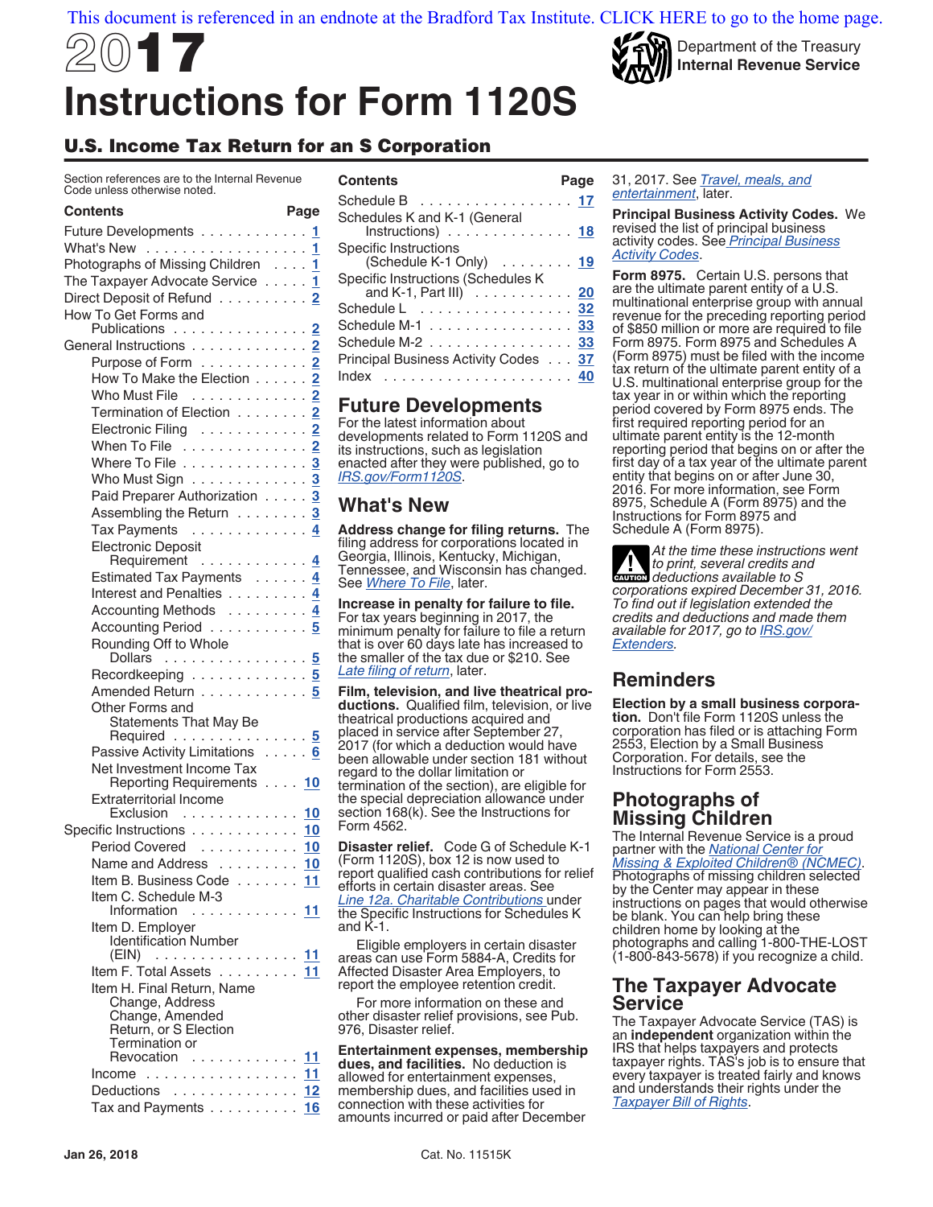This document is referenced in an endnote at the Bradford Tax Institute. CLICK HERE to go to the home page.

# 2017 Instructions for Form 1120S

Department of the Treasury
Internal Revenue Service

## U.S. Income Tax Return for an S Corporation

Section references are to the Internal Revenue Code unless otherwise noted.

| Contents | Page |
|---|---|
| Future Developments | 1 |
| What's New | 1 |
| Photographs of Missing Children | 1 |
| The Taxpayer Advocate Service | 1 |
| Direct Deposit of Refund | 2 |
| How To Get Forms and Publications | 2 |
| General Instructions | 2 |
| Purpose of Form | 2 |
| How To Make the Election | 2 |
| Who Must File | 2 |
| Termination of Election | 2 |
| Electronic Filing | 2 |
| When To File | 2 |
| Where To File | 3 |
| Who Must Sign | 3 |
| Paid Preparer Authorization | 3 |
| Assembling the Return | 3 |
| Tax Payments | 4 |
| Electronic Deposit Requirement | 4 |
| Estimated Tax Payments | 4 |
| Interest and Penalties | 4 |
| Accounting Methods | 4 |
| Accounting Period | 5 |
| Rounding Off to Whole Dollars | 5 |
| Recordkeeping | 5 |
| Amended Return | 5 |
| Other Forms and Statements That May Be Required | 5 |
| Passive Activity Limitations | 6 |
| Net Investment Income Tax Reporting Requirements | 10 |
| Extraterritorial Income Exclusion | 10 |
| Specific Instructions | 10 |
| Period Covered | 10 |
| Name and Address | 10 |
| Item B. Business Code | 11 |
| Item C. Schedule M-3 Information | 11 |
| Item D. Employer Identification Number (EIN) | 11 |
| Item F. Total Assets | 11 |
| Item H. Final Return, Name Change, Address Change, Amended Return, or S Election Termination or Revocation | 11 |
| Income | 11 |
| Deductions | 12 |
| Tax and Payments | 16 |
| Schedule B | 17 |
| Schedules K and K-1 (General Instructions) | 18 |
| Specific Instructions (Schedule K-1 Only) | 19 |
| Specific Instructions (Schedules K and K-1, Part III) | 20 |
| Schedule L | 32 |
| Schedule M-1 | 33 |
| Schedule M-2 | 33 |
| Principal Business Activity Codes | 37 |
| Index | 40 |

## Future Developments

For the latest information about developments related to Form 1120S and its instructions, such as legislation enacted after they were published, go to *IRS.gov/Form1120S*.

## What's New

**Address change for filing returns.** The filing address for corporations located in Georgia, Illinois, Kentucky, Michigan, Tennessee, and Wisconsin has changed. See *Where To File*, later.

**Increase in penalty for failure to file.** For tax years beginning in 2017, the minimum penalty for failure to file a return that is over 60 days late has increased to the smaller of the tax due or $210. See *Late filing of return*, later.

**Film, television, and live theatrical productions.** Qualified film, television, or live theatrical productions acquired and placed in service after September 27, 2017 (for which a deduction would have been allowable under section 181 without regard to the dollar limitation or termination of the section), are eligible for the special depreciation allowance under section 168(k). See the Instructions for Form 4562.

**Disaster relief.** Code G of Schedule K-1 (Form 1120S), box 12 is now used to report qualified cash contributions for relief efforts in certain disaster areas. See *Line 12a. Charitable Contributions* under the Specific Instructions for Schedules K and K-1.

Eligible employers in certain disaster areas can use Form 5884-A, Credits for Affected Disaster Area Employers, to report the employee retention credit.

For more information on these and other disaster relief provisions, see Pub. 976, Disaster relief.

**Entertainment expenses, membership dues, and facilities.** No deduction is allowed for entertainment expenses, membership dues, and facilities used in connection with these activities for amounts incurred or paid after December 31, 2017. See *Travel, meals, and entertainment*, later.

**Principal Business Activity Codes.** We revised the list of principal business activity codes. See *Principal Business Activity Codes*.

**Form 8975.** Certain U.S. persons that are the ultimate parent entity of a U.S. multinational enterprise group with annual revenue for the preceding reporting period of $850 million or more are required to file Form 8975. Form 8975 and Schedules A (Form 8975) must be filed with the income tax return of the ultimate parent entity of a U.S. multinational enterprise group for the tax year in or within which the reporting period covered by Form 8975 ends. The first required reporting period for an ultimate parent entity is the 12-month reporting period that begins on or after the first day of a tax year of the ultimate parent entity that begins on or after June 30, 2016. For more information, see Form 8975, Schedule A (Form 8975) and the Instructions for Form 8975 and Schedule A (Form 8975).

**CAUTION** *At the time these instructions went to print, several credits and deductions available to S corporations expired December 31, 2016. To find out if legislation extended the credits and deductions and made them available for 2017, go to IRS.gov/Extenders.*

## Reminders

**Election by a small business corporation.** Don't file Form 1120S unless the corporation has filed or is attaching Form 2553, Election by a Small Business Corporation. For details, see the Instructions for Form 2553.

## Photographs of Missing Children

The Internal Revenue Service is a proud partner with the *National Center for Missing & Exploited Children® (NCMEC)*. Photographs of missing children selected by the Center may appear in these instructions on pages that would otherwise be blank. You can help bring these children home by looking at the photographs and calling 1-800-THE-LOST (1-800-843-5678) if you recognize a child.

## The Taxpayer Advocate Service

The Taxpayer Advocate Service (TAS) is an **independent** organization within the IRS that helps taxpayers and protects taxpayer rights. TAS's job is to ensure that every taxpayer is treated fairly and knows and understands their rights under the *Taxpayer Bill of Rights*.

Jan 26, 2018 Cat. No. 11515K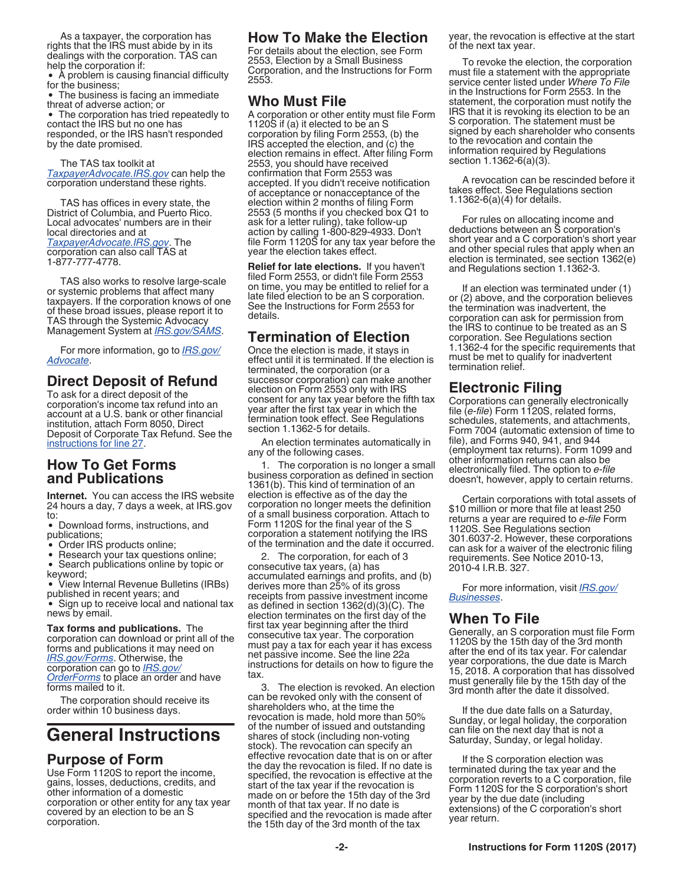As a taxpayer, the corporation has rights that the IRS must abide by in its dealings with the corporation. TAS can help the corporation if:

- A problem is causing financial difficulty for the business;
- The business is facing an immediate threat of adverse action; or
- The corporation has tried repeatedly to contact the IRS but no one has responded, or the IRS hasn't responded by the date promised.

The TAS tax toolkit at *TaxpayerAdvocate.IRS.gov* can help the corporation understand these rights.

TAS has offices in every state, the District of Columbia, and Puerto Rico. Local advocates' numbers are in their local directories and at *TaxpayerAdvocate.IRS.gov*. The corporation can also call TAS at 1-877-777-4778.

TAS also works to resolve large-scale or systemic problems that affect many taxpayers. If the corporation knows of one of these broad issues, please report it to TAS through the Systemic Advocacy Management System at *IRS.gov/SAMS*.

For more information, go to *IRS.gov/Advocate*.

## Direct Deposit of Refund

To ask for a direct deposit of the corporation's income tax refund into an account at a U.S. bank or other financial institution, attach Form 8050, Direct Deposit of Corporate Tax Refund. See the instructions for line 27.

## How To Get Forms and Publications

**Internet.** You can access the IRS website 24 hours a day, 7 days a week, at IRS.gov to:

- Download forms, instructions, and publications;
- Order IRS products online;
- Research your tax questions online;
- Search publications online by topic or keyword;
- View Internal Revenue Bulletins (IRBs) published in recent years; and
- Sign up to receive local and national tax news by email.

**Tax forms and publications.** The corporation can download or print all of the forms and publications it may need on *IRS.gov/Forms*. Otherwise, the corporation can go to *IRS.gov/OrderForms* to place an order and have forms mailed to it.

The corporation should receive its order within 10 business days.

# General Instructions

## Purpose of Form

Use Form 1120S to report the income, gains, losses, deductions, credits, and other information of a domestic corporation or other entity for any tax year covered by an election to be an S corporation.

## How To Make the Election

For details about the election, see Form 2553, Election by a Small Business Corporation, and the Instructions for Form 2553.

## Who Must File

A corporation or other entity must file Form 1120S if (a) it elected to be an S corporation by filing Form 2553, (b) the IRS accepted the election, and (c) the election remains in effect. After filing Form 2553, you should have received confirmation that Form 2553 was accepted. If you didn't receive notification of acceptance or nonacceptance of the election within 2 months of filing Form 2553 (5 months if you checked box Q1 to ask for a letter ruling), take follow-up action by calling 1-800-829-4933. Don't file Form 1120S for any tax year before the year the election takes effect.

**Relief for late elections.** If you haven't filed Form 2553, or didn't file Form 2553 on time, you may be entitled to relief for a late filed election to be an S corporation. See the Instructions for Form 2553 for details.

## Termination of Election

Once the election is made, it stays in effect until it is terminated. If the election is terminated, the corporation (or a successor corporation) can make another election on Form 2553 only with IRS consent for any tax year before the fifth tax year after the first tax year in which the termination took effect. See Regulations section 1.1362-5 for details.

An election terminates automatically in any of the following cases.

1. The corporation is no longer a small business corporation as defined in section 1361(b). This kind of termination of an election is effective as of the day the corporation no longer meets the definition of a small business corporation. Attach to Form 1120S for the final year of the S corporation a statement notifying the IRS of the termination and the date it occurred.

2. The corporation, for each of 3 consecutive tax years, (a) has accumulated earnings and profits, and (b) derives more than 25% of its gross receipts from passive investment income as defined in section 1362(d)(3)(C). The election terminates on the first day of the first tax year beginning after the third consecutive tax year. The corporation must pay a tax for each year it has excess net passive income. See the line 22a instructions for details on how to figure the tax.

3. The election is revoked. An election can be revoked only with the consent of shareholders who, at the time the revocation is made, hold more than 50% of the number of issued and outstanding shares of stock (including non-voting stock). The revocation can specify an effective revocation date that is on or after the day the revocation is filed. If no date is specified, the revocation is effective at the start of the tax year if the revocation is made on or before the 15th day of the 3rd month of that tax year. If no date is specified and the revocation is made after the 15th day of the 3rd month of the tax year, the revocation is effective at the start of the next tax year.

To revoke the election, the corporation must file a statement with the appropriate service center listed under *Where To File* in the Instructions for Form 2553. In the statement, the corporation must notify the IRS that it is revoking its election to be an S corporation. The statement must be signed by each shareholder who consents to the revocation and contain the information required by Regulations section 1.1362-6(a)(3).

A revocation can be rescinded before it takes effect. See Regulations section 1.1362-6(a)(4) for details.

For rules on allocating income and deductions between an S corporation's short year and a C corporation's short year and other special rules that apply when an election is terminated, see section 1362(e) and Regulations section 1.1362-3.

If an election was terminated under (1) or (2) above, and the corporation believes the termination was inadvertent, the corporation can ask for permission from the IRS to continue to be treated as an S corporation. See Regulations section 1.1362-4 for the specific requirements that must be met to qualify for inadvertent termination relief.

## Electronic Filing

Corporations can generally electronically file (*e-file*) Form 1120S, related forms, schedules, statements, and attachments, Form 7004 (automatic extension of time to file), and Forms 940, 941, and 944 (employment tax returns). Form 1099 and other information returns can also be electronically filed. The option to *e-file* doesn't, however, apply to certain returns.

Certain corporations with total assets of $10 million or more that file at least 250 returns a year are required to *e-file* Form 1120S. See Regulations section 301.6037-2. However, these corporations can ask for a waiver of the electronic filing requirements. See Notice 2010-13, 2010-4 I.R.B. 327.

For more information, visit *IRS.gov/Businesses*.

## When To File

Generally, an S corporation must file Form 1120S by the 15th day of the 3rd month after the end of its tax year. For calendar year corporations, the due date is March 15, 2018. A corporation that has dissolved must generally file by the 15th day of the 3rd month after the date it dissolved.

If the due date falls on a Saturday, Sunday, or legal holiday, the corporation can file on the next day that is not a Saturday, Sunday, or legal holiday.

If the S corporation election was terminated during the tax year and the corporation reverts to a C corporation, file Form 1120S for the S corporation's short year by the due date (including extensions) of the C corporation's short year return.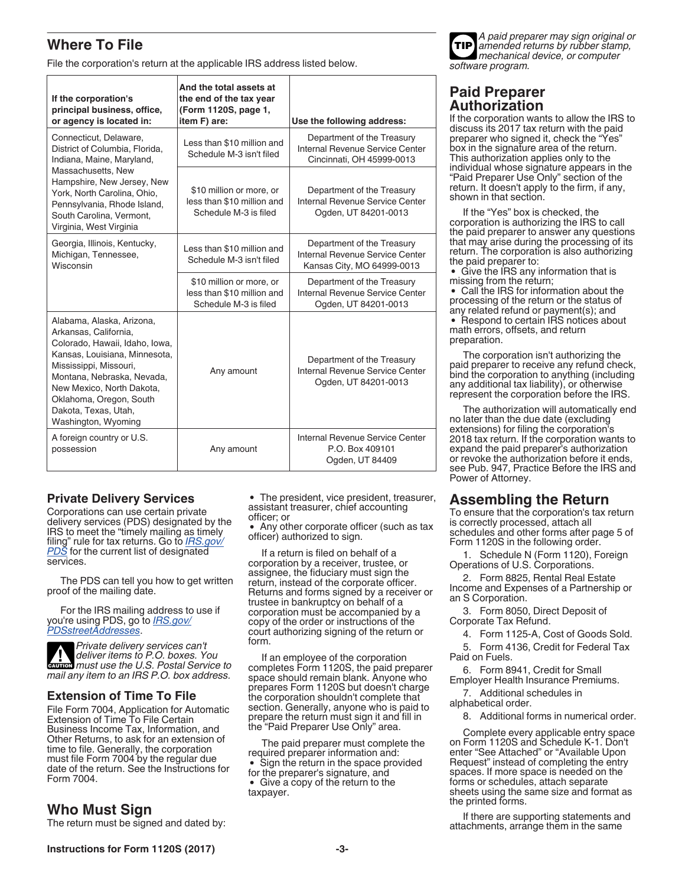## Where To File

File the corporation's return at the applicable IRS address listed below.

| If the corporation's principal business, office, or agency is located in: | And the total assets at the end of the tax year (Form 1120S, page 1, item F) are: | Use the following address: |
|---|---|---|
| Connecticut, Delaware, District of Columbia, Florida, Indiana, Maine, Maryland, Massachusetts, New Hampshire, New Jersey, New York, North Carolina, Ohio, Pennsylvania, Rhode Island, South Carolina, Vermont, Virginia, West Virginia | Less than $10 million and Schedule M-3 isn't filed | Department of the Treasury Internal Revenue Service Center Cincinnati, OH 45999-0013 |
| | $10 million or more, or less than $10 million and Schedule M-3 is filed | Department of the Treasury Internal Revenue Service Center Ogden, UT 84201-0013 |
| Georgia, Illinois, Kentucky, Michigan, Tennessee, Wisconsin | Less than $10 million and Schedule M-3 isn't filed | Department of the Treasury Internal Revenue Service Center Kansas City, MO 64999-0013 |
| | $10 million or more, or less than $10 million and Schedule M-3 is filed | Department of the Treasury Internal Revenue Service Center Ogden, UT 84201-0013 |
| Alabama, Alaska, Arizona, Arkansas, California, Colorado, Hawaii, Idaho, Iowa, Kansas, Louisiana, Minnesota, Mississippi, Missouri, Montana, Nebraska, Nevada, New Mexico, North Dakota, Oklahoma, Oregon, South Dakota, Texas, Utah, Washington, Wyoming | Any amount | Department of the Treasury Internal Revenue Service Center Ogden, UT 84201-0013 |
| A foreign country or U.S. possession | Any amount | Internal Revenue Service Center P.O. Box 409101 Ogden, UT 84409 |

### Private Delivery Services

Corporations can use certain private delivery services (PDS) designated by the IRS to meet the "timely mailing as timely filing" rule for tax returns. Go to *IRS.gov/PDS* for the current list of designated services.

The PDS can tell you how to get written proof of the mailing date.

For the IRS mailing address to use if you're using PDS, go to *IRS.gov/PDSstreetAddresses*.

**CAUTION:** *Private delivery services can't deliver items to P.O. boxes. You must use the U.S. Postal Service to mail any item to an IRS P.O. box address.*

### Extension of Time To File

File Form 7004, Application for Automatic Extension of Time To File Certain Business Income Tax, Information, and Other Returns, to ask for an extension of time to file. Generally, the corporation must file Form 7004 by the regular due date of the return. See the Instructions for Form 7004.

## Who Must Sign

The return must be signed and dated by:

- The president, vice president, treasurer, assistant treasurer, chief accounting officer; or
- Any other corporate officer (such as tax officer) authorized to sign.

If a return is filed on behalf of a corporation by a receiver, trustee, or assignee, the fiduciary must sign the return, instead of the corporate officer. Returns and forms signed by a receiver or trustee in bankruptcy on behalf of a corporation must be accompanied by a copy of the order or instructions of the court authorizing signing of the return or form.

If an employee of the corporation completes Form 1120S, the paid preparer space should remain blank. Anyone who prepares Form 1120S but doesn't charge the corporation shouldn't complete that section. Generally, anyone who is paid to prepare the return must sign it and fill in the "Paid Preparer Use Only" area.

The paid preparer must complete the required preparer information and:

- Sign the return in the space provided for the preparer's signature, and
- Give a copy of the return to the taxpayer.

**TIP:** *A paid preparer may sign original or amended returns by rubber stamp, mechanical device, or computer software program.*

## Paid Preparer Authorization

If the corporation wants to allow the IRS to discuss its 2017 tax return with the paid preparer who signed it, check the "Yes" box in the signature area of the return. This authorization applies only to the individual whose signature appears in the "Paid Preparer Use Only" section of the return. It doesn't apply to the firm, if any, shown in that section.

If the "Yes" box is checked, the corporation is authorizing the IRS to call the paid preparer to answer any questions that may arise during the processing of its return. The corporation is also authorizing the paid preparer to:

- Give the IRS any information that is missing from the return;
- Call the IRS for information about the processing of the return or the status of any related refund or payment(s); and
- Respond to certain IRS notices about math errors, offsets, and return preparation.

The corporation isn't authorizing the paid preparer to receive any refund check, bind the corporation to anything (including any additional tax liability), or otherwise represent the corporation before the IRS.

The authorization will automatically end no later than the due date (excluding extensions) for filing the corporation's 2018 tax return. If the corporation wants to expand the paid preparer's authorization or revoke the authorization before it ends, see Pub. 947, Practice Before the IRS and Power of Attorney.

## Assembling the Return

To ensure that the corporation's tax return is correctly processed, attach all schedules and other forms after page 5 of Form 1120S in the following order.

1. Schedule N (Form 1120), Foreign Operations of U.S. Corporations.
2. Form 8825, Rental Real Estate Income and Expenses of a Partnership or an S Corporation.
3. Form 8050, Direct Deposit of Corporate Tax Refund.
4. Form 1125-A, Cost of Goods Sold.
5. Form 4136, Credit for Federal Tax Paid on Fuels.
6. Form 8941, Credit for Small Employer Health Insurance Premiums.
7. Additional schedules in alphabetical order.
8. Additional forms in numerical order.

Complete every applicable entry space on Form 1120S and Schedule K-1. Don't enter "See Attached" or "Available Upon Request" instead of completing the entry spaces. If more space is needed on the forms or schedules, attach separate sheets using the same size and format as the printed forms.

If there are supporting statements and attachments, arrange them in the same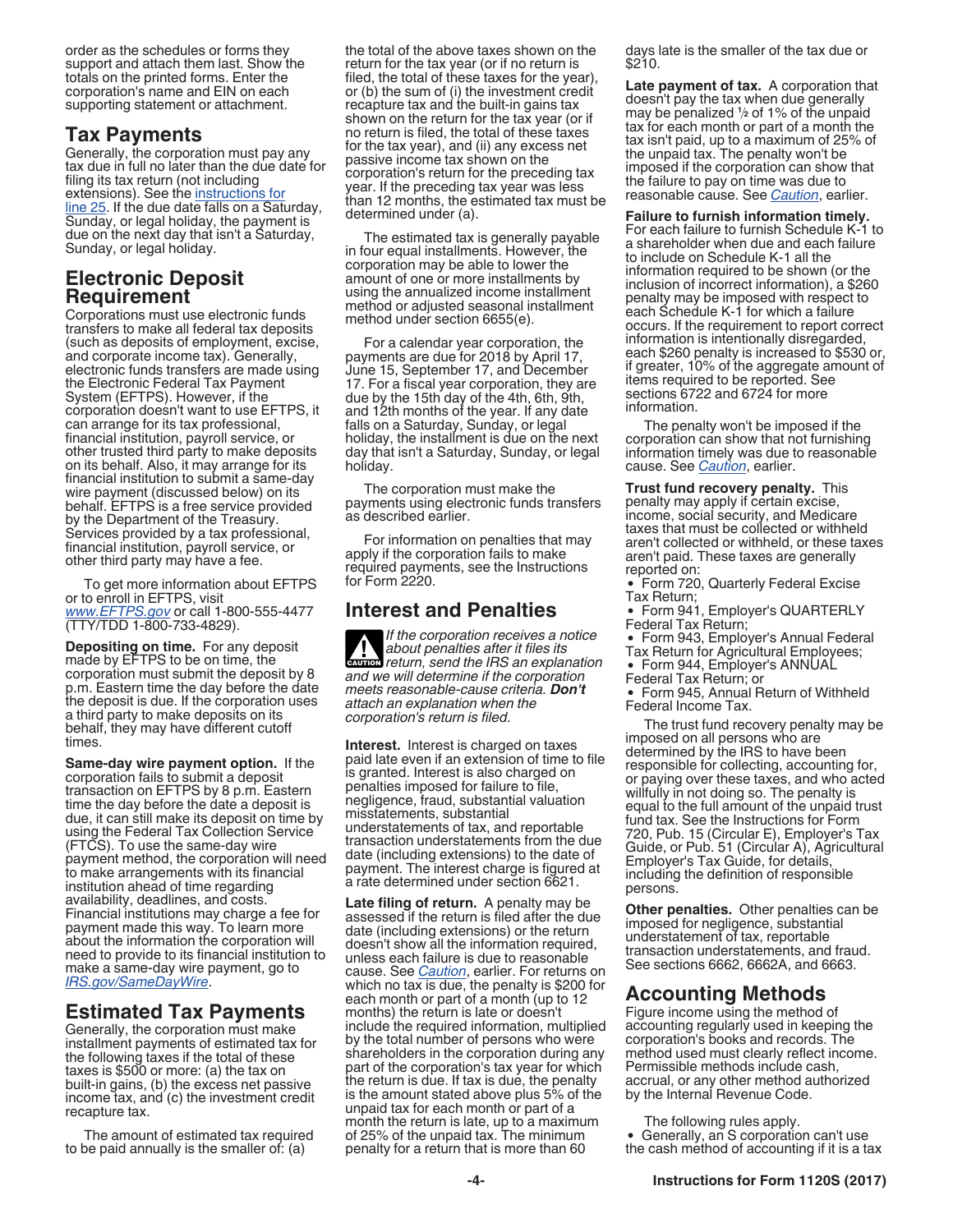order as the schedules or forms they support and attach them last. Show the totals on the printed forms. Enter the corporation's name and EIN on each supporting statement or attachment.

## Tax Payments

Generally, the corporation must pay any tax due in full no later than the due date for filing its tax return (not including extensions). See the instructions for line 25. If the due date falls on a Saturday, Sunday, or legal holiday, the payment is due on the next day that isn't a Saturday, Sunday, or legal holiday.

## Electronic Deposit Requirement

Corporations must use electronic funds transfers to make all federal tax deposits (such as deposits of employment, excise, and corporate income tax). Generally, electronic funds transfers are made using the Electronic Federal Tax Payment System (EFTPS). However, if the corporation doesn't want to use EFTPS, it can arrange for its tax professional, financial institution, payroll service, or other trusted third party to make deposits on its behalf. Also, it may arrange for its financial institution to submit a same-day wire payment (discussed below) on its behalf. EFTPS is a free service provided by the Department of the Treasury. Services provided by a tax professional, financial institution, payroll service, or other third party may have a fee.

To get more information about EFTPS or to enroll in EFTPS, visit *www.EFTPS.gov* or call 1-800-555-4477 (TTY/TDD 1-800-733-4829).

**Depositing on time.** For any deposit made by EFTPS to be on time, the corporation must submit the deposit by 8 p.m. Eastern time the day before the date the deposit is due. If the corporation uses a third party to make deposits on its behalf, they may have different cutoff times.

**Same-day wire payment option.** If the corporation fails to submit a deposit transaction on EFTPS by 8 p.m. Eastern time the day before the date a deposit is due, it can still make its deposit on time by using the Federal Tax Collection Service (FTCS). To use the same-day wire payment method, the corporation will need to make arrangements with its financial institution ahead of time regarding availability, deadlines, and costs. Financial institutions may charge a fee for payment made this way. To learn more about the information the corporation will need to provide to its financial institution to make a same-day wire payment, go to *IRS.gov/SameDayWire*.

## Estimated Tax Payments

Generally, the corporation must make installment payments of estimated tax for the following taxes if the total of these taxes is $500 or more: (a) the tax on built-in gains, (b) the excess net passive income tax, and (c) the investment credit recapture tax.

The amount of estimated tax required to be paid annually is the smaller of: (a) the total of the above taxes shown on the return for the tax year (or if no return is filed, the total of these taxes for the year), or (b) the sum of (i) the investment credit recapture tax and the built-in gains tax shown on the return for the tax year (or if no return is filed, the total of these taxes for the tax year), and (ii) any excess net passive income tax shown on the corporation's return for the preceding tax year. If the preceding tax year was less than 12 months, the estimated tax must be determined under (a).

The estimated tax is generally payable in four equal installments. However, the corporation may be able to lower the amount of one or more installments by using the annualized income installment method or adjusted seasonal installment method under section 6655(e).

For a calendar year corporation, the payments are due for 2018 by April 17, June 15, September 17, and December 17. For a fiscal year corporation, they are due by the 15th day of the 4th, 6th, 9th, and 12th months of the year. If any date falls on a Saturday, Sunday, or legal holiday, the installment is due on the next day that isn't a Saturday, Sunday, or legal holiday.

The corporation must make the payments using electronic funds transfers as described earlier.

For information on penalties that may apply if the corporation fails to make required payments, see the Instructions for Form 2220.

## Interest and Penalties

CAUTION: *If the corporation receives a notice about penalties after it files its return, send the IRS an explanation and we will determine if the corporation meets reasonable-cause criteria.* ***Don't*** *attach an explanation when the corporation's return is filed.*

**Interest.** Interest is charged on taxes paid late even if an extension of time to file is granted. Interest is also charged on penalties imposed for failure to file, negligence, fraud, substantial valuation misstatements, substantial understatements of tax, and reportable transaction understatements from the due date (including extensions) to the date of payment. The interest charge is figured at a rate determined under section 6621.

**Late filing of return.** A penalty may be assessed if the return is filed after the due date (including extensions) or the return doesn't show all the information required, unless each failure is due to reasonable cause. See *Caution*, earlier. For returns on which no tax is due, the penalty is $200 for each month or part of a month (up to 12 months) the return is late or doesn't include the required information, multiplied by the total number of persons who were shareholders in the corporation during any part of the corporation's tax year for which the return is due. If tax is due, the penalty is the amount stated above plus 5% of the unpaid tax for each month or part of a month the return is late, up to a maximum of 25% of the unpaid tax. The minimum penalty for a return that is more than 60 days late is the smaller of the tax due or $210.

**Late payment of tax.** A corporation that doesn't pay the tax when due generally may be penalized ½ of 1% of the unpaid tax for each month or part of a month the tax isn't paid, up to a maximum of 25% of the unpaid tax. The penalty won't be imposed if the corporation can show that the failure to pay on time was due to reasonable cause. See *Caution*, earlier.

**Failure to furnish information timely.** For each failure to furnish Schedule K-1 to a shareholder when due and each failure to include on Schedule K-1 all the information required to be shown (or the inclusion of incorrect information), a $260 penalty may be imposed with respect to each Schedule K-1 for which a failure occurs. If the requirement to report correct information is intentionally disregarded, each $260 penalty is increased to $530 or, if greater, 10% of the aggregate amount of items required to be reported. See sections 6722 and 6724 for more information.

The penalty won't be imposed if the corporation can show that not furnishing information timely was due to reasonable cause. See *Caution*, earlier.

**Trust fund recovery penalty.** This penalty may apply if certain excise, income, social security, and Medicare taxes that must be collected or withheld aren't collected or withheld, or these taxes aren't paid. These taxes are generally reported on:

- Form 720, Quarterly Federal Excise Tax Return;
- Form 941, Employer's QUARTERLY Federal Tax Return;
- Form 943, Employer's Annual Federal Tax Return for Agricultural Employees;
- Form 944, Employer's ANNUAL Federal Tax Return; or
- Form 945, Annual Return of Withheld Federal Income Tax.

The trust fund recovery penalty may be imposed on all persons who are determined by the IRS to have been responsible for collecting, accounting for, or paying over these taxes, and who acted willfully in not doing so. The penalty is equal to the full amount of the unpaid trust fund tax. See the Instructions for Form 720, Pub. 15 (Circular E), Employer's Tax Guide, or Pub. 51 (Circular A), Agricultural Employer's Tax Guide, for details, including the definition of responsible persons.

**Other penalties.** Other penalties can be imposed for negligence, substantial understatement of tax, reportable transaction understatements, and fraud. See sections 6662, 6662A, and 6663.

## Accounting Methods

Figure income using the method of accounting regularly used in keeping the corporation's books and records. The method used must clearly reflect income. Permissible methods include cash, accrual, or any other method authorized by the Internal Revenue Code.

The following rules apply.

- Generally, an S corporation can't use the cash method of accounting if it is a tax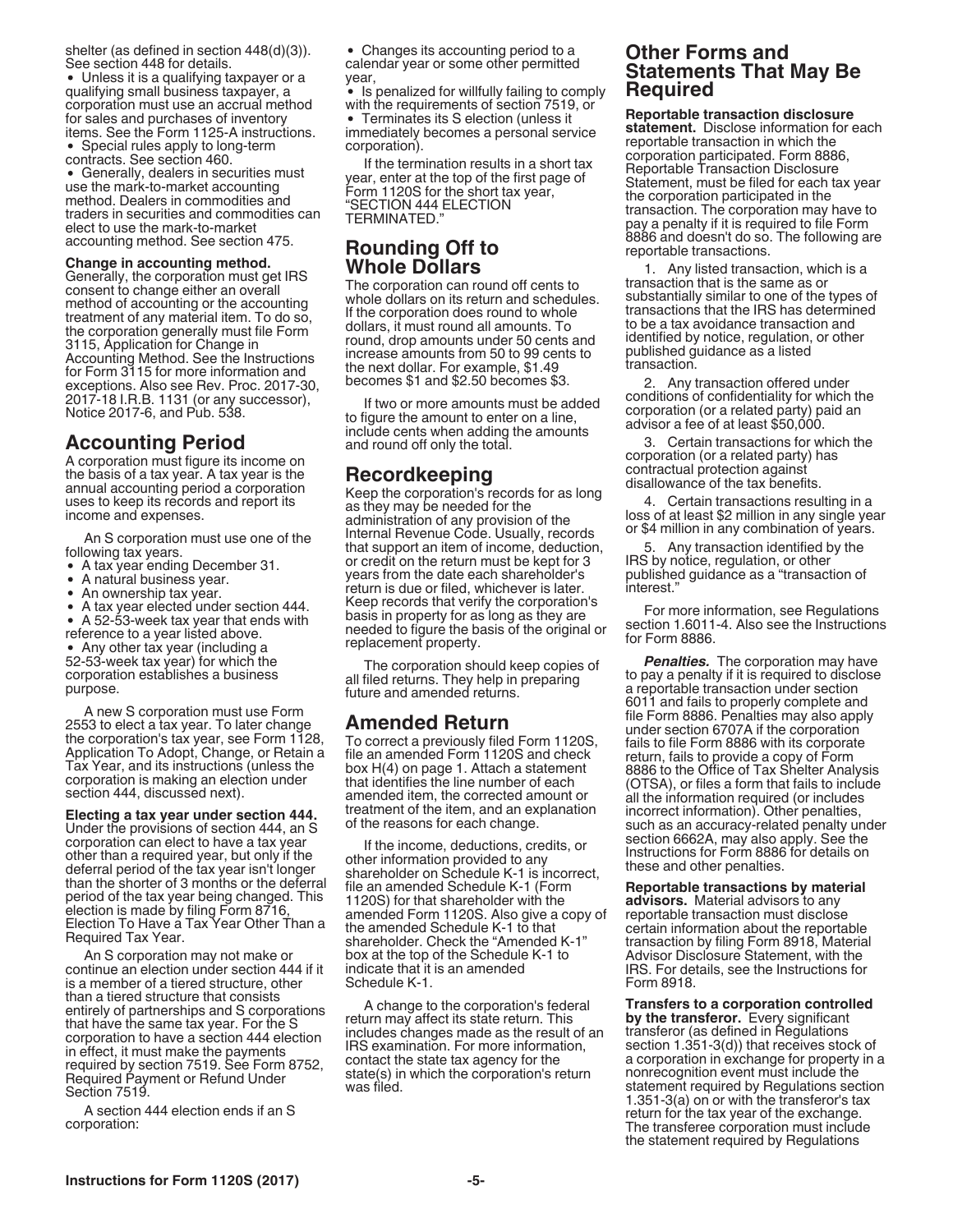shelter (as defined in section 448(d)(3)). See section 448 for details.

- Unless it is a qualifying taxpayer or a qualifying small business taxpayer, a corporation must use an accrual method for sales and purchases of inventory items. See the Form 1125-A instructions.
- Special rules apply to long-term contracts. See section 460.
- Generally, dealers in securities must use the mark-to-market accounting method. Dealers in commodities and traders in securities and commodities can elect to use the mark-to-market accounting method. See section 475.

**Change in accounting method.** Generally, the corporation must get IRS consent to change either an overall method of accounting or the accounting treatment of any material item. To do so, the corporation generally must file Form 3115, Application for Change in Accounting Method. See the Instructions for Form 3115 for more information and exceptions. Also see Rev. Proc. 2017-30, 2017-18 I.R.B. 1131 (or any successor), Notice 2017-6, and Pub. 538.

## Accounting Period

A corporation must figure its income on the basis of a tax year. A tax year is the annual accounting period a corporation uses to keep its records and report its income and expenses.

An S corporation must use one of the following tax years.

- A tax year ending December 31.
- A natural business year.
- An ownership tax year.
- A tax year elected under section 444.
- A 52-53-week tax year that ends with reference to a year listed above.
- Any other tax year (including a 52-53-week tax year) for which the corporation establishes a business purpose.

A new S corporation must use Form 2553 to elect a tax year. To later change the corporation's tax year, see Form 1128, Application To Adopt, Change, or Retain a Tax Year, and its instructions (unless the corporation is making an election under section 444, discussed next).

**Electing a tax year under section 444.** Under the provisions of section 444, an S corporation can elect to have a tax year other than a required year, but only if the deferral period of the tax year isn't longer than the shorter of 3 months or the deferral period of the tax year being changed. This election is made by filing Form 8716, Election To Have a Tax Year Other Than a Required Tax Year.

An S corporation may not make or continue an election under section 444 if it is a member of a tiered structure, other than a tiered structure that consists entirely of partnerships and S corporations that have the same tax year. For the S corporation to have a section 444 election in effect, it must make the payments required by section 7519. See Form 8752, Required Payment or Refund Under Section 7519.

A section 444 election ends if an S corporation:

- Changes its accounting period to a calendar year or some other permitted year,
- Is penalized for willfully failing to comply with the requirements of section 7519, or
- Terminates its S election (unless it immediately becomes a personal service corporation).

If the termination results in a short tax year, enter at the top of the first page of Form 1120S for the short tax year, "SECTION 444 ELECTION TERMINATED."

## Rounding Off to Whole Dollars

The corporation can round off cents to whole dollars on its return and schedules. If the corporation does round to whole dollars, it must round all amounts. To round, drop amounts under 50 cents and increase amounts from 50 to 99 cents to the next dollar. For example, $1.49 becomes $1 and $2.50 becomes $3.

If two or more amounts must be added to figure the amount to enter on a line, include cents when adding the amounts and round off only the total.

## Recordkeeping

Keep the corporation's records for as long as they may be needed for the administration of any provision of the Internal Revenue Code. Usually, records that support an item of income, deduction, or credit on the return must be kept for 3 years from the date each shareholder's return is due or filed, whichever is later. Keep records that verify the corporation's basis in property for as long as they are needed to figure the basis of the original or replacement property.

The corporation should keep copies of all filed returns. They help in preparing future and amended returns.

## Amended Return

To correct a previously filed Form 1120S, file an amended Form 1120S and check box H(4) on page 1. Attach a statement that identifies the line number of each amended item, the corrected amount or treatment of the item, and an explanation of the reasons for each change.

If the income, deductions, credits, or other information provided to any shareholder on Schedule K-1 is incorrect, file an amended Schedule K-1 (Form 1120S) for that shareholder with the amended Form 1120S. Also give a copy of the amended Schedule K-1 to that shareholder. Check the "Amended K-1" box at the top of the Schedule K-1 to indicate that it is an amended Schedule K-1.

A change to the corporation's federal return may affect its state return. This includes changes made as the result of an IRS examination. For more information, contact the state tax agency for the state(s) in which the corporation's return was filed.

## Other Forms and Statements That May Be Required

**Reportable transaction disclosure statement.** Disclose information for each reportable transaction in which the corporation participated. Form 8886, Reportable Transaction Disclosure Statement, must be filed for each tax year the corporation participated in the transaction. The corporation may have to pay a penalty if it is required to file Form 8886 and doesn't do so. The following are reportable transactions.

1. Any listed transaction, which is a transaction that is the same as or substantially similar to one of the types of transactions that the IRS has determined to be a tax avoidance transaction and identified by notice, regulation, or other published guidance as a listed transaction.

2. Any transaction offered under conditions of confidentiality for which the corporation (or a related party) paid an advisor a fee of at least $50,000.

3. Certain transactions for which the corporation (or a related party) has contractual protection against disallowance of the tax benefits.

4. Certain transactions resulting in a loss of at least $2 million in any single year or $4 million in any combination of years.

5. Any transaction identified by the IRS by notice, regulation, or other published guidance as a "transaction of interest."

For more information, see Regulations section 1.6011-4. Also see the Instructions for Form 8886.

***Penalties.*** The corporation may have to pay a penalty if it is required to disclose a reportable transaction under section 6011 and fails to properly complete and file Form 8886. Penalties may also apply under section 6707A if the corporation fails to file Form 8886 with its corporate return, fails to provide a copy of Form 8886 to the Office of Tax Shelter Analysis (OTSA), or files a form that fails to include all the information required (or includes incorrect information). Other penalties, such as an accuracy-related penalty under section 6662A, may also apply. See the Instructions for Form 8886 for details on these and other penalties.

**Reportable transactions by material advisors.** Material advisors to any reportable transaction must disclose certain information about the reportable transaction by filing Form 8918, Material Advisor Disclosure Statement, with the IRS. For details, see the Instructions for Form 8918.

**Transfers to a corporation controlled by the transferor.** Every significant transferor (as defined in Regulations section 1.351-3(d)) that receives stock of a corporation in exchange for property in a nonrecognition event must include the statement required by Regulations section 1.351-3(a) on or with the transferor's tax return for the tax year of the exchange. The transferee corporation must include the statement required by Regulations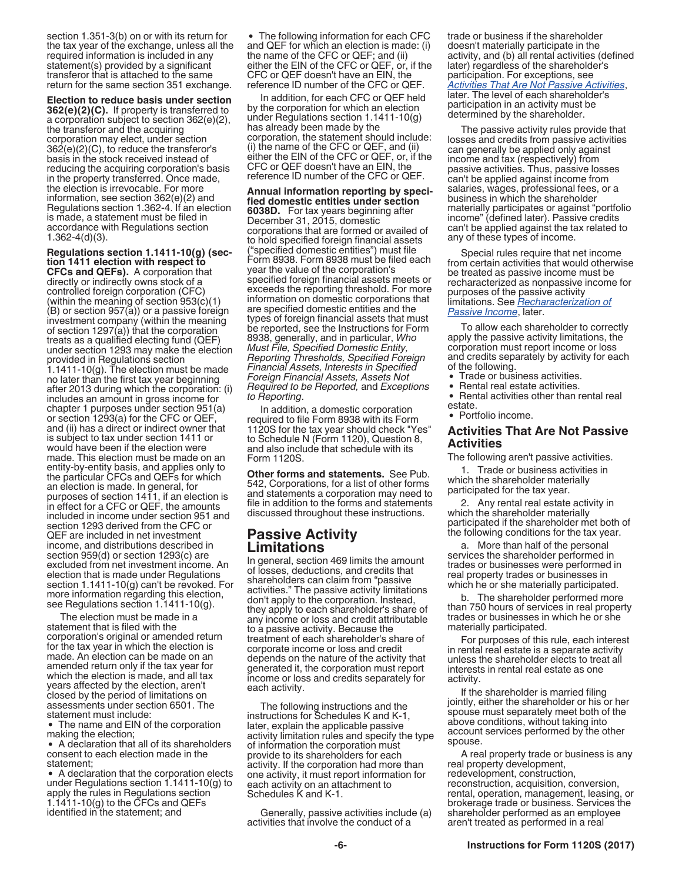section 1.351-3(b) on or with its return for the tax year of the exchange, unless all the required information is included in any statement(s) provided by a significant transferor that is attached to the same return for the same section 351 exchange.

**Election to reduce basis under section 362(e)(2)(C).** If property is transferred to a corporation subject to section 362(e)(2), the transferor and the acquiring corporation may elect, under section 362(e)(2)(C), to reduce the transferor's basis in the stock received instead of reducing the acquiring corporation's basis in the property transferred. Once made, the election is irrevocable. For more information, see section 362(e)(2) and Regulations section 1.362-4. If an election is made, a statement must be filed in accordance with Regulations section 1.362-4(d)(3).

**Regulations section 1.1411-10(g) (section 1411 election with respect to CFCs and QEFs).** A corporation that directly or indirectly owns stock of a controlled foreign corporation (CFC) (within the meaning of section 953(c)(1)(B) or section 957(a)) or a passive foreign investment company (within the meaning of section 1297(a)) that the corporation treats as a qualified electing fund (QEF) under section 1293 may make the election provided in Regulations section 1.1411-10(g). The election must be made no later than the first tax year beginning after 2013 during which the corporation: (i) includes an amount in gross income for chapter 1 purposes under section 951(a) or section 1293(a) for the CFC or QEF, and (ii) has a direct or indirect owner that is subject to tax under section 1411 or would have been if the election were made. This election must be made on an entity-by-entity basis, and applies only to the particular CFCs and QEFs for which an election is made. In general, for purposes of section 1411, if an election is in effect for a CFC or QEF, the amounts included in income under section 951 and section 1293 derived from the CFC or QEF are included in net investment income, and distributions described in section 959(d) or section 1293(c) are excluded from net investment income. An election that is made under Regulations section 1.1411-10(g) can't be revoked. For more information regarding this election, see Regulations section 1.1411-10(g).

The election must be made in a statement that is filed with the corporation's original or amended return for the tax year in which the election is made. An election can be made on an amended return only if the tax year for which the election is made, and all tax years affected by the election, aren't closed by the period of limitations on assessments under section 6501. The statement must include:

- The name and EIN of the corporation making the election;
- A declaration that all of its shareholders consent to each election made in the statement;
- A declaration that the corporation elects under Regulations section 1.1411-10(g) to apply the rules in Regulations section 1.1411-10(g) to the CFCs and QEFs identified in the statement; and
- The following information for each CFC and QEF for which an election is made: (i) the name of the CFC or QEF; and (ii) either the EIN of the CFC or QEF, or, if the CFC or QEF doesn't have an EIN, the reference ID number of the CFC or QEF.

In addition, for each CFC or QEF held by the corporation for which an election under Regulations section 1.1411-10(g) has already been made by the corporation, the statement should include: (i) the name of the CFC or QEF, and (ii) either the EIN of the CFC or QEF, or, if the CFC or QEF doesn't have an EIN, the reference ID number of the CFC or QEF.

**Annual information reporting by specified domestic entities under section 6038D.** For tax years beginning after December 31, 2015, domestic corporations that are formed or availed of to hold specified foreign financial assets ("specified domestic entities") must file Form 8938. Form 8938 must be filed each year the value of the corporation's specified foreign financial assets meets or exceeds the reporting threshold. For more information on domestic corporations that are specified domestic entities and the types of foreign financial assets that must be reported, see the Instructions for Form 8938, generally, and in particular, *Who Must File, Specified Domestic Entity, Reporting Thresholds, Specified Foreign Financial Assets, Interests in Specified Foreign Financial Assets, Assets Not Required to be Reported,* and *Exceptions to Reporting*.

In addition, a domestic corporation required to file Form 8938 with its Form 1120S for the tax year should check "Yes" to Schedule N (Form 1120), Question 8, and also include that schedule with its Form 1120S.

**Other forms and statements.** See Pub. 542, Corporations, for a list of other forms and statements a corporation may need to file in addition to the forms and statements discussed throughout these instructions.

## Passive Activity Limitations

In general, section 469 limits the amount of losses, deductions, and credits that shareholders can claim from "passive activities." The passive activity limitations don't apply to the corporation. Instead, they apply to each shareholder's share of any income or loss and credit attributable to a passive activity. Because the treatment of each shareholder's share of corporate income or loss and credit depends on the nature of the activity that generated it, the corporation must report income or loss and credits separately for each activity.

The following instructions and the instructions for Schedules K and K-1, later, explain the applicable passive activity limitation rules and specify the type of information the corporation must provide to its shareholders for each activity. If the corporation had more than one activity, it must report information for each activity on an attachment to Schedules K and K-1.

Generally, passive activities include (a) activities that involve the conduct of a trade or business if the shareholder doesn't materially participate in the activity, and (b) all rental activities (defined later) regardless of the shareholder's participation. For exceptions, see *Activities That Are Not Passive Activities*, later. The level of each shareholder's participation in an activity must be determined by the shareholder.

The passive activity rules provide that losses and credits from passive activities can generally be applied only against income and tax (respectively) from passive activities. Thus, passive losses can't be applied against income from salaries, wages, professional fees, or a business in which the shareholder materially participates or against "portfolio income" (defined later). Passive credits can't be applied against the tax related to any of these types of income.

Special rules require that net income from certain activities that would otherwise be treated as passive income must be recharacterized as nonpassive income for purposes of the passive activity limitations. See *Recharacterization of Passive Income*, later.

To allow each shareholder to correctly apply the passive activity limitations, the corporation must report income or loss and credits separately by activity for each of the following.

- Trade or business activities.
- Rental real estate activities.
- Rental activities other than rental real estate.
- Portfolio income.

### Activities That Are Not Passive Activities

The following aren't passive activities.

1. Trade or business activities in which the shareholder materially participated for the tax year.

2. Any rental real estate activity in which the shareholder materially participated if the shareholder met both of the following conditions for the tax year.

a. More than half of the personal services the shareholder performed in trades or businesses were performed in real property trades or businesses in which he or she materially participated.

b. The shareholder performed more than 750 hours of services in real property trades or businesses in which he or she materially participated.

For purposes of this rule, each interest in rental real estate is a separate activity unless the shareholder elects to treat all interests in rental real estate as one activity.

If the shareholder is married filing jointly, either the shareholder or his or her spouse must separately meet both of the above conditions, without taking into account services performed by the other spouse.

A real property trade or business is any real property development, redevelopment, construction, reconstruction, acquisition, conversion, rental, operation, management, leasing, or brokerage trade or business. Services the shareholder performed as an employee aren't treated as performed in a real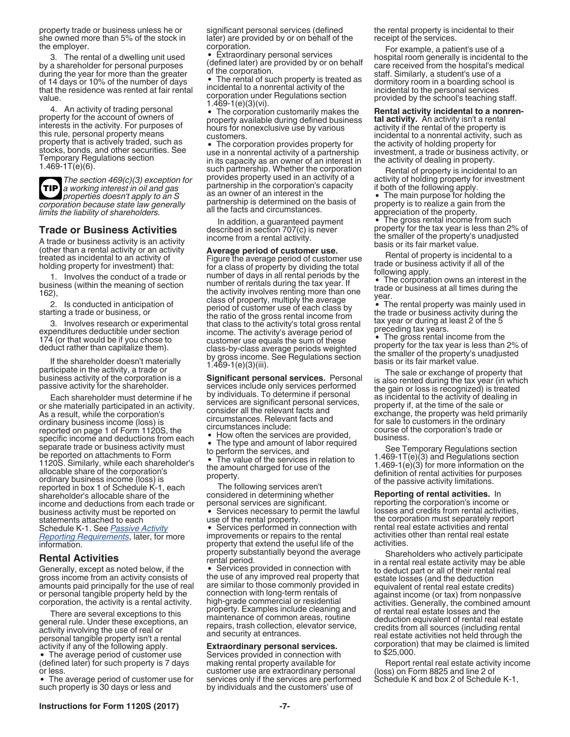property trade or business unless he or she owned more than 5% of the stock in the employer.

3. The rental of a dwelling unit used by a shareholder for personal purposes during the year for more than the greater of 14 days or 10% of the number of days that the residence was rented at fair rental value.

4. An activity of trading personal property for the account of owners of interests in the activity. For purposes of this rule, personal property means property that is actively traded, such as stocks, bonds, and other securities. See Temporary Regulations section 1.469-1T(e)(6).

**TIP** *The section 469(c)(3) exception for a working interest in oil and gas properties doesn't apply to an S corporation because state law generally limits the liability of shareholders.*

## Trade or Business Activities

A trade or business activity is an activity (other than a rental activity or an activity treated as incidental to an activity of holding property for investment) that:

1. Involves the conduct of a trade or business (within the meaning of section 162),

2. Is conducted in anticipation of starting a trade or business, or

3. Involves research or experimental expenditures deductible under section 174 (or that would be if you chose to deduct rather than capitalize them).

If the shareholder doesn't materially participate in the activity, a trade or business activity of the corporation is a passive activity for the shareholder.

Each shareholder must determine if he or she materially participated in an activity. As a result, while the corporation's ordinary business income (loss) is reported on page 1 of Form 1120S, the specific income and deductions from each separate trade or business activity must be reported on attachments to Form 1120S. Similarly, while each shareholder's allocable share of the corporation's ordinary business income (loss) is reported in box 1 of Schedule K-1, each shareholder's allocable share of the income and deductions from each trade or business activity must be reported on statements attached to each Schedule K-1. See *Passive Activity Reporting Requirements*, later, for more information.

## Rental Activities

Generally, except as noted below, if the gross income from an activity consists of amounts paid principally for the use of real or personal tangible property held by the corporation, the activity is a rental activity.

There are several exceptions to this general rule. Under these exceptions, an activity involving the use of real or personal tangible property isn't a rental activity if any of the following apply.

- The average period of customer use (defined later) for such property is 7 days or less.
- The average period of customer use for such property is 30 days or less and significant personal services (defined later) are provided by or on behalf of the corporation.
- Extraordinary personal services (defined later) are provided by or on behalf of the corporation.
- The rental of such property is treated as incidental to a nonrental activity of the corporation under Regulations section 1.469-1(e)(3)(vi).
- The corporation customarily makes the property available during defined business hours for nonexclusive use by various customers.
- The corporation provides property for use in a nonrental activity of a partnership in its capacity as an owner of an interest in such partnership. Whether the corporation provides property used in an activity of a partnership in the corporation's capacity as an owner of an interest in the partnership is determined on the basis of all the facts and circumstances.

In addition, a guaranteed payment described in section 707(c) is never income from a rental activity.

**Average period of customer use.** Figure the average period of customer use for a class of property by dividing the total number of days in all rental periods by the number of rentals during the tax year. If the activity involves renting more than one class of property, multiply the average period of customer use of each class by the ratio of the gross rental income from that class to the activity's total gross rental income. The activity's average period of customer use equals the sum of these class-by-class average periods weighted by gross income. See Regulations section 1.469-1(e)(3)(iii).

**Significant personal services.** Personal services include only services performed by individuals. To determine if personal services are significant personal services, consider all the relevant facts and circumstances. Relevant facts and circumstances include:

- How often the services are provided,
- The type and amount of labor required to perform the services, and
- The value of the services in relation to the amount charged for use of the property.

The following services aren't considered in determining whether personal services are significant.

- Services necessary to permit the lawful use of the rental property.
- Services performed in connection with improvements or repairs to the rental property that extend the useful life of the property substantially beyond the average rental period.
- Services provided in connection with the use of any improved real property that are similar to those commonly provided in connection with long-term rentals of high-grade commercial or residential property. Examples include cleaning and maintenance of common areas, routine repairs, trash collection, elevator service, and security at entrances.

**Extraordinary personal services.** Services provided in connection with making rental property available for customer use are extraordinary personal services only if the services are performed by individuals and the customers' use of the rental property is incidental to their receipt of the services.

For example, a patient's use of a hospital room generally is incidental to the care received from the hospital's medical staff. Similarly, a student's use of a dormitory room in a boarding school is incidental to the personal services provided by the school's teaching staff.

**Rental activity incidental to a nonrental activity.** An activity isn't a rental activity if the rental of the property is incidental to a nonrental activity, such as the activity of holding property for investment, a trade or business activity, or the activity of dealing in property.

Rental of property is incidental to an activity of holding property for investment if both of the following apply.

- The main purpose for holding the property is to realize a gain from the appreciation of the property.
- The gross rental income from such property for the tax year is less than 2% of the smaller of the property's unadjusted basis or its fair market value.

Rental of property is incidental to a trade or business activity if all of the following apply.

- The corporation owns an interest in the trade or business at all times during the year.
- The rental property was mainly used in the trade or business activity during the tax year or during at least 2 of the 5 preceding tax years.
- The gross rental income from the property for the tax year is less than 2% of the smaller of the property's unadjusted basis or its fair market value.

The sale or exchange of property that is also rented during the tax year (in which the gain or loss is recognized) is treated as incidental to the activity of dealing in property if, at the time of the sale or exchange, the property was held primarily for sale to customers in the ordinary course of the corporation's trade or business.

See Temporary Regulations section 1.469-1T(e)(3) and Regulations section 1.469-1(e)(3) for more information on the definition of rental activities for purposes of the passive activity limitations.

**Reporting of rental activities.** In reporting the corporation's income or losses and credits from rental activities, the corporation must separately report rental real estate activities and rental activities other than rental real estate activities.

Shareholders who actively participate in a rental real estate activity may be able to deduct part or all of their rental real estate losses (and the deduction equivalent of rental real estate credits) against income (or tax) from nonpassive activities. Generally, the combined amount of rental real estate losses and the deduction equivalent of rental real estate credits from all sources (including rental real estate activities not held through the corporation) that may be claimed is limited to $25,000.

Report rental real estate activity income (loss) on Form 8825 and line 2 of Schedule K and box 2 of Schedule K-1,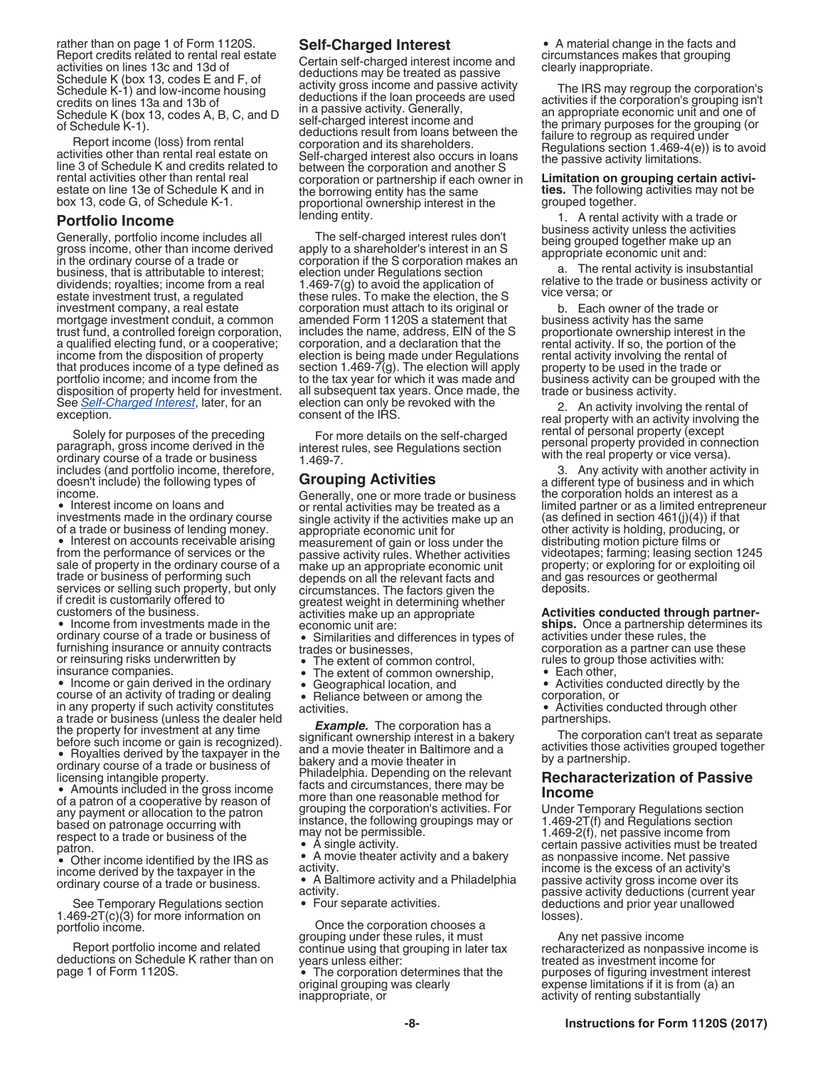rather than on page 1 of Form 1120S. Report credits related to rental real estate activities on lines 13c and 13d of Schedule K (box 13, codes E and F, of Schedule K-1) and low-income housing credits on lines 13a and 13b of Schedule K (box 13, codes A, B, C, and D of Schedule K-1).

Report income (loss) from rental activities other than rental real estate on line 3 of Schedule K and credits related to rental activities other than rental real estate on line 13e of Schedule K and in box 13, code G, of Schedule K-1.

## Portfolio Income

Generally, portfolio income includes all gross income, other than income derived in the ordinary course of a trade or business, that is attributable to interest; dividends; royalties; income from a real estate investment trust, a regulated investment company, a real estate mortgage investment conduit, a common trust fund, a controlled foreign corporation, a qualified electing fund, or a cooperative; income from the disposition of property that produces income of a type defined as portfolio income; and income from the disposition of property held for investment. See *Self-Charged Interest*, later, for an exception.

Solely for purposes of the preceding paragraph, gross income derived in the ordinary course of a trade or business includes (and portfolio income, therefore, doesn't include) the following types of income.

- Interest income on loans and investments made in the ordinary course of a trade or business of lending money.
- Interest on accounts receivable arising from the performance of services or the sale of property in the ordinary course of a trade or business of performing such services or selling such property, but only if credit is customarily offered to customers of the business.
- Income from investments made in the ordinary course of a trade or business of furnishing insurance or annuity contracts or reinsuring risks underwritten by insurance companies.
- Income or gain derived in the ordinary course of an activity of trading or dealing in any property if such activity constitutes a trade or business (unless the dealer held the property for investment at any time before such income or gain is recognized).
- Royalties derived by the taxpayer in the ordinary course of a trade or business of licensing intangible property.
- Amounts included in the gross income of a patron of a cooperative by reason of any payment or allocation to the patron based on patronage occurring with respect to a trade or business of the patron.
- Other income identified by the IRS as income derived by the taxpayer in the ordinary course of a trade or business.

See Temporary Regulations section 1.469-2T(c)(3) for more information on portfolio income.

Report portfolio income and related deductions on Schedule K rather than on page 1 of Form 1120S.

## Self-Charged Interest

Certain self-charged interest income and deductions may be treated as passive activity gross income and passive activity deductions if the loan proceeds are used in a passive activity. Generally, self-charged interest income and deductions result from loans between the corporation and its shareholders. Self-charged interest also occurs in loans between the corporation and another S corporation or partnership if each owner in the borrowing entity has the same proportional ownership interest in the lending entity.

The self-charged interest rules don't apply to a shareholder's interest in an S corporation if the S corporation makes an election under Regulations section 1.469-7(g) to avoid the application of these rules. To make the election, the S corporation must attach to its original or amended Form 1120S a statement that includes the name, address, EIN of the S corporation, and a declaration that the election is being made under Regulations section 1.469-7(g). The election will apply to the tax year for which it was made and all subsequent tax years. Once made, the election can only be revoked with the consent of the IRS.

For more details on the self-charged interest rules, see Regulations section 1.469-7.

## Grouping Activities

Generally, one or more trade or business or rental activities may be treated as a single activity if the activities make up an appropriate economic unit for measurement of gain or loss under the passive activity rules. Whether activities make up an appropriate economic unit depends on all the relevant facts and circumstances. The factors given the greatest weight in determining whether activities make up an appropriate economic unit are:

- Similarities and differences in types of trades or businesses,
- The extent of common control,
- The extent of common ownership,
- Geographical location, and
- Reliance between or among the activities.

***Example.*** The corporation has a significant ownership interest in a bakery and a movie theater in Baltimore and a bakery and a movie theater in Philadelphia. Depending on the relevant facts and circumstances, there may be more than one reasonable method for grouping the corporation's activities. For instance, the following groupings may or may not be permissible.

- A single activity.
- A movie theater activity and a bakery activity.
- A Baltimore activity and a Philadelphia activity.
- Four separate activities.

Once the corporation chooses a grouping under these rules, it must continue using that grouping in later tax years unless either:

- The corporation determines that the original grouping was clearly inappropriate, or
- A material change in the facts and circumstances makes that grouping clearly inappropriate.

The IRS may regroup the corporation's activities if the corporation's grouping isn't an appropriate economic unit and one of the primary purposes for the grouping (or failure to regroup as required under Regulations section 1.469-4(e)) is to avoid the passive activity limitations.

**Limitation on grouping certain activities.** The following activities may not be grouped together.

1. A rental activity with a trade or business activity unless the activities being grouped together make up an appropriate economic unit and:

   a. The rental activity is insubstantial relative to the trade or business activity or vice versa; or

   b. Each owner of the trade or business activity has the same proportionate ownership interest in the rental activity. If so, the portion of the rental activity involving the rental of property to be used in the trade or business activity can be grouped with the trade or business activity.

2. An activity involving the rental of real property with an activity involving the rental of personal property (except personal property provided in connection with the real property or vice versa).

3. Any activity with another activity in a different type of business and in which the corporation holds an interest as a limited partner or as a limited entrepreneur (as defined in section 461(j)(4)) if that other activity is holding, producing, or distributing motion picture films or videotapes; farming; leasing section 1245 property; or exploring for or exploiting oil and gas resources or geothermal deposits.

**Activities conducted through partnerships.** Once a partnership determines its activities under these rules, the corporation as a partner can use these rules to group those activities with:

- Each other,
- Activities conducted directly by the corporation, or
- Activities conducted through other partnerships.

The corporation can't treat as separate activities those activities grouped together by a partnership.

## Recharacterization of Passive Income

Under Temporary Regulations section 1.469-2T(f) and Regulations section 1.469-2(f), net passive income from certain passive activities must be treated as nonpassive income. Net passive income is the excess of an activity's passive activity gross income over its passive activity deductions (current year deductions and prior year unallowed losses).

Any net passive income recharacterized as nonpassive income is treated as investment income for purposes of figuring investment interest expense limitations if it is from (a) an activity of renting substantially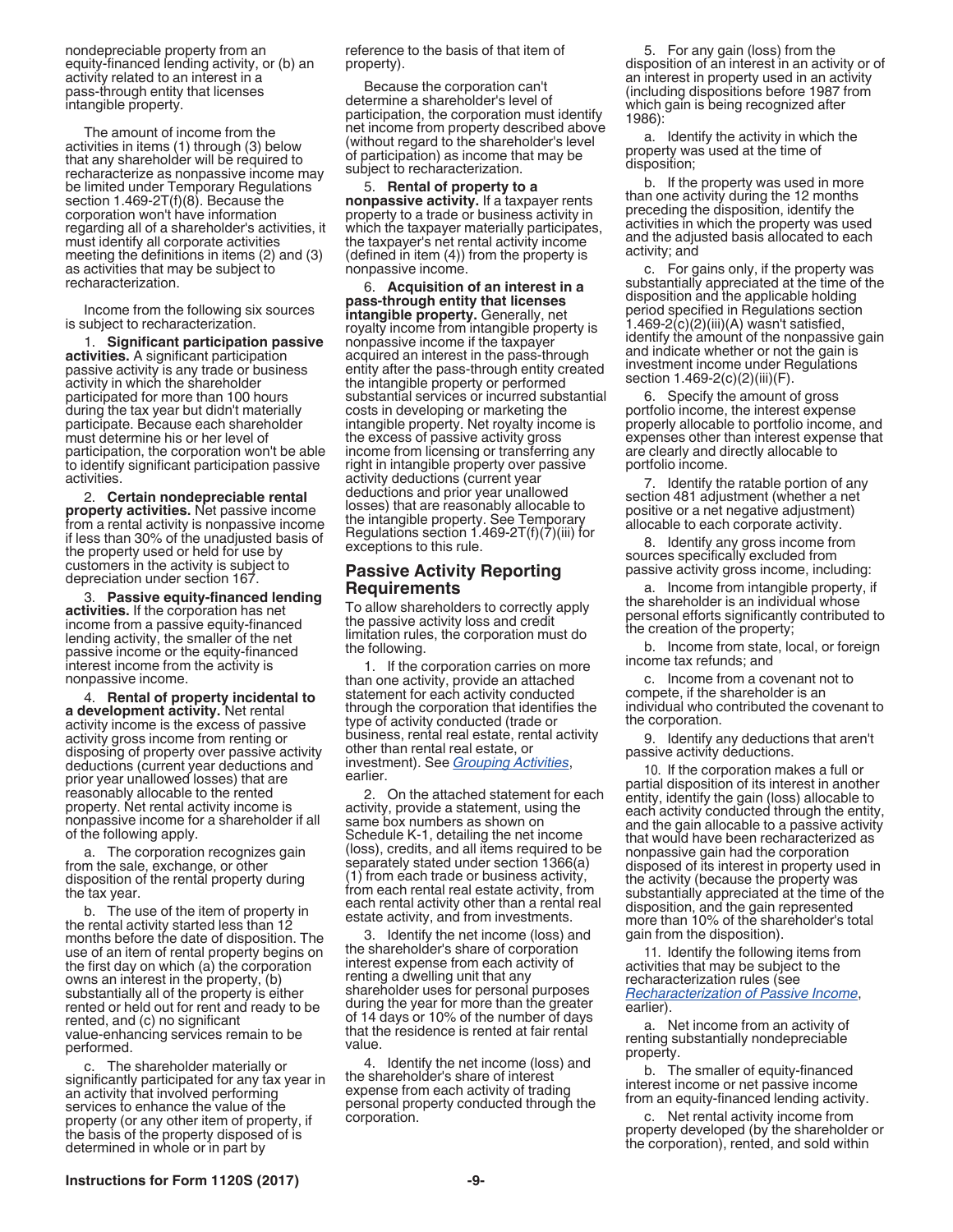nondepreciable property from an equity-financed lending activity, or (b) an activity related to an interest in a pass-through entity that licenses intangible property.

The amount of income from the activities in items (1) through (3) below that any shareholder will be required to recharacterize as nonpassive income may be limited under Temporary Regulations section 1.469-2T(f)(8). Because the corporation won't have information regarding all of a shareholder's activities, it must identify all corporate activities meeting the definitions in items (2) and (3) as activities that may be subject to recharacterization.

Income from the following six sources is subject to recharacterization.

1. **Significant participation passive activities.** A significant participation passive activity is any trade or business activity in which the shareholder participated for more than 100 hours during the tax year but didn't materially participate. Because each shareholder must determine his or her level of participation, the corporation won't be able to identify significant participation passive activities.

2. **Certain nondepreciable rental property activities.** Net passive income from a rental activity is nonpassive income if less than 30% of the unadjusted basis of the property used or held for use by customers in the activity is subject to depreciation under section 167.

3. **Passive equity-financed lending activities.** If the corporation has net income from a passive equity-financed lending activity, the smaller of the net passive income or the equity-financed interest income from the activity is nonpassive income.

4. **Rental of property incidental to a development activity.** Net rental activity income is the excess of passive activity gross income from renting or disposing of property over passive activity deductions (current year deductions and prior year unallowed losses) that are reasonably allocable to the rented property. Net rental activity income is nonpassive income for a shareholder if all of the following apply.

a. The corporation recognizes gain from the sale, exchange, or other disposition of the rental property during the tax year.

b. The use of the item of property in the rental activity started less than 12 months before the date of disposition. The use of an item of rental property begins on the first day on which (a) the corporation owns an interest in the property, (b) substantially all of the property is either rented or held out for rent and ready to be rented, and (c) no significant value-enhancing services remain to be performed.

c. The shareholder materially or significantly participated for any tax year in an activity that involved performing services to enhance the value of the property (or any other item of property, if the basis of the property disposed of is determined in whole or in part by reference to the basis of that item of property).

Because the corporation can't determine a shareholder's level of participation, the corporation must identify net income from property described above (without regard to the shareholder's level of participation) as income that may be subject to recharacterization.

5. **Rental of property to a nonpassive activity.** If a taxpayer rents property to a trade or business activity in which the taxpayer materially participates, the taxpayer's net rental activity income (defined in item (4)) from the property is nonpassive income.

6. **Acquisition of an interest in a pass-through entity that licenses intangible property.** Generally, net royalty income from intangible property is nonpassive income if the taxpayer acquired an interest in the pass-through entity after the pass-through entity created the intangible property or performed substantial services or incurred substantial costs in developing or marketing the intangible property. Net royalty income is the excess of passive activity gross income from licensing or transferring any right in intangible property over passive activity deductions (current year deductions and prior year unallowed losses) that are reasonably allocable to the intangible property. See Temporary Regulations section 1.469-2T(f)(7)(iii) for exceptions to this rule.

## Passive Activity Reporting Requirements

To allow shareholders to correctly apply the passive activity loss and credit limitation rules, the corporation must do the following.

1. If the corporation carries on more than one activity, provide an attached statement for each activity conducted through the corporation that identifies the type of activity conducted (trade or business, rental real estate, rental activity other than rental real estate, or investment). See *Grouping Activities*, earlier.

2. On the attached statement for each activity, provide a statement, using the same box numbers as shown on Schedule K-1, detailing the net income (loss), credits, and all items required to be separately stated under section 1366(a)(1) from each trade or business activity, from each rental real estate activity, from each rental activity other than a rental real estate activity, and from investments.

3. Identify the net income (loss) and the shareholder's share of corporation interest expense from each activity of renting a dwelling unit that any shareholder uses for personal purposes during the year for more than the greater of 14 days or 10% of the number of days that the residence is rented at fair rental value.

4. Identify the net income (loss) and the shareholder's share of interest expense from each activity of trading personal property conducted through the corporation.

5. For any gain (loss) from the disposition of an interest in an activity or of an interest in property used in an activity (including dispositions before 1987 from which gain is being recognized after 1986):

a. Identify the activity in which the property was used at the time of disposition;

b. If the property was used in more than one activity during the 12 months preceding the disposition, identify the activities in which the property was used and the adjusted basis allocated to each activity; and

c. For gains only, if the property was substantially appreciated at the time of the disposition and the applicable holding period specified in Regulations section 1.469-2(c)(2)(iii)(A) wasn't satisfied, identify the amount of the nonpassive gain and indicate whether or not the gain is investment income under Regulations section 1.469-2(c)(2)(iii)(F).

6. Specify the amount of gross portfolio income, the interest expense properly allocable to portfolio income, and expenses other than interest expense that are clearly and directly allocable to portfolio income.

7. Identify the ratable portion of any section 481 adjustment (whether a net positive or a net negative adjustment) allocable to each corporate activity.

8. Identify any gross income from sources specifically excluded from passive activity gross income, including:

a. Income from intangible property, if the shareholder is an individual whose personal efforts significantly contributed to the creation of the property;

b. Income from state, local, or foreign income tax refunds; and

c. Income from a covenant not to compete, if the shareholder is an individual who contributed the covenant to the corporation.

9. Identify any deductions that aren't passive activity deductions.

10. If the corporation makes a full or partial disposition of its interest in another entity, identify the gain (loss) allocable to each activity conducted through the entity, and the gain allocable to a passive activity that would have been recharacterized as nonpassive gain had the corporation disposed of its interest in property used in the activity (because the property was substantially appreciated at the time of the disposition, and the gain represented more than 10% of the shareholder's total gain from the disposition).

11. Identify the following items from activities that may be subject to the recharacterization rules (see *Recharacterization of Passive Income*, earlier).

a. Net income from an activity of renting substantially nondepreciable property.

b. The smaller of equity-financed interest income or net passive income from an equity-financed lending activity.

c. Net rental activity income from property developed (by the shareholder or the corporation), rented, and sold within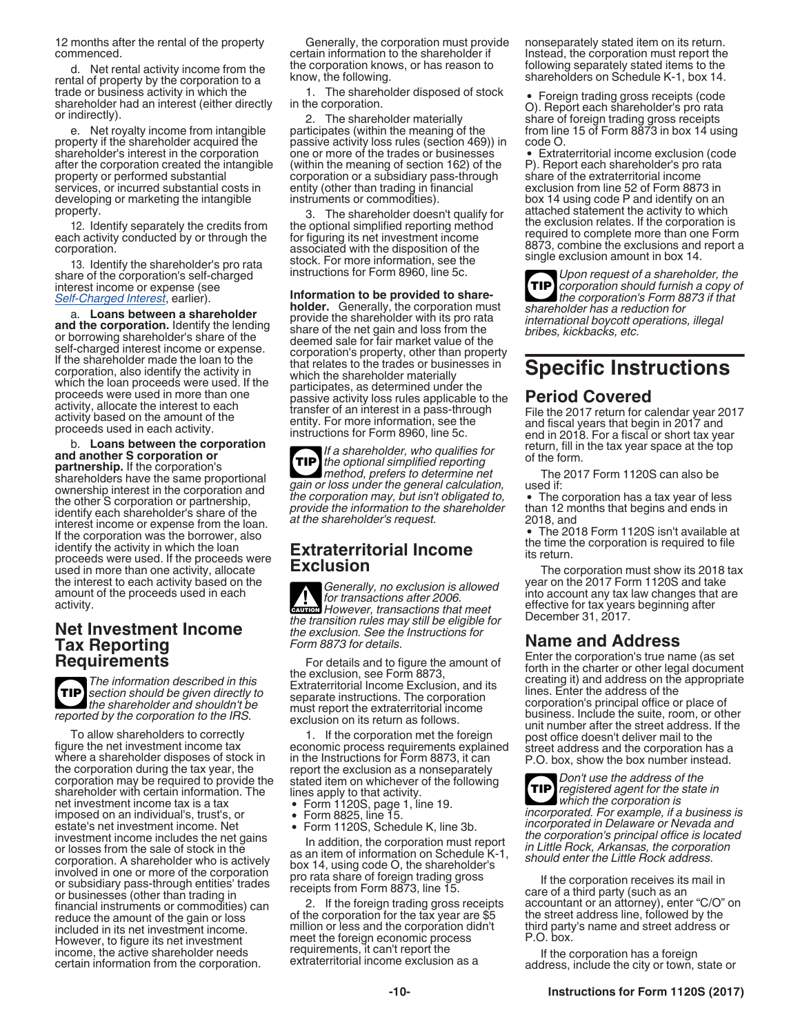12 months after the rental of the property commenced.

d. Net rental activity income from the rental of property by the corporation to a trade or business activity in which the shareholder had an interest (either directly or indirectly).

e. Net royalty income from intangible property if the shareholder acquired the shareholder's interest in the corporation after the corporation created the intangible property or performed substantial services, or incurred substantial costs in developing or marketing the intangible property.

12. Identify separately the credits from each activity conducted by or through the corporation.

13. Identify the shareholder's pro rata share of the corporation's self-charged interest income or expense (see *Self-Charged Interest*, earlier).

a. **Loans between a shareholder and the corporation.** Identify the lending or borrowing shareholder's share of the self-charged interest income or expense. If the shareholder made the loan to the corporation, also identify the activity in which the loan proceeds were used. If the proceeds were used in more than one activity, allocate the interest to each activity based on the amount of the proceeds used in each activity.

b. **Loans between the corporation and another S corporation or partnership.** If the corporation's shareholders have the same proportional ownership interest in the corporation and the other S corporation or partnership, identify each shareholder's share of the interest income or expense from the loan. If the corporation was the borrower, also identify the activity in which the loan proceeds were used. If the proceeds were used in more than one activity, allocate the interest to each activity based on the amount of the proceeds used in each activity.

## Net Investment Income Tax Reporting Requirements

**TIP** *The information described in this section should be given directly to the shareholder and shouldn't be reported by the corporation to the IRS.*

To allow shareholders to correctly figure the net investment income tax where a shareholder disposes of stock in the corporation during the tax year, the corporation may be required to provide the shareholder with certain information. The net investment income tax is a tax imposed on an individual's, trust's, or estate's net investment income. Net investment income includes the net gains or losses from the sale of stock in the corporation. A shareholder who is actively involved in one or more of the corporation or subsidiary pass-through entities' trades or businesses (other than trading in financial instruments or commodities) can reduce the amount of the gain or loss included in its net investment income. However, to figure its net investment income, the active shareholder needs certain information from the corporation.

Generally, the corporation must provide certain information to the shareholder if the corporation knows, or has reason to know, the following.

1. The shareholder disposed of stock in the corporation.

2. The shareholder materially participates (within the meaning of the passive activity loss rules (section 469)) in one or more of the trades or businesses (within the meaning of section 162) of the corporation or a subsidiary pass-through entity (other than trading in financial instruments or commodities).

3. The shareholder doesn't qualify for the optional simplified reporting method for figuring its net investment income associated with the disposition of the stock. For more information, see the instructions for Form 8960, line 5c.

**Information to be provided to shareholder.** Generally, the corporation must provide the shareholder with its pro rata share of the net gain and loss from the deemed sale for fair market value of the corporation's property, other than property that relates to the trades or businesses in which the shareholder materially participates, as determined under the passive activity loss rules applicable to the transfer of an interest in a pass-through entity. For more information, see the instructions for Form 8960, line 5c.

**TIP** *If a shareholder, who qualifies for the optional simplified reporting method, prefers to determine net gain or loss under the general calculation, the corporation may, but isn't obligated to, provide the information to the shareholder at the shareholder's request.*

## Extraterritorial Income Exclusion

**CAUTION** *Generally, no exclusion is allowed for transactions after 2006. However, transactions that meet the transition rules may still be eligible for the exclusion. See the Instructions for Form 8873 for details.*

For details and to figure the amount of the exclusion, see Form 8873, Extraterritorial Income Exclusion, and its separate instructions. The corporation must report the extraterritorial income exclusion on its return as follows.

1. If the corporation met the foreign economic process requirements explained in the Instructions for Form 8873, it can report the exclusion as a nonseparately stated item on whichever of the following lines apply to that activity.

- Form 1120S, page 1, line 19.
- Form 8825, line 15.
- Form 1120S, Schedule K, line 3b.

In addition, the corporation must report as an item of information on Schedule K-1, box 14, using code O, the shareholder's pro rata share of foreign trading gross receipts from Form 8873, line 15.

2. If the foreign trading gross receipts of the corporation for the tax year are $5 million or less and the corporation didn't meet the foreign economic process requirements, it can't report the extraterritorial income exclusion as a nonseparately stated item on its return. Instead, the corporation must report the following separately stated items to the shareholders on Schedule K-1, box 14.

- Foreign trading gross receipts (code O). Report each shareholder's pro rata share of foreign trading gross receipts from line 15 of Form 8873 in box 14 using code O.
- Extraterritorial income exclusion (code P). Report each shareholder's pro rata share of the extraterritorial income exclusion from line 52 of Form 8873 in box 14 using code P and identify on an attached statement the activity to which the exclusion relates. If the corporation is required to complete more than one Form 8873, combine the exclusions and report a single exclusion amount in box 14.

**TIP** *Upon request of a shareholder, the corporation should furnish a copy of the corporation's Form 8873 if that shareholder has a reduction for international boycott operations, illegal bribes, kickbacks, etc.*

# Specific Instructions

## Period Covered

File the 2017 return for calendar year 2017 and fiscal years that begin in 2017 and end in 2018. For a fiscal or short tax year return, fill in the tax year space at the top of the form.

The 2017 Form 1120S can also be used if:

- The corporation has a tax year of less than 12 months that begins and ends in 2018, and
- The 2018 Form 1120S isn't available at the time the corporation is required to file its return.

The corporation must show its 2018 tax year on the 2017 Form 1120S and take into account any tax law changes that are effective for tax years beginning after December 31, 2017.

## Name and Address

Enter the corporation's true name (as set forth in the charter or other legal document creating it) and address on the appropriate lines. Enter the address of the corporation's principal office or place of business. Include the suite, room, or other unit number after the street address. If the post office doesn't deliver mail to the street address and the corporation has a P.O. box, show the box number instead.

**TIP** *Don't use the address of the registered agent for the state in which the corporation is incorporated. For example, if a business is incorporated in Delaware or Nevada and the corporation's principal office is located in Little Rock, Arkansas, the corporation should enter the Little Rock address.*

If the corporation receives its mail in care of a third party (such as an accountant or an attorney), enter "C/O" on the street address line, followed by the third party's name and street address or P.O. box.

If the corporation has a foreign address, include the city or town, state or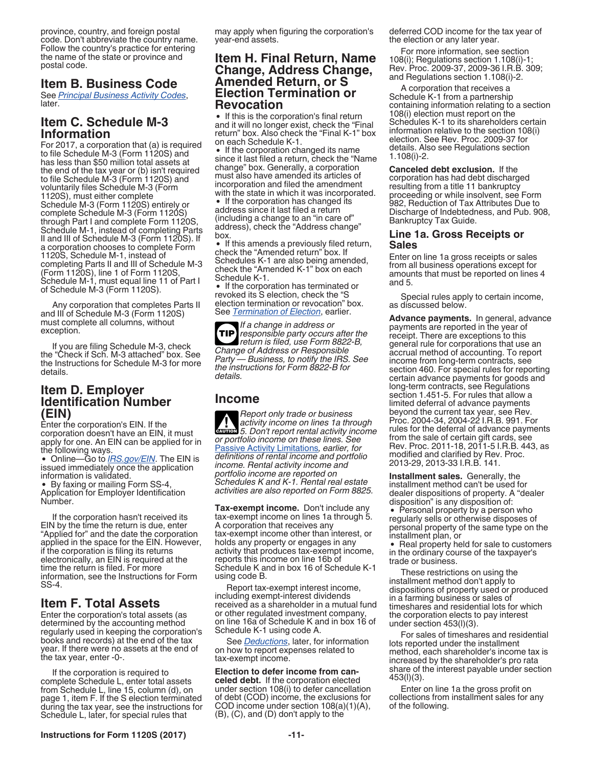province, country, and foreign postal code. Don't abbreviate the country name. Follow the country's practice for entering the name of the state or province and postal code.

## Item B. Business Code

See *Principal Business Activity Codes*, later.

## Item C. Schedule M-3 Information

For 2017, a corporation that (a) is required to file Schedule M-3 (Form 1120S) and has less than $50 million total assets at the end of the tax year or (b) isn't required to file Schedule M-3 (Form 1120S) and voluntarily files Schedule M-3 (Form 1120S), must either complete Schedule M-3 (Form 1120S) entirely or complete Schedule M-3 (Form 1120S) through Part I and complete Form 1120S, Schedule M-1, instead of completing Parts II and III of Schedule M-3 (Form 1120S). If a corporation chooses to complete Form 1120S, Schedule M-1, instead of completing Parts II and III of Schedule M-3 (Form 1120S), line 1 of Form 1120S, Schedule M-1, must equal line 11 of Part I of Schedule M-3 (Form 1120S).

Any corporation that completes Parts II and III of Schedule M-3 (Form 1120S) must complete all columns, without exception.

If you are filing Schedule M-3, check the "Check if Sch. M-3 attached" box. See the Instructions for Schedule M-3 for more details.

## Item D. Employer Identification Number (EIN)

Enter the corporation's EIN. If the corporation doesn't have an EIN, it must apply for one. An EIN can be applied for in the following ways.

- Online—Go to *IRS.gov/EIN*. The EIN is issued immediately once the application information is validated.
- By faxing or mailing Form SS-4, Application for Employer Identification Number.

If the corporation hasn't received its EIN by the time the return is due, enter "Applied for" and the date the corporation applied in the space for the EIN. However, if the corporation is filing its returns electronically, an EIN is required at the time the return is filed. For more information, see the Instructions for Form SS-4.

## Item F. Total Assets

Enter the corporation's total assets (as determined by the accounting method regularly used in keeping the corporation's books and records) at the end of the tax year. If there were no assets at the end of the tax year, enter -0-.

If the corporation is required to complete Schedule L, enter total assets from Schedule L, line 15, column (d), on page 1, item F. If the S election terminated during the tax year, see the instructions for Schedule L, later, for special rules that may apply when figuring the corporation's year-end assets.

## Item H. Final Return, Name Change, Address Change, Amended Return, or S Election Termination or Revocation

- If this is the corporation's final return and it will no longer exist, check the "Final return" box. Also check the "Final K-1" box on each Schedule K-1.
- If the corporation changed its name since it last filed a return, check the "Name change" box. Generally, a corporation must also have amended its articles of incorporation and filed the amendment with the state in which it was incorporated.
- If the corporation has changed its address since it last filed a return (including a change to an "in care of" address), check the "Address change" box.
- If this amends a previously filed return, check the "Amended return" box. If Schedules K-1 are also being amended, check the "Amended K-1" box on each Schedule K-1.
- If the corporation has terminated or revoked its S election, check the "S election termination or revocation" box. See *Termination of Election*, earlier.

**TIP** *If a change in address or responsible party occurs after the return is filed, use Form 8822-B, Change of Address or Responsible Party — Business, to notify the IRS. See the instructions for Form 8822-B for details.*

## Income

**CAUTION** *Report only trade or business activity income on lines 1a through 5. Don't report rental activity income or portfolio income on these lines. See Passive Activity Limitations, earlier, for definitions of rental income and portfolio income. Rental activity income and portfolio income are reported on Schedules K and K-1. Rental real estate activities are also reported on Form 8825.*

**Tax-exempt income.** Don't include any tax-exempt income on lines 1a through 5. A corporation that receives any tax-exempt income other than interest, or holds any property or engages in any activity that produces tax-exempt income, reports this income on line 16b of Schedule K and in box 16 of Schedule K-1 using code B.

Report tax-exempt interest income, including exempt-interest dividends received as a shareholder in a mutual fund or other regulated investment company, on line 16a of Schedule K and in box 16 of Schedule K-1 using code A.

See *Deductions*, later, for information on how to report expenses related to tax-exempt income.

**Election to defer income from canceled debt.** If the corporation elected under section 108(i) to defer cancellation of debt (COD) income, the exclusions for COD income under section 108(a)(1)(A), (B), (C), and (D) don't apply to the deferred COD income for the tax year of the election or any later year.

For more information, see section 108(i); Regulations section 1.108(i)-1; Rev. Proc. 2009-37, 2009-36 I.R.B. 309; and Regulations section 1.108(i)-2.

A corporation that receives a Schedule K-1 from a partnership containing information relating to a section 108(i) election must report on the Schedules K-1 to its shareholders certain information relative to the section 108(i) election. See Rev. Proc. 2009-37 for details. Also see Regulations section 1.108(i)-2.

**Canceled debt exclusion.** If the corporation has had debt discharged resulting from a title 11 bankruptcy proceeding or while insolvent, see Form 982, Reduction of Tax Attributes Due to Discharge of Indebtedness, and Pub. 908, Bankruptcy Tax Guide.

### Line 1a. Gross Receipts or Sales

Enter on line 1a gross receipts or sales from all business operations except for amounts that must be reported on lines 4 and 5.

Special rules apply to certain income, as discussed below.

**Advance payments.** In general, advance payments are reported in the year of receipt. There are exceptions to this general rule for corporations that use an accrual method of accounting. To report income from long-term contracts, see section 460. For special rules for reporting certain advance payments for goods and long-term contracts, see Regulations section 1.451-5. For rules that allow a limited deferral of advance payments beyond the current tax year, see Rev. Proc. 2004-34, 2004-22 I.R.B. 991. For rules for the deferral of advance payments from the sale of certain gift cards, see Rev. Proc. 2011-18, 2011-5 I.R.B. 443, as modified and clarified by Rev. Proc. 2013-29, 2013-33 I.R.B. 141.

**Installment sales.** Generally, the installment method can't be used for dealer dispositions of property. A "dealer disposition" is any disposition of:

- Personal property by a person who regularly sells or otherwise disposes of personal property of the same type on the installment plan, or
- Real property held for sale to customers in the ordinary course of the taxpayer's trade or business.

These restrictions on using the installment method don't apply to dispositions of property used or produced in a farming business or sales of timeshares and residential lots for which the corporation elects to pay interest under section 453(l)(3).

For sales of timeshares and residential lots reported under the installment method, each shareholder's income tax is increased by the shareholder's pro rata share of the interest payable under section 453(l)(3).

Enter on line 1a the gross profit on collections from installment sales for any of the following.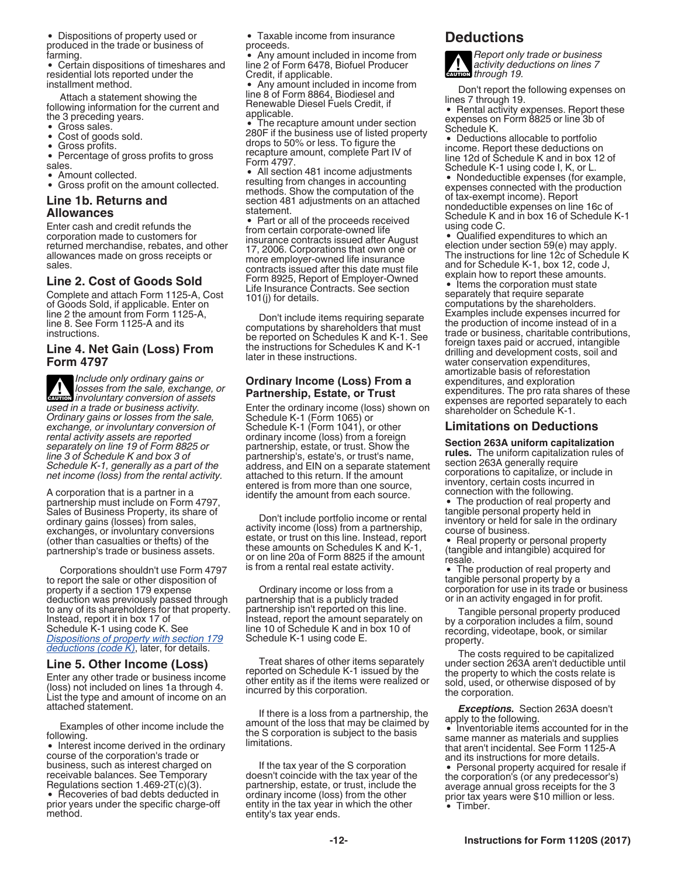- Dispositions of property used or produced in the trade or business of farming.
- Certain dispositions of timeshares and residential lots reported under the installment method.

Attach a statement showing the following information for the current and the 3 preceding years.

- Gross sales.
- Cost of goods sold.
- Gross profits.
- Percentage of gross profits to gross sales.
- Amount collected.
- Gross profit on the amount collected.

### Line 1b. Returns and Allowances

Enter cash and credit refunds the corporation made to customers for returned merchandise, rebates, and other allowances made on gross receipts or sales.

### Line 2. Cost of Goods Sold

Complete and attach Form 1125-A, Cost of Goods Sold, if applicable. Enter on line 2 the amount from Form 1125-A, line 8. See Form 1125-A and its instructions.

### Line 4. Net Gain (Loss) From Form 4797

**CAUTION** *Include only ordinary gains or losses from the sale, exchange, or involuntary conversion of assets used in a trade or business activity. Ordinary gains or losses from the sale, exchange, or involuntary conversion of rental activity assets are reported separately on line 19 of Form 8825 or line 3 of Schedule K and box 3 of Schedule K-1, generally as a part of the net income (loss) from the rental activity.*

A corporation that is a partner in a partnership must include on Form 4797, Sales of Business Property, its share of ordinary gains (losses) from sales, exchanges, or involuntary conversions (other than casualties or thefts) of the partnership's trade or business assets.

Corporations shouldn't use Form 4797 to report the sale or other disposition of property if a section 179 expense deduction was previously passed through to any of its shareholders for that property. Instead, report it in box 17 of Schedule K-1 using code K. See *Dispositions of property with section 179 deductions (code K)*, later, for details.

### Line 5. Other Income (Loss)

Enter any other trade or business income (loss) not included on lines 1a through 4. List the type and amount of income on an attached statement.

Examples of other income include the following.

- Interest income derived in the ordinary course of the corporation's trade or business, such as interest charged on receivable balances. See Temporary Regulations section 1.469-2T(c)(3).
- Recoveries of bad debts deducted in prior years under the specific charge-off method.
- Taxable income from insurance proceeds.
- Any amount included in income from line 2 of Form 6478, Biofuel Producer Credit, if applicable.
- Any amount included in income from line 8 of Form 8864, Biodiesel and Renewable Diesel Fuels Credit, if applicable.
- The recapture amount under section 280F if the business use of listed property drops to 50% or less. To figure the recapture amount, complete Part IV of Form 4797.
- All section 481 income adjustments resulting from changes in accounting methods. Show the computation of the section 481 adjustments on an attached statement.
- Part or all of the proceeds received from certain corporate-owned life insurance contracts issued after August 17, 2006. Corporations that own one or more employer-owned life insurance contracts issued after this date must file Form 8925, Report of Employer-Owned Life Insurance Contracts. See section 101(j) for details.

Don't include items requiring separate computations by shareholders that must be reported on Schedules K and K-1. See the instructions for Schedules K and K-1 later in these instructions.

#### Ordinary Income (Loss) From a Partnership, Estate, or Trust

Enter the ordinary income (loss) shown on Schedule K-1 (Form 1065) or Schedule K-1 (Form 1041), or other ordinary income (loss) from a foreign partnership, estate, or trust. Show the partnership's, estate's, or trust's name, address, and EIN on a separate statement attached to this return. If the amount entered is from more than one source, identify the amount from each source.

Don't include portfolio income or rental activity income (loss) from a partnership, estate, or trust on this line. Instead, report these amounts on Schedules K and K-1, or on line 20a of Form 8825 if the amount is from a rental real estate activity.

Ordinary income or loss from a partnership that is a publicly traded partnership isn't reported on this line. Instead, report the amount separately on line 10 of Schedule K and in box 10 of Schedule K-1 using code E.

Treat shares of other items separately reported on Schedule K-1 issued by the other entity as if the items were realized or incurred by this corporation.

If there is a loss from a partnership, the amount of the loss that may be claimed by the S corporation is subject to the basis limitations.

If the tax year of the S corporation doesn't coincide with the tax year of the partnership, estate, or trust, include the ordinary income (loss) from the other entity in the tax year in which the other entity's tax year ends.

## Deductions

**CAUTION** *Report only trade or business activity deductions on lines 7 through 19.*

Don't report the following expenses on lines 7 through 19.

- Rental activity expenses. Report these expenses on Form 8825 or line 3b of Schedule K.
- Deductions allocable to portfolio income. Report these deductions on line 12d of Schedule K and in box 12 of Schedule K-1 using code I, K, or L.
- Nondeductible expenses (for example, expenses connected with the production of tax-exempt income). Report nondeductible expenses on line 16c of Schedule K and in box 16 of Schedule K-1 using code C.
- Qualified expenditures to which an election under section 59(e) may apply. The instructions for line 12c of Schedule K and for Schedule K-1, box 12, code J, explain how to report these amounts.
- Items the corporation must state separately that require separate computations by the shareholders. Examples include expenses incurred for the production of income instead of in a trade or business, charitable contributions, foreign taxes paid or accrued, intangible drilling and development costs, soil and water conservation expenditures, amortizable basis of reforestation expenditures, and exploration expenditures. The pro rata shares of these expenses are reported separately to each shareholder on Schedule K-1.

### Limitations on Deductions

**Section 263A uniform capitalization rules.** The uniform capitalization rules of section 263A generally require corporations to capitalize, or include in inventory, certain costs incurred in connection with the following.

- The production of real property and tangible personal property held in inventory or held for sale in the ordinary course of business.
- Real property or personal property (tangible and intangible) acquired for resale.
- The production of real property and tangible personal property by a corporation for use in its trade or business or in an activity engaged in for profit.

Tangible personal property produced by a corporation includes a film, sound recording, videotape, book, or similar property.

The costs required to be capitalized under section 263A aren't deductible until the property to which the costs relate is sold, used, or otherwise disposed of by the corporation.

***Exceptions.*** Section 263A doesn't apply to the following.

- Inventoriable items accounted for in the same manner as materials and supplies that aren't incidental. See Form 1125-A and its instructions for more details.
- Personal property acquired for resale if the corporation's (or any predecessor's) average annual gross receipts for the 3 prior tax years were $10 million or less.
- Timber.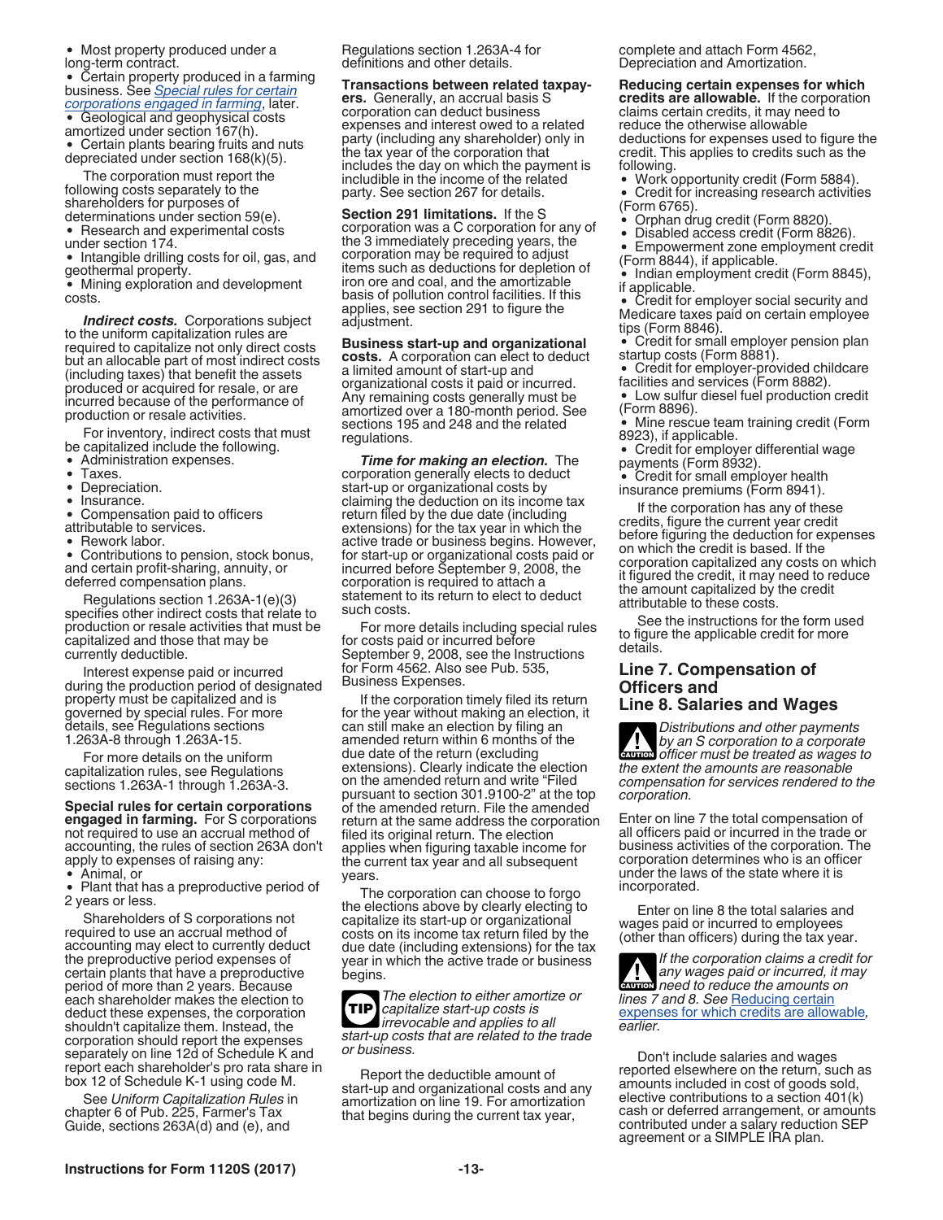- Most property produced under a long-term contract.
- Certain property produced in a farming business. See *Special rules for certain corporations engaged in farming*, later.
- Geological and geophysical costs amortized under section 167(h).
- Certain plants bearing fruits and nuts depreciated under section 168(k)(5).

The corporation must report the following costs separately to the shareholders for purposes of determinations under section 59(e).

- Research and experimental costs under section 174.
- Intangible drilling costs for oil, gas, and geothermal property.
- Mining exploration and development costs.

***Indirect costs.*** Corporations subject to the uniform capitalization rules are required to capitalize not only direct costs but an allocable part of most indirect costs (including taxes) that benefit the assets produced or acquired for resale, or are incurred because of the performance of production or resale activities.

For inventory, indirect costs that must be capitalized include the following.

- Administration expenses.
- Taxes.
- Depreciation.
- Insurance.
- Compensation paid to officers attributable to services.
- Rework labor.
- Contributions to pension, stock bonus, and certain profit-sharing, annuity, or deferred compensation plans.

Regulations section 1.263A-1(e)(3) specifies other indirect costs that relate to production or resale activities that must be capitalized and those that may be currently deductible.

Interest expense paid or incurred during the production period of designated property must be capitalized and is governed by special rules. For more details, see Regulations sections 1.263A-8 through 1.263A-15.

For more details on the uniform capitalization rules, see Regulations sections 1.263A-1 through 1.263A-3.

**Special rules for certain corporations engaged in farming.** For S corporations not required to use an accrual method of accounting, the rules of section 263A don't apply to expenses of raising any:

- Animal, or
- Plant that has a preproductive period of 2 years or less.

Shareholders of S corporations not required to use an accrual method of accounting may elect to currently deduct the preproductive period expenses of certain plants that have a preproductive period of more than 2 years. Because each shareholder makes the election to deduct these expenses, the corporation shouldn't capitalize them. Instead, the corporation should report the expenses separately on line 12d of Schedule K and report each shareholder's pro rata share in box 12 of Schedule K-1 using code M.

See *Uniform Capitalization Rules* in chapter 6 of Pub. 225, Farmer's Tax Guide, sections 263A(d) and (e), and Regulations section 1.263A-4 for definitions and other details.

**Transactions between related taxpayers.** Generally, an accrual basis S corporation can deduct business expenses and interest owed to a related party (including any shareholder) only in the tax year of the corporation that includes the day on which the payment is includible in the income of the related party. See section 267 for details.

**Section 291 limitations.** If the S corporation was a C corporation for any of the 3 immediately preceding years, the corporation may be required to adjust items such as deductions for depletion of iron ore and coal, and the amortizable basis of pollution control facilities. If this applies, see section 291 to figure the adjustment.

**Business start-up and organizational costs.** A corporation can elect to deduct a limited amount of start-up and organizational costs it paid or incurred. Any remaining costs generally must be amortized over a 180-month period. See sections 195 and 248 and the related regulations.

***Time for making an election.*** The corporation generally elects to deduct start-up or organizational costs by claiming the deduction on its income tax return filed by the due date (including extensions) for the tax year in which the active trade or business begins. However, for start-up or organizational costs paid or incurred before September 9, 2008, the corporation is required to attach a statement to its return to elect to deduct such costs.

For more details including special rules for costs paid or incurred before September 9, 2008, see the Instructions for Form 4562. Also see Pub. 535, Business Expenses.

If the corporation timely filed its return for the year without making an election, it can still make an election by filing an amended return within 6 months of the due date of the return (excluding extensions). Clearly indicate the election on the amended return and write "Filed pursuant to section 301.9100-2" at the top of the amended return. File the amended return at the same address the corporation filed its original return. The election applies when figuring taxable income for the current tax year and all subsequent years.

The corporation can choose to forgo the elections above by clearly electing to capitalize its start-up or organizational costs on its income tax return filed by the due date (including extensions) for the tax year in which the active trade or business begins.

**TIP** *The election to either amortize or capitalize start-up costs is irrevocable and applies to all start-up costs that are related to the trade or business.*

Report the deductible amount of start-up and organizational costs and any amortization on line 19. For amortization that begins during the current tax year, complete and attach Form 4562, Depreciation and Amortization.

**Reducing certain expenses for which credits are allowable.** If the corporation claims certain credits, it may need to reduce the otherwise allowable deductions for expenses used to figure the credit. This applies to credits such as the following.

- Work opportunity credit (Form 5884).
- Credit for increasing research activities (Form 6765).
- Orphan drug credit (Form 8820).
- Disabled access credit (Form 8826).
- Empowerment zone employment credit (Form 8844), if applicable.
- Indian employment credit (Form 8845), if applicable.
- Credit for employer social security and Medicare taxes paid on certain employee tips (Form 8846).
- Credit for small employer pension plan startup costs (Form 8881).
- Credit for employer-provided childcare facilities and services (Form 8882).
- Low sulfur diesel fuel production credit (Form 8896).
- Mine rescue team training credit (Form 8923), if applicable.
- Credit for employer differential wage payments (Form 8932).
- Credit for small employer health insurance premiums (Form 8941).

If the corporation has any of these credits, figure the current year credit before figuring the deduction for expenses on which the credit is based. If the corporation capitalized any costs on which it figured the credit, it may need to reduce the amount capitalized by the credit attributable to these costs.

See the instructions for the form used to figure the applicable credit for more details.

## Line 7. Compensation of Officers and Line 8. Salaries and Wages

**CAUTION** *Distributions and other payments by an S corporation to a corporate officer must be treated as wages to the extent the amounts are reasonable compensation for services rendered to the corporation.*

Enter on line 7 the total compensation of all officers paid or incurred in the trade or business activities of the corporation. The corporation determines who is an officer under the laws of the state where it is incorporated.

Enter on line 8 the total salaries and wages paid or incurred to employees (other than officers) during the tax year.

**CAUTION** *If the corporation claims a credit for any wages paid or incurred, it may need to reduce the amounts on lines 7 and 8. See Reducing certain expenses for which credits are allowable, earlier.*

Don't include salaries and wages reported elsewhere on the return, such as amounts included in cost of goods sold, elective contributions to a section 401(k) cash or deferred arrangement, or amounts contributed under a salary reduction SEP agreement or a SIMPLE IRA plan.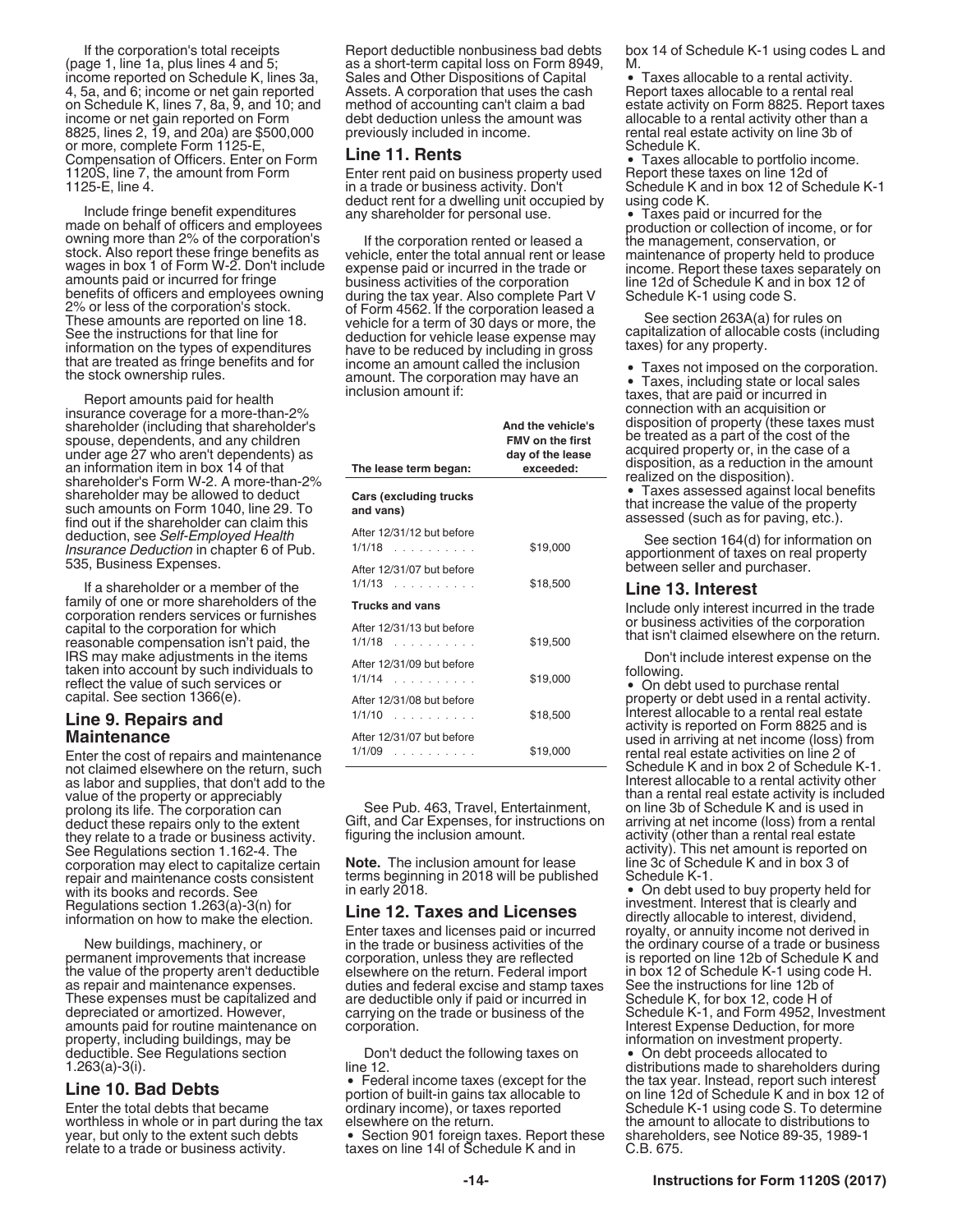If the corporation's total receipts (page 1, line 1a, plus lines 4 and 5; income reported on Schedule K, lines 3a, 4, 5a, and 6; income or net gain reported on Schedule K, lines 7, 8a, 9, and 10; and income or net gain reported on Form 8825, lines 2, 19, and 20a) are $500,000 or more, complete Form 1125-E, Compensation of Officers. Enter on Form 1120S, line 7, the amount from Form 1125-E, line 4.

Include fringe benefit expenditures made on behalf of officers and employees owning more than 2% of the corporation's stock. Also report these fringe benefits as wages in box 1 of Form W-2. Don't include amounts paid or incurred for fringe benefits of officers and employees owning 2% or less of the corporation's stock. These amounts are reported on line 18. See the instructions for that line for information on the types of expenditures that are treated as fringe benefits and for the stock ownership rules.

Report amounts paid for health insurance coverage for a more-than-2% shareholder (including that shareholder's spouse, dependents, and any children under age 27 who aren't dependents) as an information item in box 14 of that shareholder's Form W-2. A more-than-2% shareholder may be allowed to deduct such amounts on Form 1040, line 29. To find out if the shareholder can claim this deduction, see *Self-Employed Health Insurance Deduction* in chapter 6 of Pub. 535, Business Expenses.

If a shareholder or a member of the family of one or more shareholders of the corporation renders services or furnishes capital to the corporation for which reasonable compensation isn't paid, the IRS may make adjustments in the items taken into account by such individuals to reflect the value of such services or capital. See section 1366(e).

## Line 9. Repairs and Maintenance

Enter the cost of repairs and maintenance not claimed elsewhere on the return, such as labor and supplies, that don't add to the value of the property or appreciably prolong its life. The corporation can deduct these repairs only to the extent they relate to a trade or business activity. See Regulations section 1.162-4. The corporation may elect to capitalize certain repair and maintenance costs consistent with its books and records. See Regulations section 1.263(a)-3(n) for information on how to make the election.

New buildings, machinery, or permanent improvements that increase the value of the property aren't deductible as repair and maintenance expenses. These expenses must be capitalized and depreciated or amortized. However, amounts paid for routine maintenance on property, including buildings, may be deductible. See Regulations section 1.263(a)-3(i).

## Line 10. Bad Debts

Enter the total debts that became worthless in whole or in part during the tax year, but only to the extent such debts relate to a trade or business activity.

Report deductible nonbusiness bad debts as a short-term capital loss on Form 8949, Sales and Other Dispositions of Capital Assets. A corporation that uses the cash method of accounting can't claim a bad debt deduction unless the amount was previously included in income.

## Line 11. Rents

Enter rent paid on business property used in a trade or business activity. Don't deduct rent for a dwelling unit occupied by any shareholder for personal use.

If the corporation rented or leased a vehicle, enter the total annual rent or lease expense paid or incurred in the trade or business activities of the corporation during the tax year. Also complete Part V of Form 4562. If the corporation leased a vehicle for a term of 30 days or more, the deduction for vehicle lease expense may have to be reduced by including in gross income an amount called the inclusion amount. The corporation may have an inclusion amount if:

| The lease term began: | And the vehicle's FMV on the first day of the lease exceeded: |
|---|---|
| **Cars (excluding trucks and vans)** | |
| After 12/31/12 but before 1/1/18 | $19,000 |
| After 12/31/07 but before 1/1/13 | $18,500 |
| **Trucks and vans** | |
| After 12/31/13 but before 1/1/18 | $19,500 |
| After 12/31/09 but before 1/1/14 | $19,000 |
| After 12/31/08 but before 1/1/10 | $18,500 |
| After 12/31/07 but before 1/1/09 | $19,000 |

See Pub. 463, Travel, Entertainment, Gift, and Car Expenses, for instructions on figuring the inclusion amount.

**Note.** The inclusion amount for lease terms beginning in 2018 will be published in early 2018.

## Line 12. Taxes and Licenses

Enter taxes and licenses paid or incurred in the trade or business activities of the corporation, unless they are reflected elsewhere on the return. Federal import duties and federal excise and stamp taxes are deductible only if paid or incurred in carrying on the trade or business of the corporation.

Don't deduct the following taxes on line 12.

- Federal income taxes (except for the portion of built-in gains tax allocable to ordinary income), or taxes reported elsewhere on the return.
- Section 901 foreign taxes. Report these taxes on line 14l of Schedule K and in box 14 of Schedule K-1 using codes L and M.
- Taxes allocable to a rental activity. Report taxes allocable to a rental real estate activity on Form 8825. Report taxes allocable to a rental activity other than a rental real estate activity on line 3b of Schedule K.
- Taxes allocable to portfolio income. Report these taxes on line 12d of Schedule K and in box 12 of Schedule K-1 using code K.
- Taxes paid or incurred for the production or collection of income, or for the management, conservation, or maintenance of property held to produce income. Report these taxes separately on line 12d of Schedule K and in box 12 of Schedule K-1 using code S.

See section 263A(a) for rules on capitalization of allocable costs (including taxes) for any property.

- Taxes not imposed on the corporation.
- Taxes, including state or local sales taxes, that are paid or incurred in connection with an acquisition or disposition of property (these taxes must be treated as a part of the cost of the acquired property or, in the case of a disposition, as a reduction in the amount realized on the disposition).
- Taxes assessed against local benefits that increase the value of the property assessed (such as for paving, etc.).

See section 164(d) for information on apportionment of taxes on real property between seller and purchaser.

## Line 13. Interest

Include only interest incurred in the trade or business activities of the corporation that isn't claimed elsewhere on the return.

Don't include interest expense on the following.

- On debt used to purchase rental property or debt used in a rental activity. Interest allocable to a rental real estate activity is reported on Form 8825 and is used in arriving at net income (loss) from rental real estate activities on line 2 of Schedule K and in box 2 of Schedule K-1. Interest allocable to a rental activity other than a rental real estate activity is included on line 3b of Schedule K and is used in arriving at net income (loss) from a rental activity (other than a rental real estate activity). This net amount is reported on line 3c of Schedule K and in box 3 of Schedule K-1.
- On debt used to buy property held for investment. Interest that is clearly and directly allocable to interest, dividend, royalty, or annuity income not derived in the ordinary course of a trade or business is reported on line 12b of Schedule K and in box 12 of Schedule K-1 using code H. See the instructions for line 12b of Schedule K, for box 12, code H of Schedule K-1, and Form 4952, Investment Interest Expense Deduction, for more information on investment property.
- On debt proceeds allocated to distributions made to shareholders during the tax year. Instead, report such interest on line 12d of Schedule K and in box 12 of Schedule K-1 using code S. To determine the amount to allocate to distributions to shareholders, see Notice 89-35, 1989-1 C.B. 675.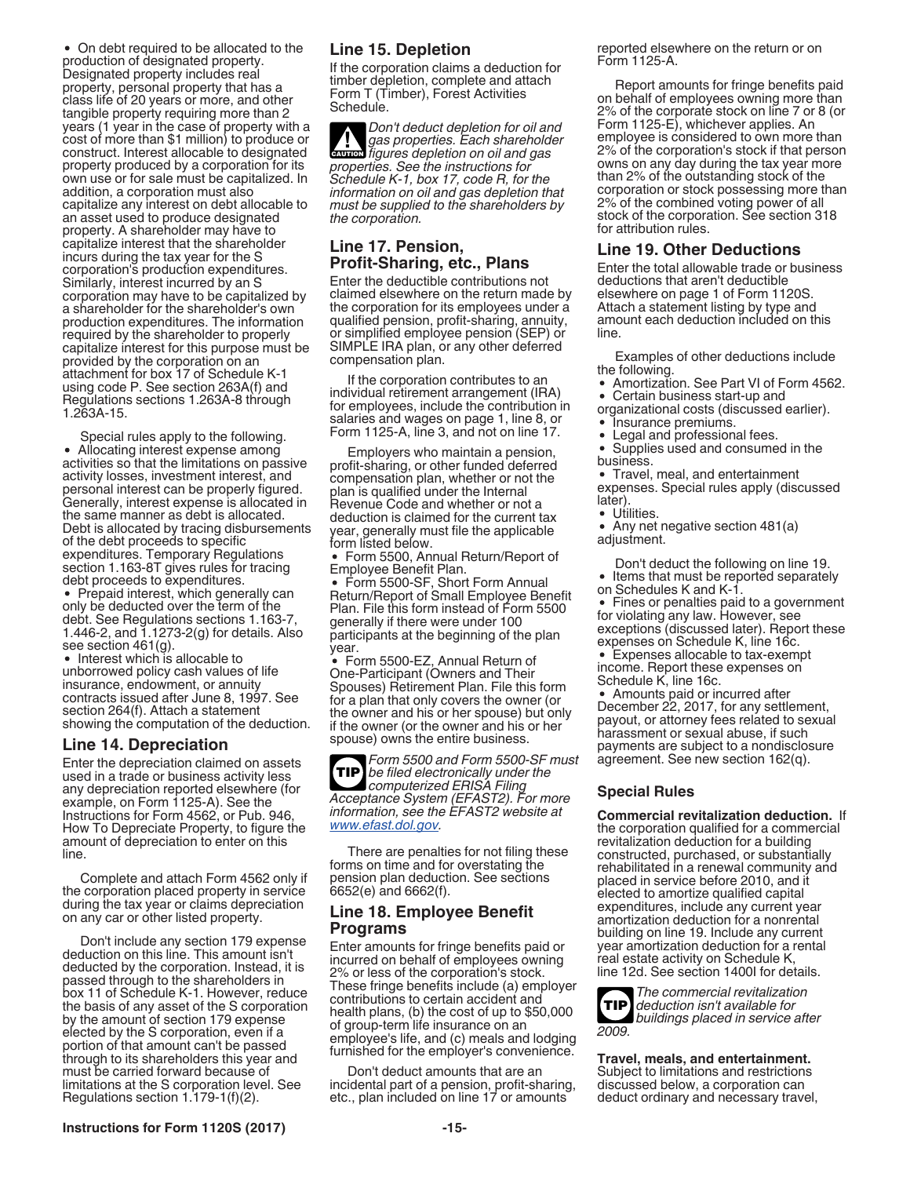- On debt required to be allocated to the production of designated property. Designated property includes real property, personal property that has a class life of 20 years or more, and other tangible property requiring more than 2 years (1 year in the case of property with a cost of more than $1 million) to produce or construct. Interest allocable to designated property produced by a corporation for its own use or for sale must be capitalized. In addition, a corporation must also capitalize any interest on debt allocable to an asset used to produce designated property. A shareholder may have to capitalize interest that the shareholder incurs during the tax year for the S corporation's production expenditures. Similarly, interest incurred by an S corporation may have to be capitalized by a shareholder for the shareholder's own production expenditures. The information required by the shareholder to properly capitalize interest for this purpose must be provided by the corporation on an attachment for box 17 of Schedule K-1 using code P. See section 263A(f) and Regulations sections 1.263A-8 through 1.263A-15.

Special rules apply to the following.

- Allocating interest expense among activities so that the limitations on passive activity losses, investment interest, and personal interest can be properly figured. Generally, interest expense is allocated in the same manner as debt is allocated. Debt is allocated by tracing disbursements of the debt proceeds to specific expenditures. Temporary Regulations section 1.163-8T gives rules for tracing debt proceeds to expenditures.
- Prepaid interest, which generally can only be deducted over the term of the debt. See Regulations sections 1.163-7, 1.446-2, and 1.1273-2(g) for details. Also see section 461(g).
- Interest which is allocable to unborrowed policy cash values of life insurance, endowment, or annuity contracts issued after June 8, 1997. See section 264(f). Attach a statement showing the computation of the deduction.

## Line 14. Depreciation

Enter the depreciation claimed on assets used in a trade or business activity less any depreciation reported elsewhere (for example, on Form 1125-A). See the Instructions for Form 4562, or Pub. 946, How To Depreciate Property, to figure the amount of depreciation to enter on this line.

Complete and attach Form 4562 only if the corporation placed property in service during the tax year or claims depreciation on any car or other listed property.

Don't include any section 179 expense deduction on this line. This amount isn't deducted by the corporation. Instead, it is passed through to the shareholders in box 11 of Schedule K-1. However, reduce the basis of any asset of the S corporation by the amount of section 179 expense elected by the S corporation, even if a portion of that amount can't be passed through to its shareholders this year and must be carried forward because of limitations at the S corporation level. See Regulations section 1.179-1(f)(2).

## Line 15. Depletion

If the corporation claims a deduction for timber depletion, complete and attach Form T (Timber), Forest Activities Schedule.

**CAUTION** *Don't deduct depletion for oil and gas properties. Each shareholder figures depletion on oil and gas properties. See the instructions for Schedule K-1, box 17, code R, for the information on oil and gas depletion that must be supplied to the shareholders by the corporation.*

## Line 17. Pension, Profit-Sharing, etc., Plans

Enter the deductible contributions not claimed elsewhere on the return made by the corporation for its employees under a qualified pension, profit-sharing, annuity, or simplified employee pension (SEP) or SIMPLE IRA plan, or any other deferred compensation plan.

If the corporation contributes to an individual retirement arrangement (IRA) for employees, include the contribution in salaries and wages on page 1, line 8, or Form 1125-A, line 3, and not on line 17.

Employers who maintain a pension, profit-sharing, or other funded deferred compensation plan, whether or not the plan is qualified under the Internal Revenue Code and whether or not a deduction is claimed for the current tax year, generally must file the applicable form listed below.

- Form 5500, Annual Return/Report of Employee Benefit Plan.
- Form 5500-SF, Short Form Annual Return/Report of Small Employee Benefit Plan. File this form instead of Form 5500 generally if there were under 100 participants at the beginning of the plan year.
- Form 5500-EZ, Annual Return of One-Participant (Owners and Their Spouses) Retirement Plan. File this form for a plan that only covers the owner (or the owner and his or her spouse) but only if the owner (or the owner and his or her spouse) owns the entire business.

**TIP** *Form 5500 and Form 5500-SF must be filed electronically under the computerized ERISA Filing Acceptance System (EFAST2). For more information, see the EFAST2 website at www.efast.dol.gov.*

There are penalties for not filing these forms on time and for overstating the pension plan deduction. See sections 6652(e) and 6662(f).

## Line 18. Employee Benefit Programs

Enter amounts for fringe benefits paid or incurred on behalf of employees owning 2% or less of the corporation's stock. These fringe benefits include (a) employer contributions to certain accident and health plans, (b) the cost of up to $50,000 of group-term life insurance on an employee's life, and (c) meals and lodging furnished for the employer's convenience.

Don't deduct amounts that are an incidental part of a pension, profit-sharing, etc., plan included on line 17 or amounts reported elsewhere on the return or on Form 1125-A.

Report amounts for fringe benefits paid on behalf of employees owning more than 2% of the corporate stock on line 7 or 8 (or Form 1125-E), whichever applies. An employee is considered to own more than 2% of the corporation's stock if that person owns on any day during the tax year more than 2% of the outstanding stock of the corporation or stock possessing more than 2% of the combined voting power of all stock of the corporation. See section 318 for attribution rules.

## Line 19. Other Deductions

Enter the total allowable trade or business deductions that aren't deductible elsewhere on page 1 of Form 1120S. Attach a statement listing by type and amount each deduction included on this line.

Examples of other deductions include the following.

- Amortization. See Part VI of Form 4562.
- Certain business start-up and organizational costs (discussed earlier).
- Insurance premiums.
- Legal and professional fees.
- Supplies used and consumed in the business.
- Travel, meal, and entertainment expenses. Special rules apply (discussed later).
- Utilities.
- Any net negative section 481(a) adjustment.

Don't deduct the following on line 19.

- Items that must be reported separately on Schedules K and K-1.
- Fines or penalties paid to a government for violating any law. However, see exceptions (discussed later). Report these expenses on Schedule K, line 16c.
- Expenses allocable to tax-exempt income. Report these expenses on Schedule K, line 16c.
- Amounts paid or incurred after December 22, 2017, for any settlement, payout, or attorney fees related to sexual harassment or sexual abuse, if such payments are subject to a nondisclosure agreement. See new section 162(q).

### Special Rules

**Commercial revitalization deduction.** If the corporation qualified for a commercial revitalization deduction for a building constructed, purchased, or substantially rehabilitated in a renewal community and placed in service before 2010, and it elected to amortize qualified capital expenditures, include any current year amortization deduction for a nonrental building on line 19. Include any current year amortization deduction for a rental real estate activity on Schedule K, line 12d. See section 1400I for details.

**TIP** *The commercial revitalization deduction isn't available for buildings placed in service after 2009.*

**Travel, meals, and entertainment.** Subject to limitations and restrictions discussed below, a corporation can deduct ordinary and necessary travel,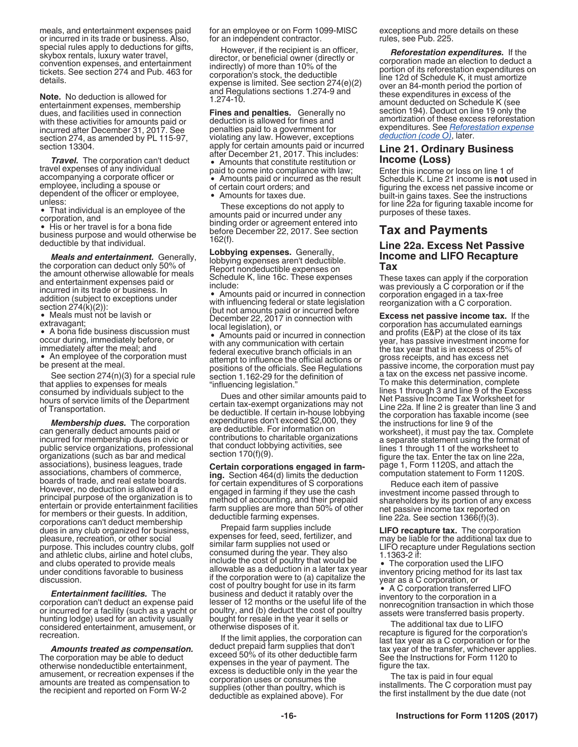meals, and entertainment expenses paid or incurred in its trade or business. Also, special rules apply to deductions for gifts, skybox rentals, luxury water travel, convention expenses, and entertainment tickets. See section 274 and Pub. 463 for details.

**Note.** No deduction is allowed for entertainment expenses, membership dues, and facilities used in connection with these activities for amounts paid or incurred after December 31, 2017. See section 274, as amended by PL 115-97, section 13304.

***Travel.*** The corporation can't deduct travel expenses of any individual accompanying a corporate officer or employee, including a spouse or dependent of the officer or employee, unless:

- That individual is an employee of the corporation, and
- His or her travel is for a bona fide business purpose and would otherwise be deductible by that individual.

***Meals and entertainment.*** Generally, the corporation can deduct only 50% of the amount otherwise allowable for meals and entertainment expenses paid or incurred in its trade or business. In addition (subject to exceptions under section 274(k)(2)):

- Meals must not be lavish or extravagant;
- A bona fide business discussion must occur during, immediately before, or immediately after the meal; and
- An employee of the corporation must be present at the meal.

See section 274(n)(3) for a special rule that applies to expenses for meals consumed by individuals subject to the hours of service limits of the Department of Transportation.

***Membership dues.*** The corporation can generally deduct amounts paid or incurred for membership dues in civic or public service organizations, professional organizations (such as bar and medical associations), business leagues, trade associations, chambers of commerce, boards of trade, and real estate boards. However, no deduction is allowed if a principal purpose of the organization is to entertain or provide entertainment facilities for members or their guests. In addition, corporations can't deduct membership dues in any club organized for business, pleasure, recreation, or other social purpose. This includes country clubs, golf and athletic clubs, airline and hotel clubs, and clubs operated to provide meals under conditions favorable to business discussion.

***Entertainment facilities.*** The corporation can't deduct an expense paid or incurred for a facility (such as a yacht or hunting lodge) used for an activity usually considered entertainment, amusement, or recreation.

***Amounts treated as compensation.*** The corporation may be able to deduct otherwise nondeductible entertainment, amusement, or recreation expenses if the amounts are treated as compensation to the recipient and reported on Form W-2 for an employee or on Form 1099-MISC for an independent contractor.

However, if the recipient is an officer, director, or beneficial owner (directly or indirectly) of more than 10% of the corporation's stock, the deductible expense is limited. See section 274(e)(2) and Regulations sections 1.274-9 and 1.274-10.

**Fines and penalties.** Generally no deduction is allowed for fines and penalties paid to a government for violating any law. However, exceptions apply for certain amounts paid or incurred after December 21, 2017. This includes:

- Amounts that constitute restitution or paid to come into compliance with law;
- Amounts paid or incurred as the result of certain court orders; and
- Amounts for taxes due.

These exceptions do not apply to amounts paid or incurred under any binding order or agreement entered into before December 22, 2017. See section 162(f).

**Lobbying expenses.** Generally, lobbying expenses aren't deductible. Report nondeductible expenses on Schedule K, line 16c. These expenses include:

- Amounts paid or incurred in connection with influencing federal or state legislation (but not amounts paid or incurred before December 22, 2017 in connection with local legislation), or
- Amounts paid or incurred in connection with any communication with certain federal executive branch officials in an attempt to influence the official actions or positions of the officials. See Regulations section 1.162-29 for the definition of "influencing legislation."

Dues and other similar amounts paid to certain tax-exempt organizations may not be deductible. If certain in-house lobbying expenditures don't exceed $2,000, they are deductible. For information on contributions to charitable organizations that conduct lobbying activities, see section 170(f)(9).

**Certain corporations engaged in farming.** Section 464(d) limits the deduction for certain expenditures of S corporations engaged in farming if they use the cash method of accounting, and their prepaid farm supplies are more than 50% of other deductible farming expenses.

Prepaid farm supplies include expenses for feed, seed, fertilizer, and similar farm supplies not used or consumed during the year. They also include the cost of poultry that would be allowable as a deduction in a later tax year if the corporation were to (a) capitalize the cost of poultry bought for use in its farm business and deduct it ratably over the lesser of 12 months or the useful life of the poultry, and (b) deduct the cost of poultry bought for resale in the year it sells or otherwise disposes of it.

If the limit applies, the corporation can deduct prepaid farm supplies that don't exceed 50% of its other deductible farm expenses in the year of payment. The excess is deductible only in the year the corporation uses or consumes the supplies (other than poultry, which is deductible as explained above). For exceptions and more details on these rules, see Pub. 225.

***Reforestation expenditures.*** If the corporation made an election to deduct a portion of its reforestation expenditures on line 12d of Schedule K, it must amortize over an 84-month period the portion of these expenditures in excess of the amount deducted on Schedule K (see section 194). Deduct on line 19 only the amortization of these excess reforestation expenditures. See *Reforestation expense deduction (code O)*, later.

### Line 21. Ordinary Business Income (Loss)

Enter this income or loss on line 1 of Schedule K. Line 21 income is **not** used in figuring the excess net passive income or built-in gains taxes. See the instructions for line 22a for figuring taxable income for purposes of these taxes.

## Tax and Payments

### Line 22a. Excess Net Passive Income and LIFO Recapture Tax

These taxes can apply if the corporation was previously a C corporation or if the corporation engaged in a tax-free reorganization with a C corporation.

**Excess net passive income tax.** If the corporation has accumulated earnings and profits (E&P) at the close of its tax year, has passive investment income for the tax year that is in excess of 25% of gross receipts, and has excess net passive income, the corporation must pay a tax on the excess net passive income. To make this determination, complete lines 1 through 3 and line 9 of the Excess Net Passive Income Tax Worksheet for Line 22a. If line 2 is greater than line 3 and the corporation has taxable income (see the instructions for line 9 of the worksheet), it must pay the tax. Complete a separate statement using the format of lines 1 through 11 of the worksheet to figure the tax. Enter the tax on line 22a, page 1, Form 1120S, and attach the computation statement to Form 1120S.

Reduce each item of passive investment income passed through to shareholders by its portion of any excess net passive income tax reported on line 22a. See section 1366(f)(3).

**LIFO recapture tax.** The corporation may be liable for the additional tax due to LIFO recapture under Regulations section 1.1363-2 if:

- The corporation used the LIFO inventory pricing method for its last tax year as a C corporation, or
- A C corporation transferred LIFO inventory to the corporation in a nonrecognition transaction in which those assets were transferred basis property.

The additional tax due to LIFO recapture is figured for the corporation's last tax year as a C corporation or for the tax year of the transfer, whichever applies. See the Instructions for Form 1120 to figure the tax.

The tax is paid in four equal installments. The C corporation must pay the first installment by the due date (not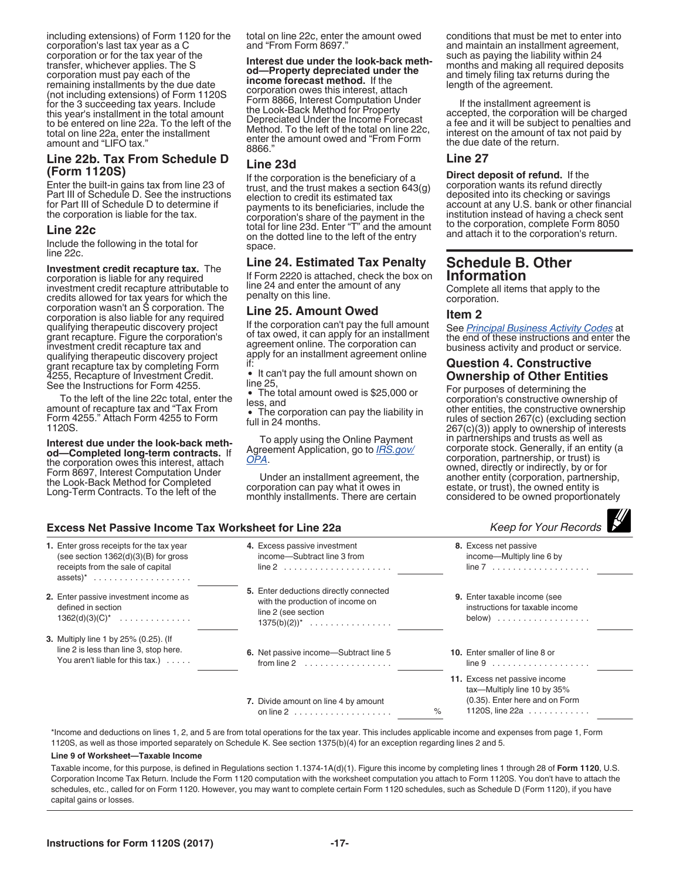including extensions) of Form 1120 for the corporation's last tax year as a C corporation or for the tax year of the transfer, whichever applies. The S corporation must pay each of the remaining installments by the due date (not including extensions) of Form 1120S for the 3 succeeding tax years. Include this year's installment in the total amount to be entered on line 22a. To the left of the total on line 22a, enter the installment amount and "LIFO tax."

### Line 22b. Tax From Schedule D (Form 1120S)

Enter the built-in gains tax from line 23 of Part III of Schedule D. See the instructions for Part III of Schedule D to determine if the corporation is liable for the tax.

### Line 22c

Include the following in the total for line 22c.

**Investment credit recapture tax.** The corporation is liable for any required investment credit recapture attributable to credits allowed for tax years for which the corporation wasn't an S corporation. The corporation is also liable for any required qualifying therapeutic discovery project grant recapture. Figure the corporation's investment credit recapture tax and qualifying therapeutic discovery project grant recapture tax by completing Form 4255, Recapture of Investment Credit. See the Instructions for Form 4255.

To the left of the line 22c total, enter the amount of recapture tax and "Tax From Form 4255." Attach Form 4255 to Form 1120S.

**Interest due under the look-back method—Completed long-term contracts.** If the corporation owes this interest, attach Form 8697, Interest Computation Under the Look-Back Method for Completed Long-Term Contracts. To the left of the total on line 22c, enter the amount owed and "From Form 8697."

**Interest due under the look-back method—Property depreciated under the income forecast method.** If the corporation owes this interest, attach Form 8866, Interest Computation Under the Look-Back Method for Property Depreciated Under the Income Forecast Method. To the left of the total on line 22c, enter the amount owed and "From Form 8866."

### Line 23d

If the corporation is the beneficiary of a trust, and the trust makes a section 643(g) election to credit its estimated tax payments to its beneficiaries, include the corporation's share of the payment in the total for line 23d. Enter "T" and the amount on the dotted line to the left of the entry space.

### Line 24. Estimated Tax Penalty

If Form 2220 is attached, check the box on line 24 and enter the amount of any penalty on this line.

### Line 25. Amount Owed

If the corporation can't pay the full amount of tax owed, it can apply for an installment agreement online. The corporation can apply for an installment agreement online if:

- It can't pay the full amount shown on line 25,
- The total amount owed is $25,000 or less, and
- The corporation can pay the liability in full in 24 months.

To apply using the Online Payment Agreement Application, go to *IRS.gov/OPA*.

Under an installment agreement, the corporation can pay what it owes in monthly installments. There are certain conditions that must be met to enter into and maintain an installment agreement, such as paying the liability within 24 months and making all required deposits and timely filing tax returns during the length of the agreement.

If the installment agreement is accepted, the corporation will be charged a fee and it will be subject to penalties and interest on the amount of tax not paid by the due date of the return.

### Line 27

**Direct deposit of refund.** If the corporation wants its refund directly deposited into its checking or savings account at any U.S. bank or other financial institution instead of having a check sent to the corporation, complete Form 8050 and attach it to the corporation's return.

## Schedule B. Other Information

Complete all items that apply to the corporation.

### Item 2

See *Principal Business Activity Codes* at the end of these instructions and enter the business activity and product or service.

### Question 4. Constructive Ownership of Other Entities

For purposes of determining the corporation's constructive ownership of other entities, the constructive ownership rules of section 267(c) (excluding section 267(c)(3)) apply to ownership of interests in partnerships and trusts as well as corporate stock. Generally, if an entity (a corporation, partnership, or trust) is owned, directly or indirectly, by or for another entity (corporation, partnership, estate, or trust), the owned entity is considered to be owned proportionately

**Excess Net Passive Income Tax Worksheet for Line 22a** *Keep for Your Records*

| Line | Description | Amount |
|---|---|---|
| 1. | Enter gross receipts for the tax year (see section 1362(d)(3)(B) for gross receipts from the sale of capital assets)* | |
| 2. | Enter passive investment income as defined in section 1362(d)(3)(C)* | |
| 3. | Multiply line 1 by 25% (0.25). (If line 2 is less than line 3, stop here. You aren't liable for this tax.) | |
| 4. | Excess passive investment income—Subtract line 3 from line 2 | |
| 5. | Enter deductions directly connected with the production of income on line 2 (see section 1375(b)(2))* | |
| 6. | Net passive income—Subtract line 5 from line 2 | |
| 7. | Divide amount on line 4 by amount on line 2 | % |
| 8. | Excess net passive income—Multiply line 6 by line 7 | |
| 9. | Enter taxable income (see instructions for taxable income below) | |
| 10. | Enter smaller of line 8 or line 9 | |
| 11. | Excess net passive income tax—Multiply line 10 by 35% (0.35). Enter here and on Form 1120S, line 22a | |

*Income and deductions on lines 1, 2, and 5 are from total operations for the tax year. This includes applicable income and expenses from page 1, Form 1120S, as well as those imported separately on Schedule K. See section 1375(b)(4) for an exception regarding lines 2 and 5.

**Line 9 of Worksheet—Taxable Income**

Taxable income, for this purpose, is defined in Regulations section 1.1374-1A(d)(1). Figure this income by completing lines 1 through 28 of **Form 1120**, U.S. Corporation Income Tax Return. Include the Form 1120 computation with the worksheet computation you attach to Form 1120S. You don't have to attach the schedules, etc., called for on Form 1120. However, you may want to complete certain Form 1120 schedules, such as Schedule D (Form 1120), if you have capital gains or losses.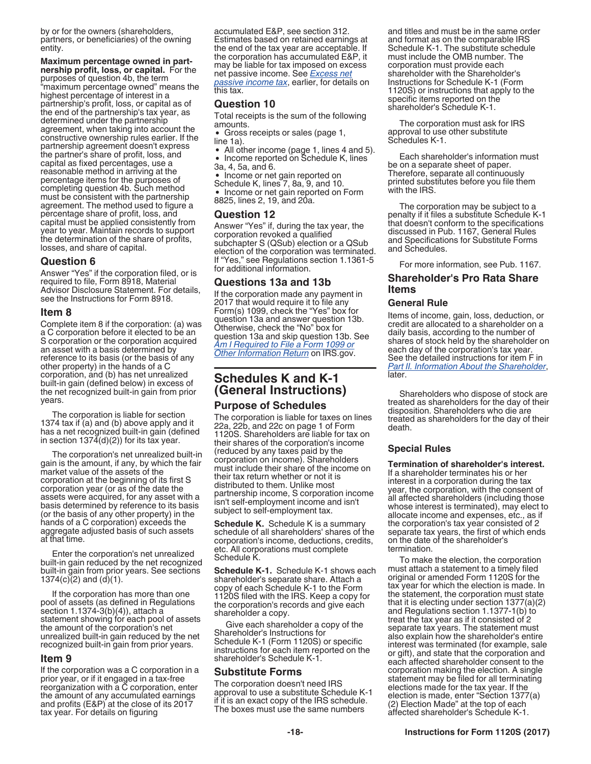by or for the owners (shareholders, partners, or beneficiaries) of the owning entity.

**Maximum percentage owned in partnership profit, loss, or capital.** For the purposes of question 4b, the term "maximum percentage owned" means the highest percentage of interest in a partnership's profit, loss, or capital as of the end of the partnership's tax year, as determined under the partnership agreement, when taking into account the constructive ownership rules earlier. If the partnership agreement doesn't express the partner's share of profit, loss, and capital as fixed percentages, use a reasonable method in arriving at the percentage items for the purposes of completing question 4b. Such method must be consistent with the partnership agreement. The method used to figure a percentage share of profit, loss, and capital must be applied consistently from year to year. Maintain records to support the determination of the share of profits, losses, and share of capital.

### Question 6

Answer "Yes" if the corporation filed, or is required to file, Form 8918, Material Advisor Disclosure Statement. For details, see the Instructions for Form 8918.

### Item 8

Complete item 8 if the corporation: (a) was a C corporation before it elected to be an S corporation or the corporation acquired an asset with a basis determined by reference to its basis (or the basis of any other property) in the hands of a C corporation, and (b) has net unrealized built-in gain (defined below) in excess of the net recognized built-in gain from prior years.

The corporation is liable for section 1374 tax if (a) and (b) above apply and it has a net recognized built-in gain (defined in section 1374(d)(2)) for its tax year.

The corporation's net unrealized built-in gain is the amount, if any, by which the fair market value of the assets of the corporation at the beginning of its first S corporation year (or as of the date the assets were acquired, for any asset with a basis determined by reference to its basis (or the basis of any other property) in the hands of a C corporation) exceeds the aggregate adjusted basis of such assets at that time.

Enter the corporation's net unrealized built-in gain reduced by the net recognized built-in gain from prior years. See sections 1374(c)(2) and (d)(1).

If the corporation has more than one pool of assets (as defined in Regulations section 1.1374-3(b)(4)), attach a statement showing for each pool of assets the amount of the corporation's net unrealized built-in gain reduced by the net recognized built-in gain from prior years.

### Item 9

If the corporation was a C corporation in a prior year, or if it engaged in a tax-free reorganization with a C corporation, enter the amount of any accumulated earnings and profits (E&P) at the close of its 2017 tax year. For details on figuring accumulated E&P, see section 312. Estimates based on retained earnings at the end of the tax year are acceptable. If the corporation has accumulated E&P, it may be liable for tax imposed on excess net passive income. See *Excess net passive income tax*, earlier, for details on this tax.

### Question 10

Total receipts is the sum of the following amounts.

- Gross receipts or sales (page 1, line 1a).
- All other income (page 1, lines 4 and 5).
- Income reported on Schedule K, lines 3a, 4, 5a, and 6.
- Income or net gain reported on Schedule K, lines 7, 8a, 9, and 10.
- Income or net gain reported on Form 8825, lines 2, 19, and 20a.

### Question 12

Answer "Yes" if, during the tax year, the corporation revoked a qualified subchapter S (QSub) election or a QSub election of the corporation was terminated. If "Yes," see Regulations section 1.1361-5 for additional information.

### Questions 13a and 13b

If the corporation made any payment in 2017 that would require it to file any Form(s) 1099, check the "Yes" box for question 13a and answer question 13b. Otherwise, check the "No" box for question 13a and skip question 13b. See *Am I Required to File a Form 1099 or Other Information Return* on IRS.gov.

## Schedules K and K-1 (General Instructions)

### Purpose of Schedules

The corporation is liable for taxes on lines 22a, 22b, and 22c on page 1 of Form 1120S. Shareholders are liable for tax on their shares of the corporation's income (reduced by any taxes paid by the corporation on income). Shareholders must include their share of the income on their tax return whether or not it is distributed to them. Unlike most partnership income, S corporation income isn't self-employment income and isn't subject to self-employment tax.

**Schedule K.** Schedule K is a summary schedule of all shareholders' shares of the corporation's income, deductions, credits, etc. All corporations must complete Schedule K.

**Schedule K-1.** Schedule K-1 shows each shareholder's separate share. Attach a copy of each Schedule K-1 to the Form 1120S filed with the IRS. Keep a copy for the corporation's records and give each shareholder a copy.

Give each shareholder a copy of the Shareholder's Instructions for Schedule K-1 (Form 1120S) or specific instructions for each item reported on the shareholder's Schedule K-1.

### Substitute Forms

The corporation doesn't need IRS approval to use a substitute Schedule K-1 if it is an exact copy of the IRS schedule. The boxes must use the same numbers and titles and must be in the same order and format as on the comparable IRS Schedule K-1. The substitute schedule must include the OMB number. The corporation must provide each shareholder with the Shareholder's Instructions for Schedule K-1 (Form 1120S) or instructions that apply to the specific items reported on the shareholder's Schedule K-1.

The corporation must ask for IRS approval to use other substitute Schedules K-1.

Each shareholder's information must be on a separate sheet of paper. Therefore, separate all continuously printed substitutes before you file them with the IRS.

The corporation may be subject to a penalty if it files a substitute Schedule K-1 that doesn't conform to the specifications discussed in Pub. 1167, General Rules and Specifications for Substitute Forms and Schedules.

For more information, see Pub. 1167.

### Shareholder's Pro Rata Share Items

#### General Rule

Items of income, gain, loss, deduction, or credit are allocated to a shareholder on a daily basis, according to the number of shares of stock held by the shareholder on each day of the corporation's tax year. See the detailed instructions for item F in *Part II. Information About the Shareholder*, later.

Shareholders who dispose of stock are treated as shareholders for the day of their disposition. Shareholders who die are treated as shareholders for the day of their death.

#### Special Rules

**Termination of shareholder's interest.** If a shareholder terminates his or her interest in a corporation during the tax year, the corporation, with the consent of all affected shareholders (including those whose interest is terminated), may elect to allocate income and expenses, etc., as if the corporation's tax year consisted of 2 separate tax years, the first of which ends on the date of the shareholder's termination.

To make the election, the corporation must attach a statement to a timely filed original or amended Form 1120S for the tax year for which the election is made. In the statement, the corporation must state that it is electing under section 1377(a)(2) and Regulations section 1.1377-1(b) to treat the tax year as if it consisted of 2 separate tax years. The statement must also explain how the shareholder's entire interest was terminated (for example, sale or gift), and state that the corporation and each affected shareholder consent to the corporation making the election. A single statement may be filed for all terminating elections made for the tax year. If the election is made, enter "Section 1377(a)(2) Election Made" at the top of each affected shareholder's Schedule K-1.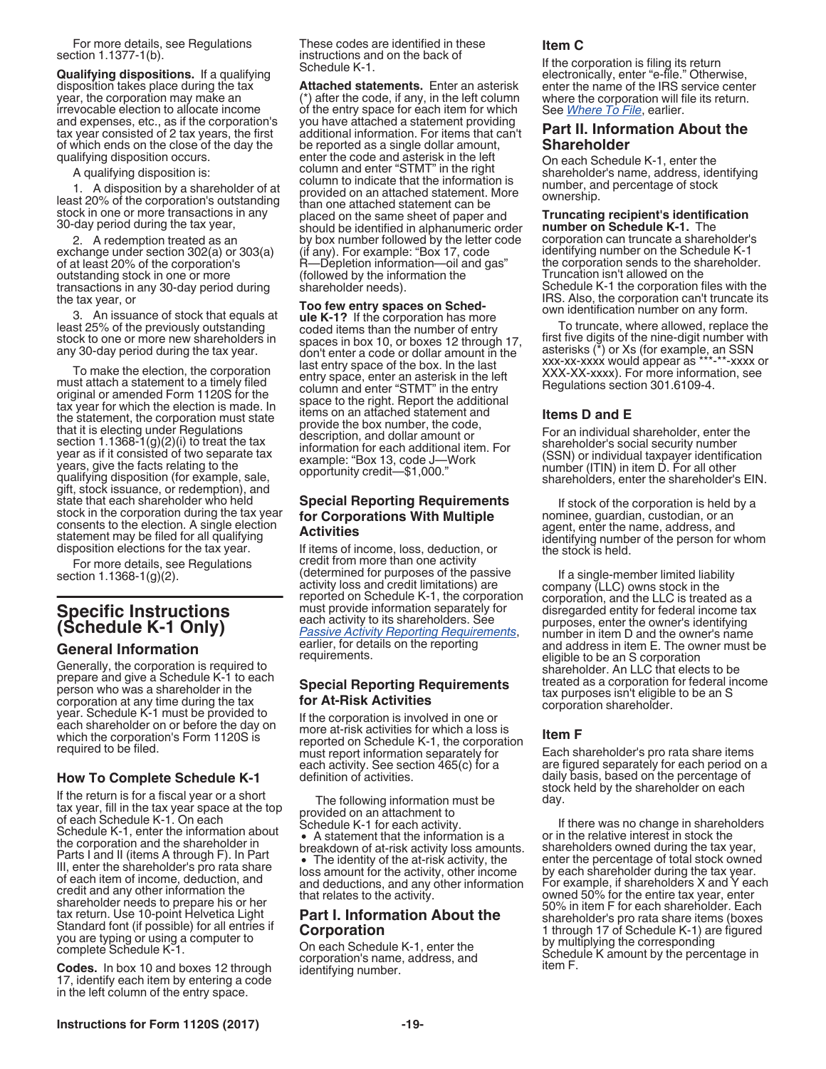For more details, see Regulations section 1.1377-1(b).

**Qualifying dispositions.** If a qualifying disposition takes place during the tax year, the corporation may make an irrevocable election to allocate income and expenses, etc., as if the corporation's tax year consisted of 2 tax years, the first of which ends on the close of the day the qualifying disposition occurs.

A qualifying disposition is:

1. A disposition by a shareholder of at least 20% of the corporation's outstanding stock in one or more transactions in any 30-day period during the tax year,

2. A redemption treated as an exchange under section 302(a) or 303(a) of at least 20% of the corporation's outstanding stock in one or more transactions in any 30-day period during the tax year, or

3. An issuance of stock that equals at least 25% of the previously outstanding stock to one or more new shareholders in any 30-day period during the tax year.

To make the election, the corporation must attach a statement to a timely filed original or amended Form 1120S for the tax year for which the election is made. In the statement, the corporation must state that it is electing under Regulations section 1.1368-1(g)(2)(i) to treat the tax year as if it consisted of two separate tax years, give the facts relating to the qualifying disposition (for example, sale, gift, stock issuance, or redemption), and state that each shareholder who held stock in the corporation during the tax year consents to the election. A single election statement may be filed for all qualifying disposition elections for the tax year.

For more details, see Regulations section 1.1368-1(g)(2).

# Specific Instructions (Schedule K-1 Only)

## General Information

Generally, the corporation is required to prepare and give a Schedule K-1 to each person who was a shareholder in the corporation at any time during the tax year. Schedule K-1 must be provided to each shareholder on or before the day on which the corporation's Form 1120S is required to be filed.

### How To Complete Schedule K-1

If the return is for a fiscal year or a short tax year, fill in the tax year space at the top of each Schedule K-1. On each Schedule K-1, enter the information about the corporation and the shareholder in Parts I and II (items A through F). In Part III, enter the shareholder's pro rata share of each item of income, deduction, and credit and any other information the shareholder needs to prepare his or her tax return. Use 10-point Helvetica Light Standard font (if possible) for all entries if you are typing or using a computer to complete Schedule K-1.

**Codes.** In box 10 and boxes 12 through 17, identify each item by entering a code in the left column of the entry space. These codes are identified in these instructions and on the back of Schedule K-1.

**Attached statements.** Enter an asterisk (*) after the code, if any, in the left column of the entry space for each item for which you have attached a statement providing additional information. For items that can't be reported as a single dollar amount, enter the code and asterisk in the left column and enter "STMT" in the right column to indicate that the information is provided on an attached statement. More than one attached statement can be placed on the same sheet of paper and should be identified in alphanumeric order by box number followed by the letter code (if any). For example: "Box 17, code R—Depletion information—oil and gas" (followed by the information the shareholder needs).

**Too few entry spaces on Schedule K-1?** If the corporation has more coded items than the number of entry spaces in box 10, or boxes 12 through 17, don't enter a code or dollar amount in the last entry space of the box. In the last entry space, enter an asterisk in the left column and enter "STMT" in the entry space to the right. Report the additional items on an attached statement and provide the box number, the code, description, and dollar amount or information for each additional item. For example: "Box 13, code J—Work opportunity credit—$1,000."

### Special Reporting Requirements for Corporations With Multiple Activities

If items of income, loss, deduction, or credit from more than one activity (determined for purposes of the passive activity loss and credit limitations) are reported on Schedule K-1, the corporation must provide information separately for each activity to its shareholders. See *Passive Activity Reporting Requirements*, earlier, for details on the reporting requirements.

### Special Reporting Requirements for At-Risk Activities

If the corporation is involved in one or more at-risk activities for which a loss is reported on Schedule K-1, the corporation must report information separately for each activity. See section 465(c) for a definition of activities.

The following information must be provided on an attachment to Schedule K-1 for each activity.

- A statement that the information is a breakdown of at-risk activity loss amounts.
- The identity of the at-risk activity, the loss amount for the activity, other income and deductions, and any other information that relates to the activity.

## Part I. Information About the Corporation

On each Schedule K-1, enter the corporation's name, address, and identifying number.

### Item C

If the corporation is filing its return electronically, enter "e-file." Otherwise, enter the name of the IRS service center where the corporation will file its return. See *Where To File*, earlier.

## Part II. Information About the Shareholder

On each Schedule K-1, enter the shareholder's name, address, identifying number, and percentage of stock ownership.

**Truncating recipient's identification number on Schedule K-1.** The corporation can truncate a shareholder's identifying number on the Schedule K-1 the corporation sends to the shareholder. Truncation isn't allowed on the Schedule K-1 the corporation files with the IRS. Also, the corporation can't truncate its own identification number on any form.

To truncate, where allowed, replace the first five digits of the nine-digit number with asterisks (*) or Xs (for example, an SSN xxx-xx-xxxx would appear as ***-**-xxxx or XXX-XX-xxxx). For more information, see Regulations section 301.6109-4.

### Items D and E

For an individual shareholder, enter the shareholder's social security number (SSN) or individual taxpayer identification number (ITIN) in item D. For all other shareholders, enter the shareholder's EIN.

If stock of the corporation is held by a nominee, guardian, custodian, or an agent, enter the name, address, and identifying number of the person for whom the stock is held.

If a single-member limited liability company (LLC) owns stock in the corporation, and the LLC is treated as a disregarded entity for federal income tax purposes, enter the owner's identifying number in item D and the owner's name and address in item E. The owner must be eligible to be an S corporation shareholder. An LLC that elects to be treated as a corporation for federal income tax purposes isn't eligible to be an S corporation shareholder.

### Item F

Each shareholder's pro rata share items are figured separately for each period on a daily basis, based on the percentage of stock held by the shareholder on each day.

If there was no change in shareholders or in the relative interest in stock the shareholders owned during the tax year, enter the percentage of total stock owned by each shareholder during the tax year. For example, if shareholders X and Y each owned 50% for the entire tax year, enter 50% in item F for each shareholder. Each shareholder's pro rata share items (boxes 1 through 17 of Schedule K-1) are figured by multiplying the corresponding Schedule K amount by the percentage in item F.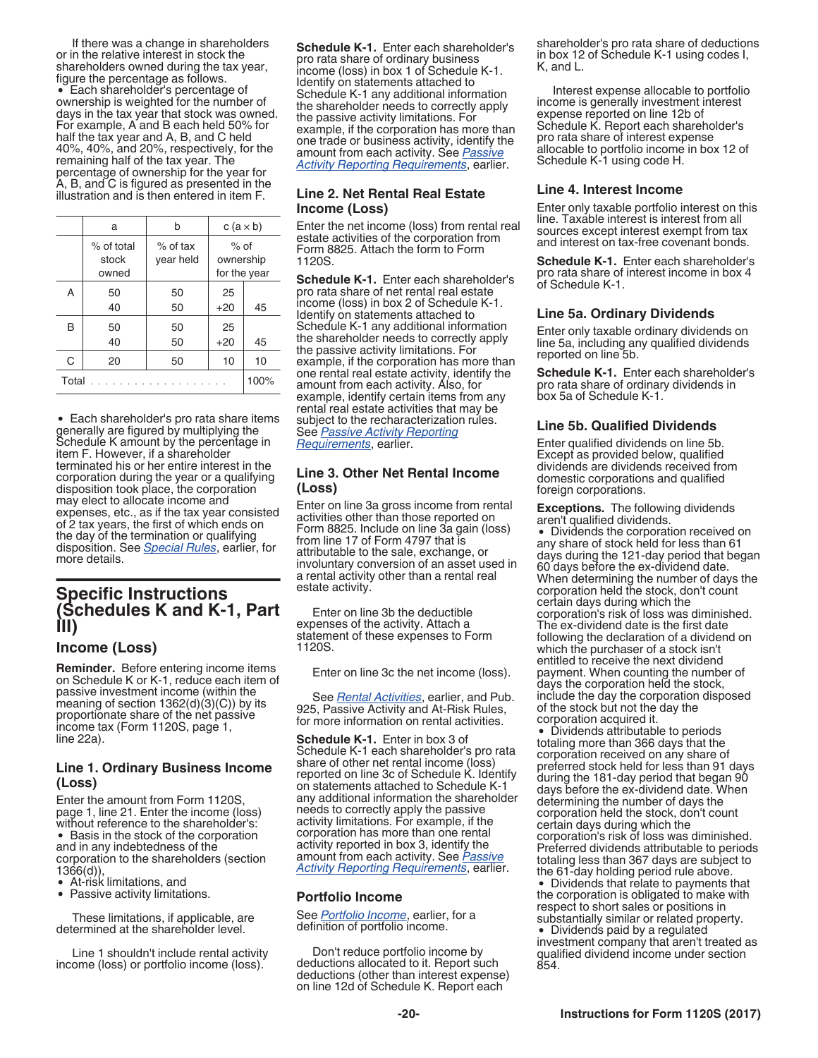If there was a change in shareholders or in the relative interest in stock the shareholders owned during the tax year, figure the percentage as follows.

- Each shareholder's percentage of ownership is weighted for the number of days in the tax year that stock was owned. For example, A and B each held 50% for half the tax year and A, B, and C held 40%, 40%, and 20%, respectively, for the remaining half of the tax year. The percentage of ownership for the year for A, B, and C is figured as presented in the illustration and is then entered in item F.

| | a | b | c (a × b) | |
|---|---|---|---|---|
| | % of total stock owned | % of tax year held | % of ownership for the year | |
| A | 50 | 50 | 25 | |
| | 40 | 50 | +20 | 45 |
| B | 50 | 50 | 25 | |
| | 40 | 50 | +20 | 45 |
| C | 20 | 50 | 10 | 10 |
| Total . . . . . . . . . . . . . . . . . . | | | | 100% |

- Each shareholder's pro rata share items generally are figured by multiplying the Schedule K amount by the percentage in item F. However, if a shareholder terminated his or her entire interest in the corporation during the year or a qualifying disposition took place, the corporation may elect to allocate income and expenses, etc., as if the tax year consisted of 2 tax years, the first of which ends on the day of the termination or qualifying disposition. See *Special Rules*, earlier, for more details.

# Specific Instructions (Schedules K and K-1, Part III)

## Income (Loss)

**Reminder.** Before entering income items on Schedule K or K-1, reduce each item of passive investment income (within the meaning of section 1362(d)(3)(C)) by its proportionate share of the net passive income tax (Form 1120S, page 1, line 22a).

### Line 1. Ordinary Business Income (Loss)

Enter the amount from Form 1120S, page 1, line 21. Enter the income (loss) without reference to the shareholder's:

- Basis in the stock of the corporation and in any indebtedness of the corporation to the shareholders (section 1366(d)),
- At-risk limitations, and
- Passive activity limitations.

These limitations, if applicable, are determined at the shareholder level.

Line 1 shouldn't include rental activity income (loss) or portfolio income (loss).

**Schedule K-1.** Enter each shareholder's pro rata share of ordinary business income (loss) in box 1 of Schedule K-1. Identify on statements attached to Schedule K-1 any additional information the shareholder needs to correctly apply the passive activity limitations. For example, if the corporation has more than one trade or business activity, identify the amount from each activity. See *Passive Activity Reporting Requirements*, earlier.

### Line 2. Net Rental Real Estate Income (Loss)

Enter the net income (loss) from rental real estate activities of the corporation from Form 8825. Attach the form to Form 1120S.

**Schedule K-1.** Enter each shareholder's pro rata share of net rental real estate income (loss) in box 2 of Schedule K-1. Identify on statements attached to Schedule K-1 any additional information the shareholder needs to correctly apply the passive activity limitations. For example, if the corporation has more than one rental real estate activity, identify the amount from each activity. Also, for example, identify certain items from any rental real estate activities that may be subject to the recharacterization rules. See *Passive Activity Reporting Requirements*, earlier.

### Line 3. Other Net Rental Income (Loss)

Enter on line 3a gross income from rental activities other than those reported on Form 8825. Include on line 3a gain (loss) from line 17 of Form 4797 that is attributable to the sale, exchange, or involuntary conversion of an asset used in a rental activity other than a rental real estate activity.

Enter on line 3b the deductible expenses of the activity. Attach a statement of these expenses to Form 1120S.

Enter on line 3c the net income (loss).

See *Rental Activities*, earlier, and Pub. 925, Passive Activity and At-Risk Rules, for more information on rental activities.

**Schedule K-1.** Enter in box 3 of Schedule K-1 each shareholder's pro rata share of other net rental income (loss) reported on line 3c of Schedule K. Identify on statements attached to Schedule K-1 any additional information the shareholder needs to correctly apply the passive activity limitations. For example, if the corporation has more than one rental activity reported in box 3, identify the amount from each activity. See *Passive Activity Reporting Requirements*, earlier.

### Portfolio Income

See *Portfolio Income*, earlier, for a definition of portfolio income.

Don't reduce portfolio income by deductions allocated to it. Report such deductions (other than interest expense) on line 12d of Schedule K. Report each shareholder's pro rata share of deductions in box 12 of Schedule K-1 using codes I, K, and L.

Interest expense allocable to portfolio income is generally investment interest expense reported on line 12b of Schedule K. Report each shareholder's pro rata share of interest expense allocable to portfolio income in box 12 of Schedule K-1 using code H.

### Line 4. Interest Income

Enter only taxable portfolio interest on this line. Taxable interest is interest from all sources except interest exempt from tax and interest on tax-free covenant bonds.

**Schedule K-1.** Enter each shareholder's pro rata share of interest income in box 4 of Schedule K-1.

### Line 5a. Ordinary Dividends

Enter only taxable ordinary dividends on line 5a, including any qualified dividends reported on line 5b.

**Schedule K-1.** Enter each shareholder's pro rata share of ordinary dividends in box 5a of Schedule K-1.

### Line 5b. Qualified Dividends

Enter qualified dividends on line 5b. Except as provided below, qualified dividends are dividends received from domestic corporations and qualified foreign corporations.

**Exceptions.** The following dividends aren't qualified dividends.

- Dividends the corporation received on any share of stock held for less than 61 days during the 121-day period that began 60 days before the ex-dividend date. When determining the number of days the corporation held the stock, don't count certain days during which the corporation's risk of loss was diminished. The ex-dividend date is the first date following the declaration of a dividend on which the purchaser of a stock isn't entitled to receive the next dividend payment. When counting the number of days the corporation held the stock, include the day the corporation disposed of the stock but not the day the corporation acquired it.
- Dividends attributable to periods totaling more than 366 days that the corporation received on any share of preferred stock held for less than 91 days during the 181-day period that began 90 days before the ex-dividend date. When determining the number of days the corporation held the stock, don't count certain days during which the corporation's risk of loss was diminished. Preferred dividends attributable to periods totaling less than 367 days are subject to the 61-day holding period rule above.
- Dividends that relate to payments that the corporation is obligated to make with respect to short sales or positions in substantially similar or related property.
- Dividends paid by a regulated investment company that aren't treated as qualified dividend income under section 854.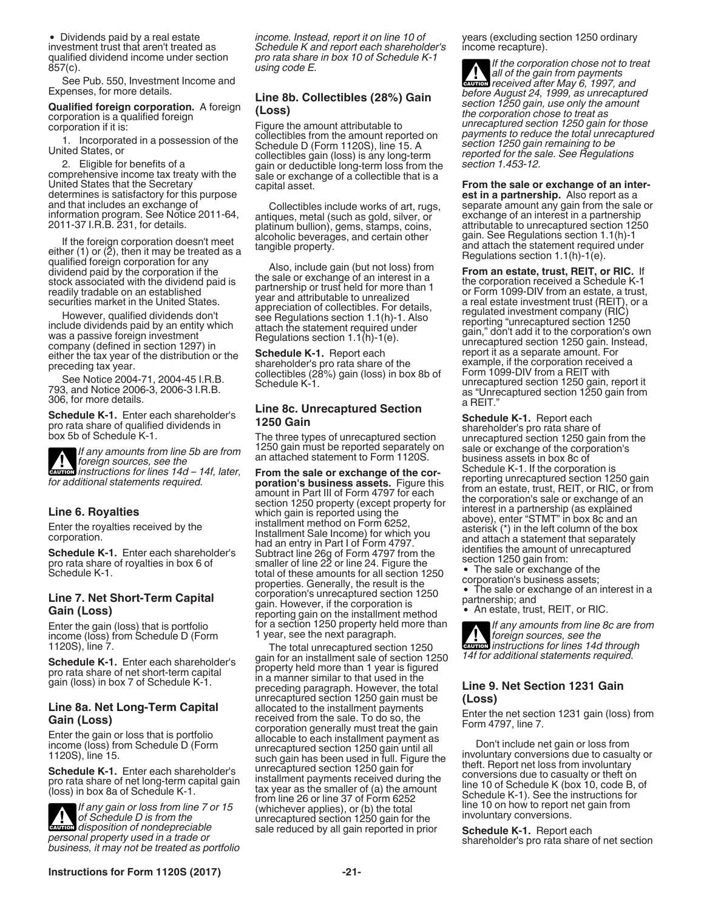• Dividends paid by a real estate investment trust that aren't treated as qualified dividend income under section 857(c).

See Pub. 550, Investment Income and Expenses, for more details.

**Qualified foreign corporation.** A foreign corporation is a qualified foreign corporation if it is:

1. Incorporated in a possession of the United States, or

2. Eligible for benefits of a comprehensive income tax treaty with the United States that the Secretary determines is satisfactory for this purpose and that includes an exchange of information program. See Notice 2011-64, 2011-37 I.R.B. 231, for details.

If the foreign corporation doesn't meet either (1) or (2), then it may be treated as a qualified foreign corporation for any dividend paid by the corporation if the stock associated with the dividend paid is readily tradable on an established securities market in the United States.

However, qualified dividends don't include dividends paid by an entity which was a passive foreign investment company (defined in section 1297) in either the tax year of the distribution or the preceding tax year.

See Notice 2004-71, 2004-45 I.R.B. 793, and Notice 2006-3, 2006-3 I.R.B. 306, for more details.

**Schedule K-1.** Enter each shareholder's pro rata share of qualified dividends in box 5b of Schedule K-1.

*CAUTION: If any amounts from line 5b are from foreign sources, see the instructions for lines 14d – 14f, later, for additional statements required.*

### Line 6. Royalties

Enter the royalties received by the corporation.

**Schedule K-1.** Enter each shareholder's pro rata share of royalties in box 6 of Schedule K-1.

### Line 7. Net Short-Term Capital Gain (Loss)

Enter the gain (loss) that is portfolio income (loss) from Schedule D (Form 1120S), line 7.

**Schedule K-1.** Enter each shareholder's pro rata share of net short-term capital gain (loss) in box 7 of Schedule K-1.

### Line 8a. Net Long-Term Capital Gain (Loss)

Enter the gain or loss that is portfolio income (loss) from Schedule D (Form 1120S), line 15.

**Schedule K-1.** Enter each shareholder's pro rata share of net long-term capital gain (loss) in box 8a of Schedule K-1.

*CAUTION: If any gain or loss from line 7 or 15 of Schedule D is from the disposition of nondepreciable personal property used in a trade or business, it may not be treated as portfolio income. Instead, report it on line 10 of Schedule K and report each shareholder's pro rata share in box 10 of Schedule K-1 using code E.*

### Line 8b. Collectibles (28%) Gain (Loss)

Figure the amount attributable to collectibles from the amount reported on Schedule D (Form 1120S), line 15. A collectibles gain (loss) is any long-term gain or deductible long-term loss from the sale or exchange of a collectible that is a capital asset.

Collectibles include works of art, rugs, antiques, metal (such as gold, silver, or platinum bullion), gems, stamps, coins, alcoholic beverages, and certain other tangible property.

Also, include gain (but not loss) from the sale or exchange of an interest in a partnership or trust held for more than 1 year and attributable to unrealized appreciation of collectibles. For details, see Regulations section 1.1(h)-1. Also attach the statement required under Regulations section 1.1(h)-1(e).

**Schedule K-1.** Report each shareholder's pro rata share of the collectibles (28%) gain (loss) in box 8b of Schedule K-1.

### Line 8c. Unrecaptured Section 1250 Gain

The three types of unrecaptured section 1250 gain must be reported separately on an attached statement to Form 1120S.

**From the sale or exchange of the corporation's business assets.** Figure this amount in Part III of Form 4797 for each section 1250 property (except property for which gain is reported using the installment method on Form 6252, Installment Sale Income) for which you had an entry in Part I of Form 4797. Subtract line 26g of Form 4797 from the smaller of line 22 or line 24. Figure the total of these amounts for all section 1250 properties. Generally, the result is the corporation's unrecaptured section 1250 gain. However, if the corporation is reporting gain on the installment method for a section 1250 property held more than 1 year, see the next paragraph.

The total unrecaptured section 1250 gain for an installment sale of section 1250 property held more than 1 year is figured in a manner similar to that used in the preceding paragraph. However, the total unrecaptured section 1250 gain must be allocated to the installment payments received from the sale. To do so, the corporation generally must treat the gain allocable to each installment payment as unrecaptured section 1250 gain until all such gain has been used in full. Figure the unrecaptured section 1250 gain for installment payments received during the tax year as the smaller of (a) the amount from line 26 or line 37 of Form 6252 (whichever applies), or (b) the total unrecaptured section 1250 gain for the sale reduced by all gain reported in prior years (excluding section 1250 ordinary income recapture).

*CAUTION: If the corporation chose not to treat all of the gain from payments received after May 6, 1997, and before August 24, 1999, as unrecaptured section 1250 gain, use only the amount the corporation chose to treat as unrecaptured section 1250 gain for those payments to reduce the total unrecaptured section 1250 gain remaining to be reported for the sale. See Regulations section 1.453-12.*

**From the sale or exchange of an interest in a partnership.** Also report as a separate amount any gain from the sale or exchange of an interest in a partnership attributable to unrecaptured section 1250 gain. See Regulations section 1.1(h)-1 and attach the statement required under Regulations section 1.1(h)-1(e).

**From an estate, trust, REIT, or RIC.** If the corporation received a Schedule K-1 or Form 1099-DIV from an estate, a trust, a real estate investment trust (REIT), or a regulated investment company (RIC) reporting "unrecaptured section 1250 gain," don't add it to the corporation's own unrecaptured section 1250 gain. Instead, report it as a separate amount. For example, if the corporation received a Form 1099-DIV from a REIT with unrecaptured section 1250 gain, report it as "Unrecaptured section 1250 gain from a REIT."

**Schedule K-1.** Report each shareholder's pro rata share of unrecaptured section 1250 gain from the sale or exchange of the corporation's business assets in box 8c of Schedule K-1. If the corporation is reporting unrecaptured section 1250 gain from an estate, trust, REIT, or RIC, or from the corporation's sale or exchange of an interest in a partnership (as explained above), enter "STMT" in box 8c and an asterisk (*) in the left column of the box and attach a statement that separately identifies the amount of unrecaptured section 1250 gain from:

- The sale or exchange of the corporation's business assets;
- The sale or exchange of an interest in a partnership; and
- An estate, trust, REIT, or RIC.

*CAUTION: If any amounts from line 8c are from foreign sources, see the instructions for lines 14d through 14f for additional statements required.*

### Line 9. Net Section 1231 Gain (Loss)

Enter the net section 1231 gain (loss) from Form 4797, line 7.

Don't include net gain or loss from involuntary conversions due to casualty or theft. Report net loss from involuntary conversions due to casualty or theft on line 10 of Schedule K (box 10, code B, of Schedule K-1). See the instructions for line 10 on how to report net gain from involuntary conversions.

**Schedule K-1.** Report each shareholder's pro rata share of net section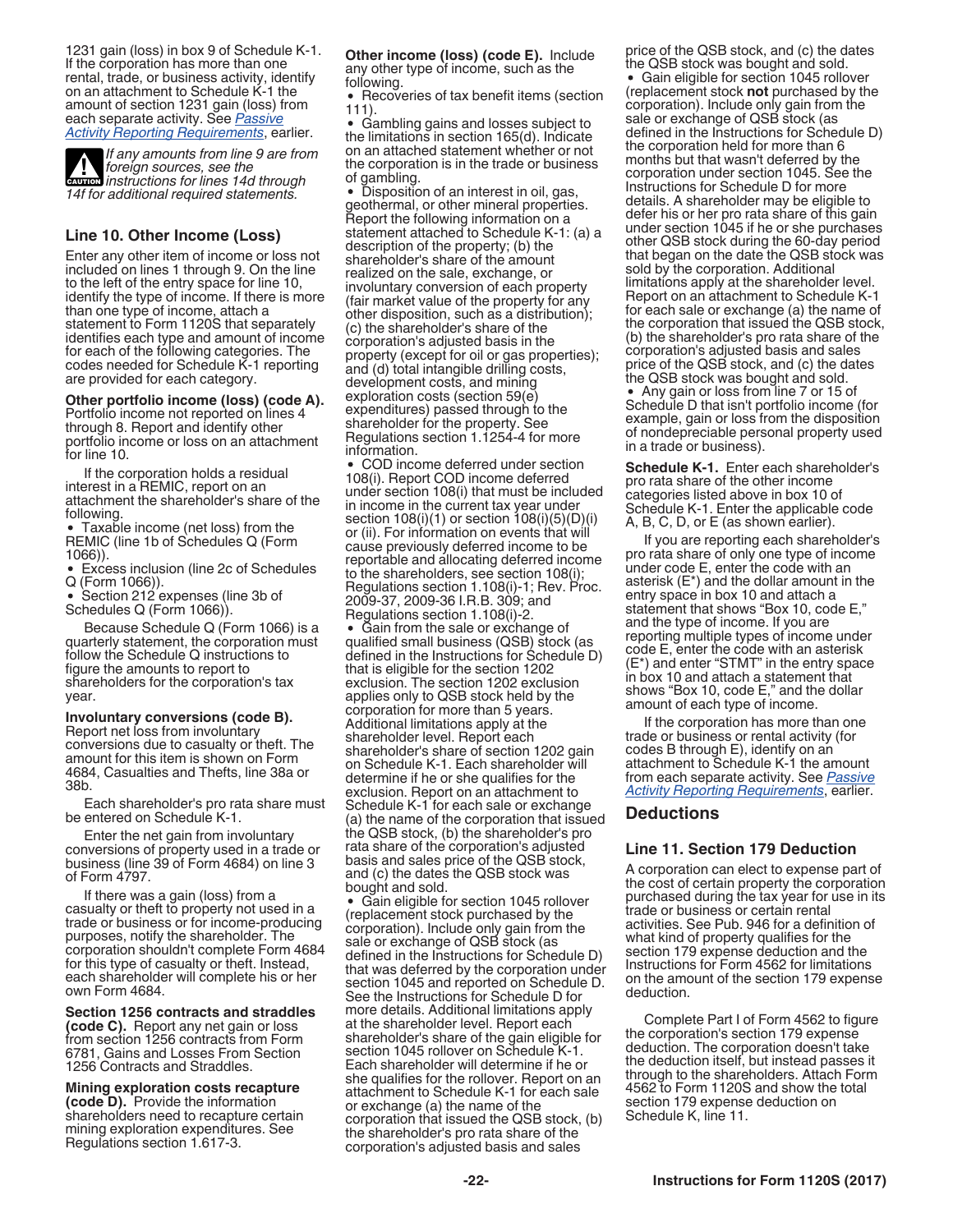1231 gain (loss) in box 9 of Schedule K-1. If the corporation has more than one rental, trade, or business activity, identify on an attachment to Schedule K-1 the amount of section 1231 gain (loss) from each separate activity. See *Passive Activity Reporting Requirements*, earlier.

**CAUTION** *If any amounts from line 9 are from foreign sources, see the instructions for lines 14d through 14f for additional required statements.*

### Line 10. Other Income (Loss)

Enter any other item of income or loss not included on lines 1 through 9. On the line to the left of the entry space for line 10, identify the type of income. If there is more than one type of income, attach a statement to Form 1120S that separately identifies each type and amount of income for each of the following categories. The codes needed for Schedule K-1 reporting are provided for each category.

**Other portfolio income (loss) (code A).** Portfolio income not reported on lines 4 through 8. Report and identify other portfolio income or loss on an attachment for line 10.

If the corporation holds a residual interest in a REMIC, report on an attachment the shareholder's share of the following.

- Taxable income (net loss) from the REMIC (line 1b of Schedules Q (Form 1066)).
- Excess inclusion (line 2c of Schedules Q (Form 1066)).
- Section 212 expenses (line 3b of Schedules Q (Form 1066)).

Because Schedule Q (Form 1066) is a quarterly statement, the corporation must follow the Schedule Q instructions to figure the amounts to report to shareholders for the corporation's tax year.

**Involuntary conversions (code B).** Report net loss from involuntary conversions due to casualty or theft. The amount for this item is shown on Form 4684, Casualties and Thefts, line 38a or 38b.

Each shareholder's pro rata share must be entered on Schedule K-1.

Enter the net gain from involuntary conversions of property used in a trade or business (line 39 of Form 4684) on line 3 of Form 4797.

If there was a gain (loss) from a casualty or theft to property not used in a trade or business or for income-producing purposes, notify the shareholder. The corporation shouldn't complete Form 4684 for this type of casualty or theft. Instead, each shareholder will complete his or her own Form 4684.

**Section 1256 contracts and straddles (code C).** Report any net gain or loss from section 1256 contracts from Form 6781, Gains and Losses From Section 1256 Contracts and Straddles.

**Mining exploration costs recapture (code D).** Provide the information shareholders need to recapture certain mining exploration expenditures. See Regulations section 1.617-3.

**Other income (loss) (code E).** Include any other type of income, such as the following.

- Recoveries of tax benefit items (section 111).
- Gambling gains and losses subject to the limitations in section 165(d). Indicate on an attached statement whether or not the corporation is in the trade or business of gambling.
- Disposition of an interest in oil, gas, geothermal, or other mineral properties. Report the following information on a statement attached to Schedule K-1: (a) a description of the property; (b) the shareholder's share of the amount realized on the sale, exchange, or involuntary conversion of each property (fair market value of the property for any other disposition, such as a distribution); (c) the shareholder's share of the corporation's adjusted basis in the property (except for oil or gas properties); and (d) total intangible drilling costs, development costs, and mining exploration costs (section 59(e) expenditures) passed through to the shareholder for the property. See Regulations section 1.1254-4 for more information.
- COD income deferred under section 108(i). Report COD income deferred under section 108(i) that must be included in income in the current tax year under section 108(i)(1) or section 108(i)(5)(D)(i) or (ii). For information on events that will cause previously deferred income to be reportable and allocating deferred income to the shareholders, see section 108(i); Regulations section 1.108(i)-1; Rev. Proc. 2009-37, 2009-36 I.R.B. 309; and Regulations section 1.108(i)-2.
- Gain from the sale or exchange of qualified small business (QSB) stock (as defined in the Instructions for Schedule D) that is eligible for the section 1202 exclusion. The section 1202 exclusion applies only to QSB stock held by the corporation for more than 5 years. Additional limitations apply at the shareholder level. Report each shareholder's share of section 1202 gain on Schedule K-1. Each shareholder will determine if he or she qualifies for the exclusion. Report on an attachment to Schedule K-1 for each sale or exchange (a) the name of the corporation that issued the QSB stock, (b) the shareholder's pro rata share of the corporation's adjusted basis and sales price of the QSB stock, and (c) the dates the QSB stock was bought and sold.
- Gain eligible for section 1045 rollover (replacement stock purchased by the corporation). Include only gain from the sale or exchange of QSB stock (as defined in the Instructions for Schedule D) that was deferred by the corporation under section 1045 and reported on Schedule D. See the Instructions for Schedule D for more details. Additional limitations apply at the shareholder level. Report each shareholder's share of the gain eligible for section 1045 rollover on Schedule K-1. Each shareholder will determine if he or she qualifies for the rollover. Report on an attachment to Schedule K-1 for each sale or exchange (a) the name of the corporation that issued the QSB stock, (b) the shareholder's pro rata share of the corporation's adjusted basis and sales price of the QSB stock, and (c) the dates the QSB stock was bought and sold.
- Gain eligible for section 1045 rollover (replacement stock **not** purchased by the corporation). Include only gain from the sale or exchange of QSB stock (as defined in the Instructions for Schedule D) the corporation held for more than 6 months but that wasn't deferred by the corporation under section 1045. See the Instructions for Schedule D for more details. A shareholder may be eligible to defer his or her pro rata share of this gain under section 1045 if he or she purchases other QSB stock during the 60-day period that began on the date the QSB stock was sold by the corporation. Additional limitations apply at the shareholder level. Report on an attachment to Schedule K-1 for each sale or exchange (a) the name of the corporation that issued the QSB stock, (b) the shareholder's pro rata share of the corporation's adjusted basis and sales price of the QSB stock, and (c) the dates the QSB stock was bought and sold.
- Any gain or loss from line 7 or 15 of Schedule D that isn't portfolio income (for example, gain or loss from the disposition of nondepreciable personal property used in a trade or business).

**Schedule K-1.** Enter each shareholder's pro rata share of the other income categories listed above in box 10 of Schedule K-1. Enter the applicable code A, B, C, D, or E (as shown earlier).

If you are reporting each shareholder's pro rata share of only one type of income under code E, enter the code with an asterisk (E*) and the dollar amount in the entry space in box 10 and attach a statement that shows "Box 10, code E," and the type of income. If you are reporting multiple types of income under code E, enter the code with an asterisk (E*) and enter "STMT" in the entry space in box 10 and attach a statement that shows "Box 10, code E," and the dollar amount of each type of income.

If the corporation has more than one trade or business or rental activity (for codes B through E), identify on an attachment to Schedule K-1 the amount from each separate activity. See *Passive Activity Reporting Requirements*, earlier.

## Deductions

### Line 11. Section 179 Deduction

A corporation can elect to expense part of the cost of certain property the corporation purchased during the tax year for use in its trade or business or certain rental activities. See Pub. 946 for a definition of what kind of property qualifies for the section 179 expense deduction and the Instructions for Form 4562 for limitations on the amount of the section 179 expense deduction.

Complete Part I of Form 4562 to figure the corporation's section 179 expense deduction. The corporation doesn't take the deduction itself, but instead passes it through to the shareholders. Attach Form 4562 to Form 1120S and show the total section 179 expense deduction on Schedule K, line 11.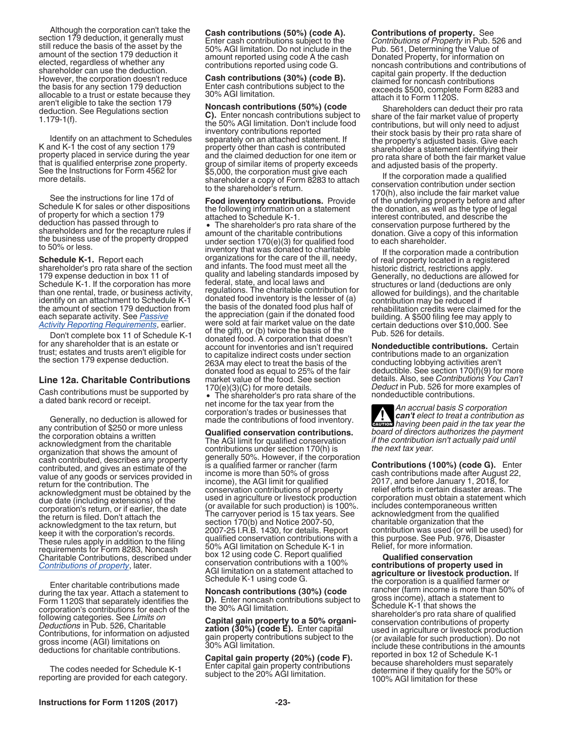Although the corporation can't take the section 179 deduction, it generally must still reduce the basis of the asset by the amount of the section 179 deduction it elected, regardless of whether any shareholder can use the deduction. However, the corporation doesn't reduce the basis for any section 179 deduction allocable to a trust or estate because they aren't eligible to take the section 179 deduction. See Regulations section 1.179-1(f).

Identify on an attachment to Schedules K and K-1 the cost of any section 179 property placed in service during the year that is qualified enterprise zone property. See the Instructions for Form 4562 for more details.

See the instructions for line 17d of Schedule K for sales or other dispositions of property for which a section 179 deduction has passed through to shareholders and for the recapture rules if the business use of the property dropped to 50% or less.

**Schedule K-1.** Report each shareholder's pro rata share of the section 179 expense deduction in box 11 of Schedule K-1. If the corporation has more than one rental, trade, or business activity, identify on an attachment to Schedule K-1 the amount of section 179 deduction from each separate activity. See *Passive Activity Reporting Requirements*, earlier.

Don't complete box 11 of Schedule K-1 for any shareholder that is an estate or trust; estates and trusts aren't eligible for the section 179 expense deduction.

## Line 12a. Charitable Contributions

Cash contributions must be supported by a dated bank record or receipt.

Generally, no deduction is allowed for any contribution of $250 or more unless the corporation obtains a written acknowledgment from the charitable organization that shows the amount of cash contributed, describes any property contributed, and gives an estimate of the value of any goods or services provided in return for the contribution. The acknowledgment must be obtained by the due date (including extensions) of the corporation's return, or if earlier, the date the return is filed. Don't attach the acknowledgment to the tax return, but keep it with the corporation's records. These rules apply in addition to the filing requirements for Form 8283, Noncash Charitable Contributions, described under *Contributions of property*, later.

Enter charitable contributions made during the tax year. Attach a statement to Form 1120S that separately identifies the corporation's contributions for each of the following categories. See *Limits on Deductions* in Pub. 526, Charitable Contributions, for information on adjusted gross income (AGI) limitations on deductions for charitable contributions.

The codes needed for Schedule K-1 reporting are provided for each category.

**Cash contributions (50%) (code A).** Enter cash contributions subject to the 50% AGI limitation. Do not include in the amount reported using code A the cash contributions reported using code G.

**Cash contributions (30%) (code B).** Enter cash contributions subject to the 30% AGI limitation.

**Noncash contributions (50%) (code C).** Enter noncash contributions subject to the 50% AGI limitation. Don't include food inventory contributions reported separately on an attached statement. If property other than cash is contributed and the claimed deduction for one item or group of similar items of property exceeds $5,000, the corporation must give each shareholder a copy of Form 8283 to attach to the shareholder's return.

**Food inventory contributions.** Provide the following information on a statement attached to Schedule K-1.

- The shareholder's pro rata share of the amount of the charitable contributions under section 170(e)(3) for qualified food inventory that was donated to charitable organizations for the care of the ill, needy, and infants. The food must meet all the quality and labeling standards imposed by federal, state, and local laws and regulations. The charitable contribution for donated food inventory is the lesser of (a) the basis of the donated food plus half of the appreciation (gain if the donated food were sold at fair market value on the date of the gift), or (b) twice the basis of the donated food. A corporation that doesn't account for inventories and isn't required to capitalize indirect costs under section 263A may elect to treat the basis of the donated food as equal to 25% of the fair market value of the food. See section 170(e)(3)(C) for more details.
- The shareholder's pro rata share of the net income for the tax year from the corporation's trades or businesses that made the contributions of food inventory.

**Qualified conservation contributions.** The AGI limit for qualified conservation contributions under section 170(h) is generally 50%. However, if the corporation is a qualified farmer or rancher (farm income is more than 50% of gross income), the AGI limit for qualified conservation contributions of property used in agriculture or livestock production (or available for such production) is 100%. The carryover period is 15 tax years. See section 170(b) and Notice 2007-50, 2007-25 I.R.B. 1430, for details. Report qualified conservation contributions with a 50% AGI limitation on Schedule K-1 in box 12 using code C. Report qualified conservation contributions with a 100% AGI limitation on a statement attached to Schedule K-1 using code G.

**Noncash contributions (30%) (code D).** Enter noncash contributions subject to the 30% AGI limitation.

**Capital gain property to a 50% organization (30%) (code E).** Enter capital gain property contributions subject to the 30% AGI limitation.

**Capital gain property (20%) (code F).** Enter capital gain property contributions subject to the 20% AGI limitation.

**Contributions of property.** See *Contributions of Property* in Pub. 526 and Pub. 561, Determining the Value of Donated Property, for information on noncash contributions and contributions of capital gain property. If the deduction claimed for noncash contributions exceeds $500, complete Form 8283 and attach it to Form 1120S.

Shareholders can deduct their pro rata share of the fair market value of property contributions, but will only need to adjust their stock basis by their pro rata share of the property's adjusted basis. Give each shareholder a statement identifying their pro rata share of both the fair market value and adjusted basis of the property.

If the corporation made a qualified conservation contribution under section 170(h), also include the fair market value of the underlying property before and after the donation, as well as the type of legal interest contributed, and describe the conservation purpose furthered by the donation. Give a copy of this information to each shareholder.

If the corporation made a contribution of real property located in a registered historic district, restrictions apply. Generally, no deductions are allowed for structures or land (deductions are only allowed for buildings), and the charitable contribution may be reduced if rehabilitation credits were claimed for the building. A $500 filing fee may apply to certain deductions over $10,000. See Pub. 526 for details.

**Nondeductible contributions.** Certain contributions made to an organization conducting lobbying activities aren't deductible. See section 170(f)(9) for more details. Also, see *Contributions You Can't Deduct* in Pub. 526 for more examples of nondeductible contributions.

**CAUTION:** *An accrual basis S corporation **can't** elect to treat a contribution as having been paid in the tax year the board of directors authorizes the payment if the contribution isn't actually paid until the next tax year.*

**Contributions (100%) (code G).** Enter cash contributions made after August 22, 2017, and before January 1, 2018, for relief efforts in certain disaster areas. The corporation must obtain a statement which includes contemporaneous written acknowledgment from the qualified charitable organization that the contribution was used (or will be used) for this purpose. See Pub. 976, Disaster Relief, for more information.

**Qualified conservation contributions of property used in agriculture or livestock production.** If the corporation is a qualified farmer or rancher (farm income is more than 50% of gross income), attach a statement to Schedule K-1 that shows the shareholder's pro rata share of qualified conservation contributions of property used in agriculture or livestock production (or available for such production). Do not include these contributions in the amounts reported in box 12 of Schedule K-1 because shareholders must separately determine if they qualify for the 50% or 100% AGI limitation for these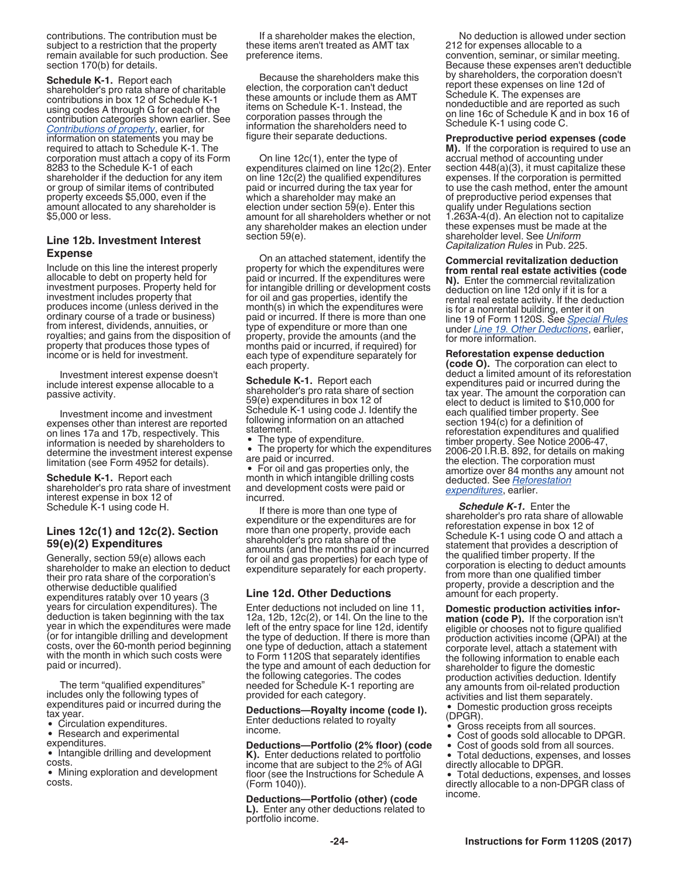contributions. The contribution must be subject to a restriction that the property remain available for such production. See section 170(b) for details.

**Schedule K-1.** Report each shareholder's pro rata share of charitable contributions in box 12 of Schedule K-1 using codes A through G for each of the contribution categories shown earlier. See *Contributions of property*, earlier, for information on statements you may be required to attach to Schedule K-1. The corporation must attach a copy of its Form 8283 to the Schedule K-1 of each shareholder if the deduction for any item or group of similar items of contributed property exceeds $5,000, even if the amount allocated to any shareholder is $5,000 or less.

### Line 12b. Investment Interest Expense

Include on this line the interest properly allocable to debt on property held for investment purposes. Property held for investment includes property that produces income (unless derived in the ordinary course of a trade or business) from interest, dividends, annuities, or royalties; and gains from the disposition of property that produces those types of income or is held for investment.

Investment interest expense doesn't include interest expense allocable to a passive activity.

Investment income and investment expenses other than interest are reported on lines 17a and 17b, respectively. This information is needed by shareholders to determine the investment interest expense limitation (see Form 4952 for details).

**Schedule K-1.** Report each shareholder's pro rata share of investment interest expense in box 12 of Schedule K-1 using code H.

### Lines 12c(1) and 12c(2). Section 59(e)(2) Expenditures

Generally, section 59(e) allows each shareholder to make an election to deduct their pro rata share of the corporation's otherwise deductible qualified expenditures ratably over 10 years (3 years for circulation expenditures). The deduction is taken beginning with the tax year in which the expenditures were made (or for intangible drilling and development costs, over the 60-month period beginning with the month in which such costs were paid or incurred).

The term "qualified expenditures" includes only the following types of expenditures paid or incurred during the tax year.

- Circulation expenditures.
- Research and experimental expenditures.
- Intangible drilling and development costs.
- Mining exploration and development costs.

If a shareholder makes the election, these items aren't treated as AMT tax preference items.

Because the shareholders make this election, the corporation can't deduct these amounts or include them as AMT items on Schedule K-1. Instead, the corporation passes through the information the shareholders need to figure their separate deductions.

On line 12c(1), enter the type of expenditures claimed on line 12c(2). Enter on line 12c(2) the qualified expenditures paid or incurred during the tax year for which a shareholder may make an election under section 59(e). Enter this amount for all shareholders whether or not any shareholder makes an election under section 59(e).

On an attached statement, identify the property for which the expenditures were paid or incurred. If the expenditures were for intangible drilling or development costs for oil and gas properties, identify the month(s) in which the expenditures were paid or incurred. If there is more than one type of expenditure or more than one property, provide the amounts (and the months paid or incurred, if required) for each type of expenditure separately for each property.

**Schedule K-1.** Report each shareholder's pro rata share of section 59(e) expenditures in box 12 of Schedule K-1 using code J. Identify the following information on an attached statement.

- The type of expenditure.
- The property for which the expenditures are paid or incurred.
- For oil and gas properties only, the month in which intangible drilling costs and development costs were paid or incurred.

If there is more than one type of expenditure or the expenditures are for more than one property, provide each shareholder's pro rata share of the amounts (and the months paid or incurred for oil and gas properties) for each type of expenditure separately for each property.

### Line 12d. Other Deductions

Enter deductions not included on line 11, 12a, 12b, 12c(2), or 14l. On the line to the left of the entry space for line 12d, identify the type of deduction. If there is more than one type of deduction, attach a statement to Form 1120S that separately identifies the type and amount of each deduction for the following categories. The codes needed for Schedule K-1 reporting are provided for each category.

**Deductions—Royalty income (code I).** Enter deductions related to royalty income.

**Deductions—Portfolio (2% floor) (code K).** Enter deductions related to portfolio income that are subject to the 2% of AGI floor (see the Instructions for Schedule A (Form 1040)).

**Deductions—Portfolio (other) (code L).** Enter any other deductions related to portfolio income.

No deduction is allowed under section 212 for expenses allocable to a convention, seminar, or similar meeting. Because these expenses aren't deductible by shareholders, the corporation doesn't report these expenses on line 12d of Schedule K. The expenses are nondeductible and are reported as such on line 16c of Schedule K and in box 16 of Schedule K-1 using code C.

**Preproductive period expenses (code M).** If the corporation is required to use an accrual method of accounting under section 448(a)(3), it must capitalize these expenses. If the corporation is permitted to use the cash method, enter the amount of preproductive period expenses that qualify under Regulations section 1.263A-4(d). An election not to capitalize these expenses must be made at the shareholder level. See *Uniform Capitalization Rules* in Pub. 225.

**Commercial revitalization deduction from rental real estate activities (code N).** Enter the commercial revitalization deduction on line 12d only if it is for a rental real estate activity. If the deduction is for a nonrental building, enter it on line 19 of Form 1120S. See *Special Rules* under *Line 19. Other Deductions*, earlier, for more information.

**Reforestation expense deduction (code O).** The corporation can elect to deduct a limited amount of its reforestation expenditures paid or incurred during the tax year. The amount the corporation can elect to deduct is limited to $10,000 for each qualified timber property. See section 194(c) for a definition of reforestation expenditures and qualified timber property. See Notice 2006-47, 2006-20 I.R.B. 892, for details on making the election. The corporation must amortize over 84 months any amount not deducted. See *Reforestation expenditures*, earlier.

***Schedule K-1.*** Enter the shareholder's pro rata share of allowable reforestation expense in box 12 of Schedule K-1 using code O and attach a statement that provides a description of the qualified timber property. If the corporation is electing to deduct amounts from more than one qualified timber property, provide a description and the amount for each property.

**Domestic production activities information (code P).** If the corporation isn't eligible or chooses not to figure qualified production activities income (QPAI) at the corporate level, attach a statement with the following information to enable each shareholder to figure the domestic production activities deduction. Identify any amounts from oil-related production activities and list them separately.

- Domestic production gross receipts (DPGR).
- Gross receipts from all sources.
- Cost of goods sold allocable to DPGR.
- Cost of goods sold from all sources.
- Total deductions, expenses, and losses directly allocable to DPGR.
- Total deductions, expenses, and losses directly allocable to a non-DPGR class of income.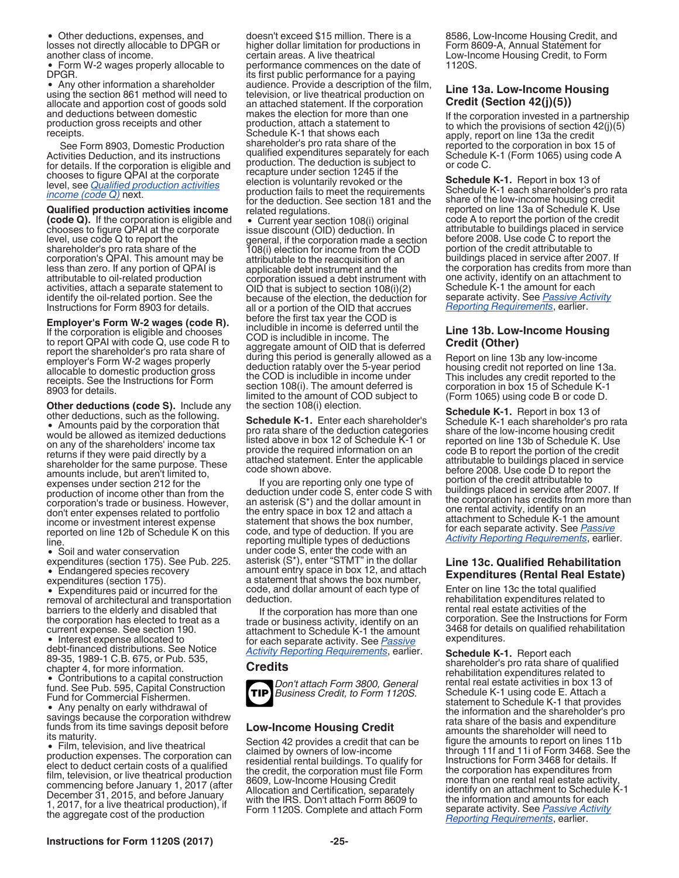- Other deductions, expenses, and losses not directly allocable to DPGR or another class of income.
- Form W-2 wages properly allocable to DPGR.
- Any other information a shareholder using the section 861 method will need to allocate and apportion cost of goods sold and deductions between domestic production gross receipts and other receipts.

See Form 8903, Domestic Production Activities Deduction, and its instructions for details. If the corporation is eligible and chooses to figure QPAI at the corporate level, see *Qualified production activities income (code Q)* next.

**Qualified production activities income (code Q).** If the corporation is eligible and chooses to figure QPAI at the corporate level, use code Q to report the shareholder's pro rata share of the corporation's QPAI. This amount may be less than zero. If any portion of QPAI is attributable to oil-related production activities, attach a separate statement to identify the oil-related portion. See the Instructions for Form 8903 for details.

**Employer's Form W-2 wages (code R).** If the corporation is eligible and chooses to report QPAI with code Q, use code R to report the shareholder's pro rata share of employer's Form W-2 wages properly allocable to domestic production gross receipts. See the Instructions for Form 8903 for details.

**Other deductions (code S).** Include any other deductions, such as the following.

- Amounts paid by the corporation that would be allowed as itemized deductions on any of the shareholders' income tax returns if they were paid directly by a shareholder for the same purpose. These amounts include, but aren't limited to, expenses under section 212 for the production of income other than from the corporation's trade or business. However, don't enter expenses related to portfolio income or investment interest expense reported on line 12b of Schedule K on this line.
- Soil and water conservation expenditures (section 175). See Pub. 225.
- Endangered species recovery expenditures (section 175).
- Expenditures paid or incurred for the removal of architectural and transportation barriers to the elderly and disabled that the corporation has elected to treat as a current expense. See section 190.
- Interest expense allocated to debt-financed distributions. See Notice 89-35, 1989-1 C.B. 675, or Pub. 535, chapter 4, for more information.
- Contributions to a capital construction fund. See Pub. 595, Capital Construction Fund for Commercial Fishermen.
- Any penalty on early withdrawal of savings because the corporation withdrew funds from its time savings deposit before its maturity.
- Film, television, and live theatrical production expenses. The corporation can elect to deduct certain costs of a qualified film, television, or live theatrical production commencing before January 1, 2017 (after December 31, 2015, and before January 1, 2017, for a live theatrical production), if the aggregate cost of the production doesn't exceed $15 million. There is a higher dollar limitation for productions in certain areas. A live theatrical performance commences on the date of its first public performance for a paying audience. Provide a description of the film, television, or live theatrical production on an attached statement. If the corporation makes the election for more than one production, attach a statement to Schedule K-1 that shows each shareholder's pro rata share of the qualified expenditures separately for each production. The deduction is subject to recapture under section 1245 if the election is voluntarily revoked or the production fails to meet the requirements for the deduction. See section 181 and the related regulations.
- Current year section 108(i) original issue discount (OID) deduction. In general, if the corporation made a section 108(i) election for income from the COD attributable to the reacquisition of an applicable debt instrument and the corporation issued a debt instrument with OID that is subject to section 108(i)(2) because of the election, the deduction for all or a portion of the OID that accrues before the first tax year the COD is includible in income is deferred until the COD is includible in income. The aggregate amount of OID that is deferred during this period is generally allowed as a deduction ratably over the 5-year period the COD is includible in income under section 108(i). The amount deferred is limited to the amount of COD subject to the section 108(i) election.

**Schedule K-1.** Enter each shareholder's pro rata share of the deduction categories listed above in box 12 of Schedule K-1 or provide the required information on an attached statement. Enter the applicable code shown above.

If you are reporting only one type of deduction under code S, enter code S with an asterisk (S*) and the dollar amount in the entry space in box 12 and attach a statement that shows the box number, code, and type of deduction. If you are reporting multiple types of deductions under code S, enter the code with an asterisk (S*), enter "STMT" in the dollar amount entry space in box 12, and attach a statement that shows the box number, code, and dollar amount of each type of deduction.

If the corporation has more than one trade or business activity, identify on an attachment to Schedule K-1 the amount for each separate activity. See *Passive Activity Reporting Requirements*, earlier.

## Credits

**TIP** *Don't attach Form 3800, General Business Credit, to Form 1120S.*

### Low-Income Housing Credit

Section 42 provides a credit that can be claimed by owners of low-income residential rental buildings. To qualify for the credit, the corporation must file Form 8609, Low-Income Housing Credit Allocation and Certification, separately with the IRS. Don't attach Form 8609 to Form 1120S. Complete and attach Form 8586, Low-Income Housing Credit, and Form 8609-A, Annual Statement for Low-Income Housing Credit, to Form 1120S.

### Line 13a. Low-Income Housing Credit (Section 42(j)(5))

If the corporation invested in a partnership to which the provisions of section 42(j)(5) apply, report on line 13a the credit reported to the corporation in box 15 of Schedule K-1 (Form 1065) using code A or code C.

**Schedule K-1.** Report in box 13 of Schedule K-1 each shareholder's pro rata share of the low-income housing credit reported on line 13a of Schedule K. Use code A to report the portion of the credit attributable to buildings placed in service before 2008. Use code C to report the portion of the credit attributable to buildings placed in service after 2007. If the corporation has credits from more than one activity, identify on an attachment to Schedule K-1 the amount for each separate activity. See *Passive Activity Reporting Requirements*, earlier.

### Line 13b. Low-Income Housing Credit (Other)

Report on line 13b any low-income housing credit not reported on line 13a. This includes any credit reported to the corporation in box 15 of Schedule K-1 (Form 1065) using code B or code D.

**Schedule K-1.** Report in box 13 of Schedule K-1 each shareholder's pro rata share of the low-income housing credit reported on line 13b of Schedule K. Use code B to report the portion of the credit attributable to buildings placed in service before 2008. Use code D to report the portion of the credit attributable to buildings placed in service after 2007. If the corporation has credits from more than one rental activity, identify on an attachment to Schedule K-1 the amount for each separate activity. See *Passive Activity Reporting Requirements*, earlier.

### Line 13c. Qualified Rehabilitation Expenditures (Rental Real Estate)

Enter on line 13c the total qualified rehabilitation expenditures related to rental real estate activities of the corporation. See the Instructions for Form 3468 for details on qualified rehabilitation expenditures.

**Schedule K-1.** Report each shareholder's pro rata share of qualified rehabilitation expenditures related to rental real estate activities in box 13 of Schedule K-1 using code E. Attach a statement to Schedule K-1 that provides the information and the shareholder's pro rata share of the basis and expenditure amounts the shareholder will need to figure the amounts to report on lines 11b through 11f and 11i of Form 3468. See the Instructions for Form 3468 for details. If the corporation has expenditures from more than one rental real estate activity, identify on an attachment to Schedule K-1 the information and amounts for each separate activity. See *Passive Activity Reporting Requirements*, earlier.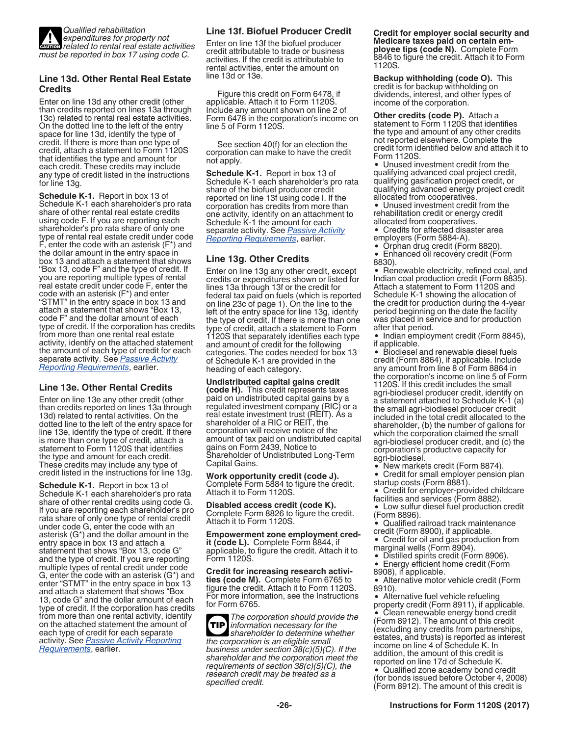*CAUTION: Qualified rehabilitation expenditures for property not related to rental real estate activities must be reported in box 17 using code C.*

### Line 13d. Other Rental Real Estate Credits

Enter on line 13d any other credit (other than credits reported on lines 13a through 13c) related to rental real estate activities. On the dotted line to the left of the entry space for line 13d, identify the type of credit. If there is more than one type of credit, attach a statement to Form 1120S that identifies the type and amount for each credit. These credits may include any type of credit listed in the instructions for line 13g.

**Schedule K-1.** Report in box 13 of Schedule K-1 each shareholder's pro rata share of other rental real estate credits using code F. If you are reporting each shareholder's pro rata share of only one type of rental real estate credit under code F, enter the code with an asterisk (F*) and the dollar amount in the entry space in box 13 and attach a statement that shows "Box 13, code F" and the type of credit. If you are reporting multiple types of rental real estate credit under code F, enter the code with an asterisk (F*) and enter "STMT" in the entry space in box 13 and attach a statement that shows "Box 13, code F" and the dollar amount of each type of credit. If the corporation has credits from more than one rental real estate activity, identify on the attached statement the amount of each type of credit for each separate activity. See Passive Activity Reporting Requirements, earlier.

### Line 13e. Other Rental Credits

Enter on line 13e any other credit (other than credits reported on lines 13a through 13d) related to rental activities. On the dotted line to the left of the entry space for line 13e, identify the type of credit. If there is more than one type of credit, attach a statement to Form 1120S that identifies the type and amount for each credit. These credits may include any type of credit listed in the instructions for line 13g.

**Schedule K-1.** Report in box 13 of Schedule K-1 each shareholder's pro rata share of other rental credits using code G. If you are reporting each shareholder's pro rata share of only one type of rental credit under code G, enter the code with an asterisk (G*) and the dollar amount in the entry space in box 13 and attach a statement that shows "Box 13, code G" and the type of credit. If you are reporting multiple types of rental credit under code G, enter the code with an asterisk (G*) and enter "STMT" in the entry space in box 13 and attach a statement that shows "Box 13, code G" and the dollar amount of each type of credit. If the corporation has credits from more than one rental activity, identify on the attached statement the amount of each type of credit for each separate activity. See Passive Activity Reporting Requirements, earlier.

### Line 13f. Biofuel Producer Credit

Enter on line 13f the biofuel producer credit attributable to trade or business activities. If the credit is attributable to rental activities, enter the amount on line 13d or 13e.

Figure this credit on Form 6478, if applicable. Attach it to Form 1120S. Include any amount shown on line 2 of Form 6478 in the corporation's income on line 5 of Form 1120S.

See section 40(f) for an election the corporation can make to have the credit not apply.

**Schedule K-1.** Report in box 13 of Schedule K-1 each shareholder's pro rata share of the biofuel producer credit reported on line 13f using code I. If the corporation has credits from more than one activity, identify on an attachment to Schedule K-1 the amount for each separate activity. See Passive Activity Reporting Requirements, earlier.

### Line 13g. Other Credits

Enter on line 13g any other credit, except credits or expenditures shown or listed for lines 13a through 13f or the credit for federal tax paid on fuels (which is reported on line 23c of page 1). On the line to the left of the entry space for line 13g, identify the type of credit. If there is more than one type of credit, attach a statement to Form 1120S that separately identifies each type and amount of credit for the following categories. The codes needed for box 13 of Schedule K-1 are provided in the heading of each category.

**Undistributed capital gains credit (code H).** This credit represents taxes paid on undistributed capital gains by a regulated investment company (RIC) or a real estate investment trust (REIT). As a shareholder of a RIC or REIT, the corporation will receive notice of the amount of tax paid on undistributed capital gains on Form 2439, Notice to Shareholder of Undistributed Long-Term Capital Gains.

**Work opportunity credit (code J).** Complete Form 5884 to figure the credit. Attach it to Form 1120S.

**Disabled access credit (code K).** Complete Form 8826 to figure the credit. Attach it to Form 1120S.

**Empowerment zone employment credit (code L).** Complete Form 8844, if applicable, to figure the credit. Attach it to Form 1120S.

**Credit for increasing research activities (code M).** Complete Form 6765 to figure the credit. Attach it to Form 1120S. For more information, see the Instructions for Form 6765.

*TIP: The corporation should provide the information necessary for the shareholder to determine whether the corporation is an eligible small business under section 38(c)(5)(C). If the shareholder and the corporation meet the requirements of section 38(c)(5)(C), the research credit may be treated as a specified credit.*

**Credit for employer social security and Medicare taxes paid on certain employee tips (code N).** Complete Form 8846 to figure the credit. Attach it to Form 1120S.

**Backup withholding (code O).** This credit is for backup withholding on dividends, interest, and other types of income of the corporation.

**Other credits (code P).** Attach a statement to Form 1120S that identifies the type and amount of any other credits not reported elsewhere. Complete the credit form identified below and attach it to Form 1120S.

- Unused investment credit from the qualifying advanced coal project credit, qualifying gasification project credit, or qualifying advanced energy project credit allocated from cooperatives.
- Unused investment credit from the rehabilitation credit or energy credit allocated from cooperatives.
- Credits for affected disaster area employers (Form 5884-A).
- Orphan drug credit (Form 8820).
- Enhanced oil recovery credit (Form 8830).
- Renewable electricity, refined coal, and Indian coal production credit (Form 8835). Attach a statement to Form 1120S and Schedule K-1 showing the allocation of the credit for production during the 4-year period beginning on the date the facility was placed in service and for production after that period.
- Indian employment credit (Form 8845), if applicable.
- Biodiesel and renewable diesel fuels credit (Form 8864), if applicable. Include any amount from line 8 of Form 8864 in the corporation's income on line 5 of Form 1120S. If this credit includes the small agri-biodiesel producer credit, identify on a statement attached to Schedule K-1 (a) the small agri-biodiesel producer credit included in the total credit allocated to the shareholder, (b) the number of gallons for which the corporation claimed the small agri-biodiesel producer credit, and (c) the corporation's productive capacity for agri-biodiesel.
- New markets credit (Form 8874).
- Credit for small employer pension plan startup costs (Form 8881).
- Credit for employer-provided childcare facilities and services (Form 8882).
- Low sulfur diesel fuel production credit (Form 8896).
- Qualified railroad track maintenance credit (Form 8900), if applicable.
- Credit for oil and gas production from marginal wells (Form 8904).
- Distilled spirits credit (Form 8906).
- Energy efficient home credit (Form 8908), if applicable.
- Alternative motor vehicle credit (Form 8910).
- Alternative fuel vehicle refueling property credit (Form 8911), if applicable.
- Clean renewable energy bond credit (Form 8912). The amount of this credit (excluding any credits from partnerships, estates, and trusts) is reported as interest income on line 4 of Schedule K. In addition, the amount of this credit is reported on line 17d of Schedule K.
- Qualified zone academy bond credit (for bonds issued before October 4, 2008) (Form 8912). The amount of this credit is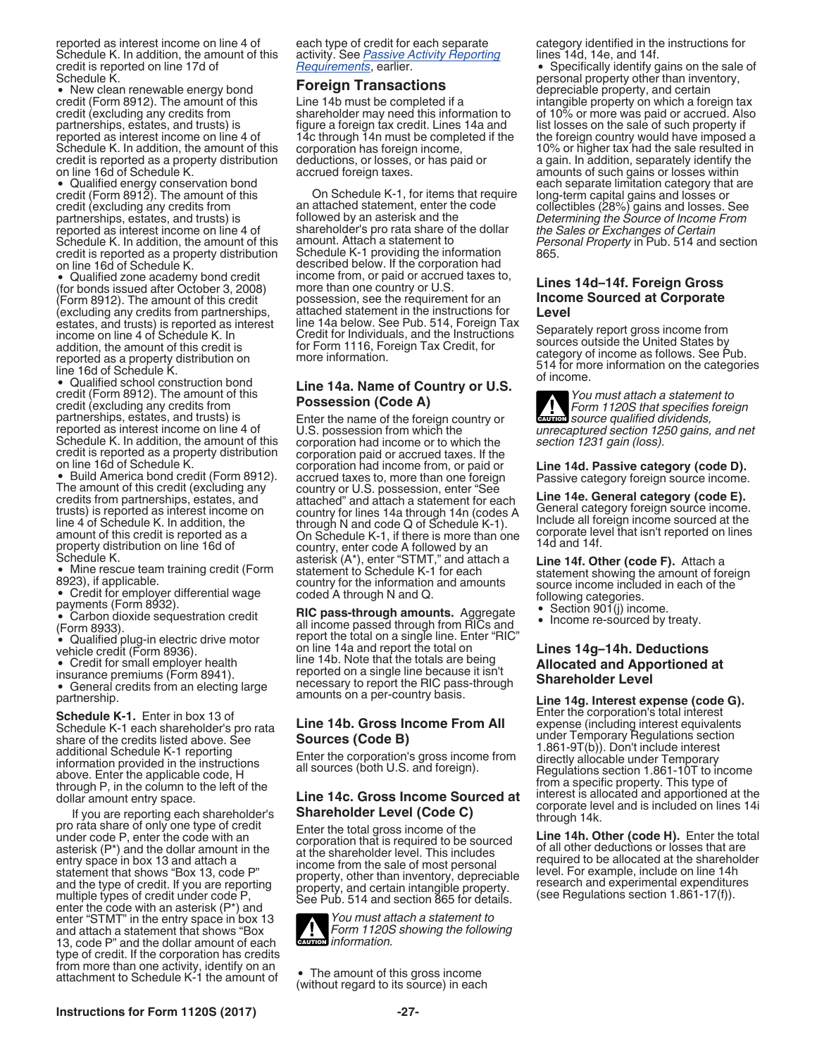reported as interest income on line 4 of Schedule K. In addition, the amount of this credit is reported on line 17d of Schedule K.

- New clean renewable energy bond credit (Form 8912). The amount of this credit (excluding any credits from partnerships, estates, and trusts) is reported as interest income on line 4 of Schedule K. In addition, the amount of this credit is reported as a property distribution on line 16d of Schedule K.
- Qualified energy conservation bond credit (Form 8912). The amount of this credit (excluding any credits from partnerships, estates, and trusts) is reported as interest income on line 4 of Schedule K. In addition, the amount of this credit is reported as a property distribution on line 16d of Schedule K.
- Qualified zone academy bond credit (for bonds issued after October 3, 2008) (Form 8912). The amount of this credit (excluding any credits from partnerships, estates, and trusts) is reported as interest income on line 4 of Schedule K. In addition, the amount of this credit is reported as a property distribution on line 16d of Schedule K.
- Qualified school construction bond credit (Form 8912). The amount of this credit (excluding any credits from partnerships, estates, and trusts) is reported as interest income on line 4 of Schedule K. In addition, the amount of this credit is reported as a property distribution on line 16d of Schedule K.
- Build America bond credit (Form 8912). The amount of this credit (excluding any credits from partnerships, estates, and trusts) is reported as interest income on line 4 of Schedule K. In addition, the amount of this credit is reported as a property distribution on line 16d of Schedule K.
- Mine rescue team training credit (Form 8923), if applicable.
- Credit for employer differential wage payments (Form 8932).
- Carbon dioxide sequestration credit (Form 8933).
- Qualified plug-in electric drive motor vehicle credit (Form 8936).
- Credit for small employer health insurance premiums (Form 8941).
- General credits from an electing large partnership.

**Schedule K-1.** Enter in box 13 of Schedule K-1 each shareholder's pro rata share of the credits listed above. See additional Schedule K-1 reporting information provided in the instructions above. Enter the applicable code, H through P, in the column to the left of the dollar amount entry space.

If you are reporting each shareholder's pro rata share of only one type of credit under code P, enter the code with an asterisk (P*) and the dollar amount in the entry space in box 13 and attach a statement that shows "Box 13, code P" and the type of credit. If you are reporting multiple types of credit under code P, enter the code with an asterisk (P*) and enter "STMT" in the entry space in box 13 and attach a statement that shows "Box 13, code P" and the dollar amount of each type of credit. If the corporation has credits from more than one activity, identify on an attachment to Schedule K-1 the amount of each type of credit for each separate activity. See *Passive Activity Reporting Requirements*, earlier.

## Foreign Transactions

Line 14b must be completed if a shareholder may need this information to figure a foreign tax credit. Lines 14a and 14c through 14n must be completed if the corporation has foreign income, deductions, or losses, or has paid or accrued foreign taxes.

On Schedule K-1, for items that require an attached statement, enter the code followed by an asterisk and the shareholder's pro rata share of the dollar amount. Attach a statement to Schedule K-1 providing the information described below. If the corporation had income from, or paid or accrued taxes to, more than one country or U.S. possession, see the requirement for an attached statement in the instructions for line 14a below. See Pub. 514, Foreign Tax Credit for Individuals, and the Instructions for Form 1116, Foreign Tax Credit, for more information.

### Line 14a. Name of Country or U.S. Possession (Code A)

Enter the name of the foreign country or U.S. possession from which the corporation had income or to which the corporation paid or accrued taxes. If the corporation had income from, or paid or accrued taxes to, more than one foreign country or U.S. possession, enter "See attached" and attach a statement for each country for lines 14a through 14n (codes A through N and code Q of Schedule K-1). On Schedule K-1, if there is more than one country, enter code A followed by an asterisk (A*), enter "STMT," and attach a statement to Schedule K-1 for each country for the information and amounts coded A through N and Q.

**RIC pass-through amounts.** Aggregate all income passed through from RICs and report the total on a single line. Enter "RIC" on line 14a and report the total on line 14b. Note that the totals are being reported on a single line because it isn't necessary to report the RIC pass-through amounts on a per-country basis.

### Line 14b. Gross Income From All Sources (Code B)

Enter the corporation's gross income from all sources (both U.S. and foreign).

### Line 14c. Gross Income Sourced at Shareholder Level (Code C)

Enter the total gross income of the corporation that is required to be sourced at the shareholder level. This includes income from the sale of most personal property, other than inventory, depreciable property, and certain intangible property. See Pub. 514 and section 865 for details.

**CAUTION:** *You must attach a statement to Form 1120S showing the following information.*

- The amount of this gross income (without regard to its source) in each category identified in the instructions for lines 14d, 14e, and 14f.
- Specifically identify gains on the sale of personal property other than inventory, depreciable property, and certain intangible property on which a foreign tax of 10% or more was paid or accrued. Also list losses on the sale of such property if the foreign country would have imposed a 10% or higher tax had the sale resulted in a gain. In addition, separately identify the amounts of such gains or losses within each separate limitation category that are long-term capital gains and losses or collectibles (28%) gains and losses. See *Determining the Source of Income From the Sales or Exchanges of Certain Personal Property* in Pub. 514 and section 865.

### Lines 14d–14f. Foreign Gross Income Sourced at Corporate Level

Separately report gross income from sources outside the United States by category of income as follows. See Pub. 514 for more information on the categories of income.

**CAUTION:** *You must attach a statement to Form 1120S that specifies foreign source qualified dividends, unrecaptured section 1250 gains, and net section 1231 gain (loss).*

**Line 14d. Passive category (code D).** Passive category foreign source income.

**Line 14e. General category (code E).** General category foreign source income. Include all foreign income sourced at the corporate level that isn't reported on lines 14d and 14f.

**Line 14f. Other (code F).** Attach a statement showing the amount of foreign source income included in each of the following categories.

- Section 901(j) income.
- Income re-sourced by treaty.

### Lines 14g–14h. Deductions Allocated and Apportioned at Shareholder Level

**Line 14g. Interest expense (code G).** Enter the corporation's total interest expense (including interest equivalents under Temporary Regulations section 1.861-9T(b)). Don't include interest directly allocable under Temporary Regulations section 1.861-10T to income from a specific property. This type of interest is allocated and apportioned at the corporate level and is included on lines 14i through 14k.

**Line 14h. Other (code H).** Enter the total of all other deductions or losses that are required to be allocated at the shareholder level. For example, include on line 14h research and experimental expenditures (see Regulations section 1.861-17(f)).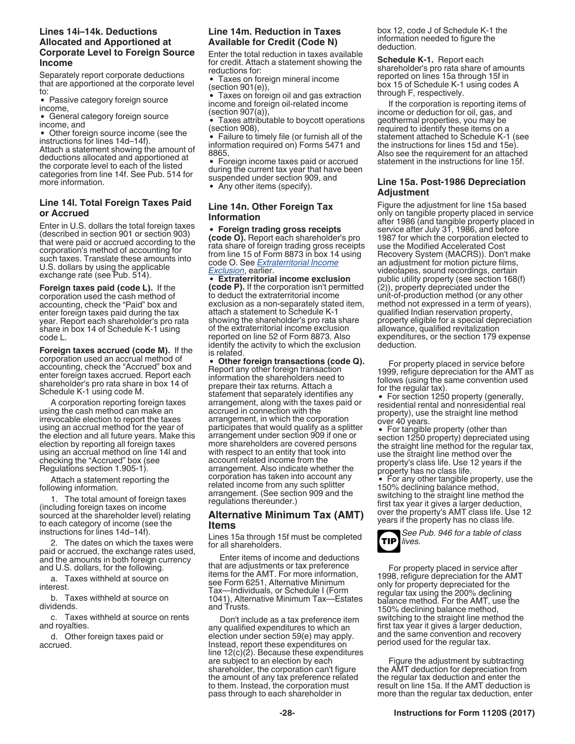### Lines 14i–14k. Deductions Allocated and Apportioned at Corporate Level to Foreign Source Income

Separately report corporate deductions that are apportioned at the corporate level to:

- Passive category foreign source income,
- General category foreign source income, and
- Other foreign source income (see the instructions for lines 14d–14f).

Attach a statement showing the amount of deductions allocated and apportioned at the corporate level to each of the listed categories from line 14f. See Pub. 514 for more information.

### Line 14l. Total Foreign Taxes Paid or Accrued

Enter in U.S. dollars the total foreign taxes (described in section 901 or section 903) that were paid or accrued according to the corporation's method of accounting for such taxes. Translate these amounts into U.S. dollars by using the applicable exchange rate (see Pub. 514).

**Foreign taxes paid (code L).** If the corporation used the cash method of accounting, check the "Paid" box and enter foreign taxes paid during the tax year. Report each shareholder's pro rata share in box 14 of Schedule K-1 using code L.

**Foreign taxes accrued (code M).** If the corporation used an accrual method of accounting, check the "Accrued" box and enter foreign taxes accrued. Report each shareholder's pro rata share in box 14 of Schedule K-1 using code M.

A corporation reporting foreign taxes using the cash method can make an irrevocable election to report the taxes using an accrual method for the year of the election and all future years. Make this election by reporting all foreign taxes using an accrual method on line 14l and checking the "Accrued" box (see Regulations section 1.905-1).

Attach a statement reporting the following information.

1. The total amount of foreign taxes (including foreign taxes on income sourced at the shareholder level) relating to each category of income (see the instructions for lines 14d–14f).

2. The dates on which the taxes were paid or accrued, the exchange rates used, and the amounts in both foreign currency and U.S. dollars, for the following.

a. Taxes withheld at source on interest.

b. Taxes withheld at source on dividends.

c. Taxes withheld at source on rents and royalties.

d. Other foreign taxes paid or accrued.

### Line 14m. Reduction in Taxes Available for Credit (Code N)

Enter the total reduction in taxes available for credit. Attach a statement showing the reductions for:

- Taxes on foreign mineral income (section 901(e)),
- Taxes on foreign oil and gas extraction income and foreign oil-related income (section 907(a)),
- Taxes attributable to boycott operations (section 908),
- Failure to timely file (or furnish all of the information required on) Forms 5471 and 8865,
- Foreign income taxes paid or accrued during the current tax year that have been suspended under section 909, and
- Any other items (specify).

### Line 14n. Other Foreign Tax Information

- **Foreign trading gross receipts (code O).** Report each shareholder's pro rata share of foreign trading gross receipts from line 15 of Form 8873 in box 14 using code O. See *Extraterritorial Income Exclusion*, earlier.
- **Extraterritorial income exclusion (code P).** If the corporation isn't permitted to deduct the extraterritorial income exclusion as a non-separately stated item, attach a statement to Schedule K-1 showing the shareholder's pro rata share of the extraterritorial income exclusion reported on line 52 of Form 8873. Also identify the activity to which the exclusion is related.
- **Other foreign transactions (code Q).** Report any other foreign transaction information the shareholders need to prepare their tax returns. Attach a statement that separately identifies any arrangement, along with the taxes paid or accrued in connection with the arrangement, in which the corporation participates that would qualify as a splitter arrangement under section 909 if one or more shareholders are covered persons with respect to an entity that took into account related income from the arrangement. Also indicate whether the corporation has taken into account any related income from any such splitter arrangement. (See section 909 and the regulations thereunder.)

## Alternative Minimum Tax (AMT) Items

Lines 15a through 15f must be completed for all shareholders.

Enter items of income and deductions that are adjustments or tax preference items for the AMT. For more information, see Form 6251, Alternative Minimum Tax—Individuals, or Schedule I (Form 1041), Alternative Minimum Tax—Estates and Trusts.

Don't include as a tax preference item any qualified expenditures to which an election under section 59(e) may apply. Instead, report these expenditures on line 12(c)(2). Because these expenditures are subject to an election by each shareholder, the corporation can't figure the amount of any tax preference related to them. Instead, the corporation must pass through to each shareholder in box 12, code J of Schedule K-1 the information needed to figure the deduction.

**Schedule K-1.** Report each shareholder's pro rata share of amounts reported on lines 15a through 15f in box 15 of Schedule K-1 using codes A through F, respectively.

If the corporation is reporting items of income or deduction for oil, gas, and geothermal properties, you may be required to identify these items on a statement attached to Schedule K-1 (see the instructions for lines 15d and 15e). Also see the requirement for an attached statement in the instructions for line 15f.

### Line 15a. Post-1986 Depreciation Adjustment

Figure the adjustment for line 15a based only on tangible property placed in service after 1986 (and tangible property placed in service after July 31, 1986, and before 1987 for which the corporation elected to use the Modified Accelerated Cost Recovery System (MACRS)). Don't make an adjustment for motion picture films, videotapes, sound recordings, certain public utility property (see section 168(f)(2)), property depreciated under the unit-of-production method (or any other method not expressed in a term of years), qualified Indian reservation property, property eligible for a special depreciation allowance, qualified revitalization expenditures, or the section 179 expense deduction.

For property placed in service before 1999, refigure depreciation for the AMT as follows (using the same convention used for the regular tax).

- For section 1250 property (generally, residential rental and nonresidential real property), use the straight line method over 40 years.
- For tangible property (other than section 1250 property) depreciated using the straight line method for the regular tax, use the straight line method over the property's class life. Use 12 years if the property has no class life.
- For any other tangible property, use the 150% declining balance method, switching to the straight line method the first tax year it gives a larger deduction, over the property's AMT class life. Use 12 years if the property has no class life.

**TIP** *See Pub. 946 for a table of class lives.*

For property placed in service after 1998, refigure depreciation for the AMT only for property depreciated for the regular tax using the 200% declining balance method. For the AMT, use the 150% declining balance method, switching to the straight line method the first tax year it gives a larger deduction, and the same convention and recovery period used for the regular tax.

Figure the adjustment by subtracting the AMT deduction for depreciation from the regular tax deduction and enter the result on line 15a. If the AMT deduction is more than the regular tax deduction, enter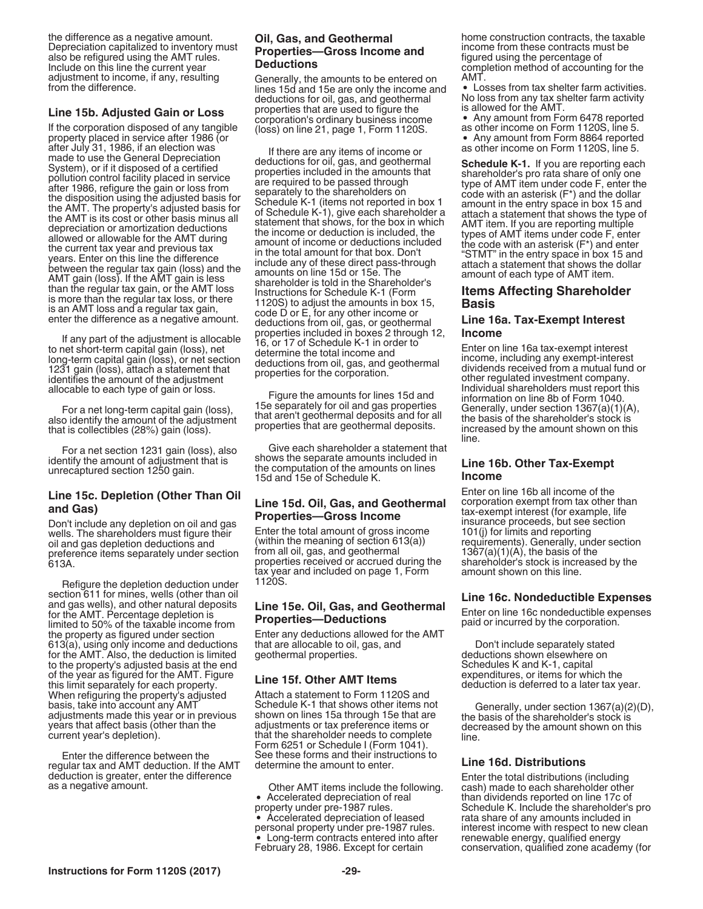the difference as a negative amount. Depreciation capitalized to inventory must also be refigured using the AMT rules. Include on this line the current year adjustment to income, if any, resulting from the difference.

### Line 15b. Adjusted Gain or Loss

If the corporation disposed of any tangible property placed in service after 1986 (or after July 31, 1986, if an election was made to use the General Depreciation System), or if it disposed of a certified pollution control facility placed in service after 1986, refigure the gain or loss from the disposition using the adjusted basis for the AMT. The property's adjusted basis for the AMT is its cost or other basis minus all depreciation or amortization deductions allowed or allowable for the AMT during the current tax year and previous tax years. Enter on this line the difference between the regular tax gain (loss) and the AMT gain (loss). If the AMT gain is less than the regular tax gain, or the AMT loss is more than the regular tax loss, or there is an AMT loss and a regular tax gain, enter the difference as a negative amount.

If any part of the adjustment is allocable to net short-term capital gain (loss), net long-term capital gain (loss), or net section 1231 gain (loss), attach a statement that identifies the amount of the adjustment allocable to each type of gain or loss.

For a net long-term capital gain (loss), also identify the amount of the adjustment that is collectibles (28%) gain (loss).

For a net section 1231 gain (loss), also identify the amount of adjustment that is unrecaptured section 1250 gain.

### Line 15c. Depletion (Other Than Oil and Gas)

Don't include any depletion on oil and gas wells. The shareholders must figure their oil and gas depletion deductions and preference items separately under section 613A.

Refigure the depletion deduction under section 611 for mines, wells (other than oil and gas wells), and other natural deposits for the AMT. Percentage depletion is limited to 50% of the taxable income from the property as figured under section 613(a), using only income and deductions for the AMT. Also, the deduction is limited to the property's adjusted basis at the end of the year as figured for the AMT. Figure this limit separately for each property. When refiguring the property's adjusted basis, take into account any AMT adjustments made this year or in previous years that affect basis (other than the current year's depletion).

Enter the difference between the regular tax and AMT deduction. If the AMT deduction is greater, enter the difference as a negative amount.

### Oil, Gas, and Geothermal Properties—Gross Income and Deductions

Generally, the amounts to be entered on lines 15d and 15e are only the income and deductions for oil, gas, and geothermal properties that are used to figure the corporation's ordinary business income (loss) on line 21, page 1, Form 1120S.

If there are any items of income or deductions for oil, gas, and geothermal properties included in the amounts that are required to be passed through separately to the shareholders on Schedule K-1 (items not reported in box 1 of Schedule K-1), give each shareholder a statement that shows, for the box in which the income or deduction is included, the amount of income or deductions included in the total amount for that box. Don't include any of these direct pass-through amounts on line 15d or 15e. The shareholder is told in the Shareholder's Instructions for Schedule K-1 (Form 1120S) to adjust the amounts in box 15, code D or E, for any other income or deductions from oil, gas, or geothermal properties included in boxes 2 through 12, 16, or 17 of Schedule K-1 in order to determine the total income and deductions from oil, gas, and geothermal properties for the corporation.

Figure the amounts for lines 15d and 15e separately for oil and gas properties that aren't geothermal deposits and for all properties that are geothermal deposits.

Give each shareholder a statement that shows the separate amounts included in the computation of the amounts on lines 15d and 15e of Schedule K.

### Line 15d. Oil, Gas, and Geothermal Properties—Gross Income

Enter the total amount of gross income (within the meaning of section 613(a)) from all oil, gas, and geothermal properties received or accrued during the tax year and included on page 1, Form 1120S.

### Line 15e. Oil, Gas, and Geothermal Properties—Deductions

Enter any deductions allowed for the AMT that are allocable to oil, gas, and geothermal properties.

### Line 15f. Other AMT Items

Attach a statement to Form 1120S and Schedule K-1 that shows other items not shown on lines 15a through 15e that are adjustments or tax preference items or that the shareholder needs to complete Form 6251 or Schedule I (Form 1041). See these forms and their instructions to determine the amount to enter.

Other AMT items include the following.

- Accelerated depreciation of real property under pre-1987 rules.
- Accelerated depreciation of leased personal property under pre-1987 rules.
- Long-term contracts entered into after February 28, 1986. Except for certain home construction contracts, the taxable income from these contracts must be figured using the percentage of completion method of accounting for the AMT.
- Losses from tax shelter farm activities. No loss from any tax shelter farm activity is allowed for the AMT.
- Any amount from Form 6478 reported as other income on Form 1120S, line 5.
- Any amount from Form 8864 reported as other income on Form 1120S, line 5.

**Schedule K-1.** If you are reporting each shareholder's pro rata share of only one type of AMT item under code F, enter the code with an asterisk (F*) and the dollar amount in the entry space in box 15 and attach a statement that shows the type of AMT item. If you are reporting multiple types of AMT items under code F, enter the code with an asterisk (F*) and enter "STMT" in the entry space in box 15 and attach a statement that shows the dollar amount of each type of AMT item.

## Items Affecting Shareholder Basis

### Line 16a. Tax-Exempt Interest Income

Enter on line 16a tax-exempt interest income, including any exempt-interest dividends received from a mutual fund or other regulated investment company. Individual shareholders must report this information on line 8b of Form 1040. Generally, under section 1367(a)(1)(A), the basis of the shareholder's stock is increased by the amount shown on this line.

### Line 16b. Other Tax-Exempt Income

Enter on line 16b all income of the corporation exempt from tax other than tax-exempt interest (for example, life insurance proceeds, but see section 101(j) for limits and reporting requirements). Generally, under section 1367(a)(1)(A), the basis of the shareholder's stock is increased by the amount shown on this line.

### Line 16c. Nondeductible Expenses

Enter on line 16c nondeductible expenses paid or incurred by the corporation.

Don't include separately stated deductions shown elsewhere on Schedules K and K-1, capital expenditures, or items for which the deduction is deferred to a later tax year.

Generally, under section 1367(a)(2)(D), the basis of the shareholder's stock is decreased by the amount shown on this line.

### Line 16d. Distributions

Enter the total distributions (including cash) made to each shareholder other than dividends reported on line 17c of Schedule K. Include the shareholder's pro rata share of any amounts included in interest income with respect to new clean renewable energy, qualified energy conservation, qualified zone academy (for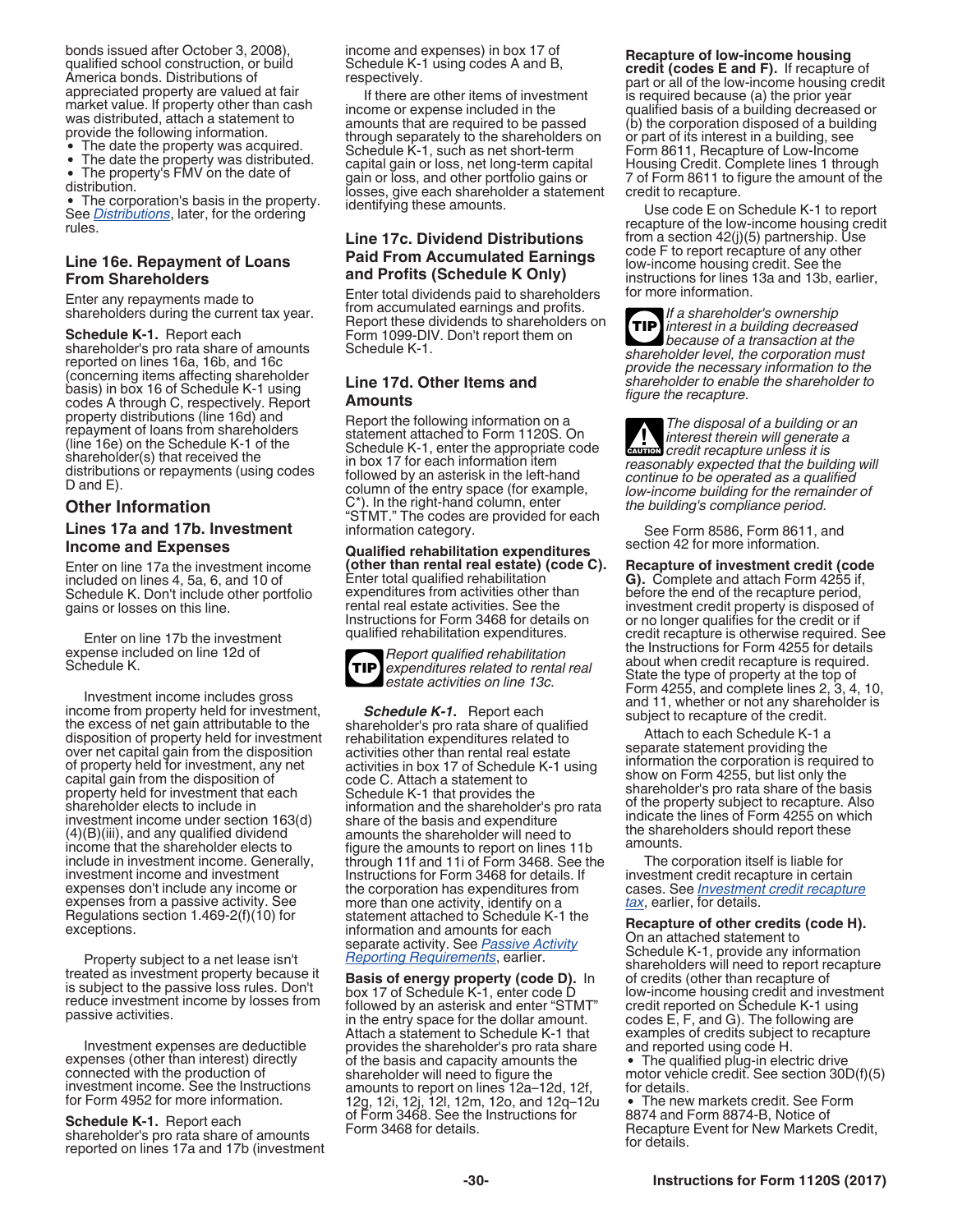bonds issued after October 3, 2008), qualified school construction, or build America bonds. Distributions of appreciated property are valued at fair market value. If property other than cash was distributed, attach a statement to provide the following information.

- The date the property was acquired.
- The date the property was distributed.
- The property's FMV on the date of distribution.
- The corporation's basis in the property.

See *Distributions*, later, for the ordering rules.

### Line 16e. Repayment of Loans From Shareholders

Enter any repayments made to shareholders during the current tax year.

**Schedule K-1.** Report each shareholder's pro rata share of amounts reported on lines 16a, 16b, and 16c (concerning items affecting shareholder basis) in box 16 of Schedule K-1 using codes A through C, respectively. Report property distributions (line 16d) and repayment of loans from shareholders (line 16e) on the Schedule K-1 of the shareholder(s) that received the distributions or repayments (using codes D and E).

## Other Information

### Lines 17a and 17b. Investment Income and Expenses

Enter on line 17a the investment income included on lines 4, 5a, 6, and 10 of Schedule K. Don't include other portfolio gains or losses on this line.

Enter on line 17b the investment expense included on line 12d of Schedule K.

Investment income includes gross income from property held for investment, the excess of net gain attributable to the disposition of property held for investment over net capital gain from the disposition of property held for investment, any net capital gain from the disposition of property held for investment that each shareholder elects to include in investment income under section 163(d)(4)(B)(iii), and any qualified dividend income that the shareholder elects to include in investment income. Generally, investment income and investment expenses don't include any income or expenses from a passive activity. See Regulations section 1.469-2(f)(10) for exceptions.

Property subject to a net lease isn't treated as investment property because it is subject to the passive loss rules. Don't reduce investment income by losses from passive activities.

Investment expenses are deductible expenses (other than interest) directly connected with the production of investment income. See the Instructions for Form 4952 for more information.

**Schedule K-1.** Report each shareholder's pro rata share of amounts reported on lines 17a and 17b (investment income and expenses) in box 17 of Schedule K-1 using codes A and B, respectively.

If there are other items of investment income or expense included in the amounts that are required to be passed through separately to the shareholders on Schedule K-1, such as net short-term capital gain or loss, net long-term capital gain or loss, and other portfolio gains or losses, give each shareholder a statement identifying these amounts.

### Line 17c. Dividend Distributions Paid From Accumulated Earnings and Profits (Schedule K Only)

Enter total dividends paid to shareholders from accumulated earnings and profits. Report these dividends to shareholders on Form 1099-DIV. Don't report them on Schedule K-1.

### Line 17d. Other Items and Amounts

Report the following information on a statement attached to Form 1120S. On Schedule K-1, enter the appropriate code in box 17 for each information item followed by an asterisk in the left-hand column of the entry space (for example, C*). In the right-hand column, enter "STMT." The codes are provided for each information category.

**Qualified rehabilitation expenditures (other than rental real estate) (code C).** Enter total qualified rehabilitation expenditures from activities other than rental real estate activities. See the Instructions for Form 3468 for details on qualified rehabilitation expenditures.

**TIP** *Report qualified rehabilitation expenditures related to rental real estate activities on line 13c.*

***Schedule K-1.*** Report each shareholder's pro rata share of qualified rehabilitation expenditures related to activities other than rental real estate activities in box 17 of Schedule K-1 using code C. Attach a statement to Schedule K-1 that provides the information and the shareholder's pro rata share of the basis and expenditure amounts the shareholder will need to figure the amounts to report on lines 11b through 11f and 11i of Form 3468. See the Instructions for Form 3468 for details. If the corporation has expenditures from more than one activity, identify on a statement attached to Schedule K-1 the information and amounts for each separate activity. See *Passive Activity Reporting Requirements*, earlier.

**Basis of energy property (code D).** In box 17 of Schedule K-1, enter code D followed by an asterisk and enter "STMT" in the entry space for the dollar amount. Attach a statement to Schedule K-1 that provides the shareholder's pro rata share of the basis and capacity amounts the shareholder will need to figure the amounts to report on lines 12a–12d, 12f, 12g, 12i, 12j, 12l, 12m, 12o, and 12q–12u of Form 3468. See the Instructions for Form 3468 for details.

**Recapture of low-income housing credit (codes E and F).** If recapture of part or all of the low-income housing credit is required because (a) the prior year qualified basis of a building decreased or (b) the corporation disposed of a building or part of its interest in a building, see Form 8611, Recapture of Low-Income Housing Credit. Complete lines 1 through 7 of Form 8611 to figure the amount of the credit to recapture.

Use code E on Schedule K-1 to report recapture of the low-income housing credit from a section 42(j)(5) partnership. Use code F to report recapture of any other low-income housing credit. See the instructions for lines 13a and 13b, earlier, for more information.

**TIP** *If a shareholder's ownership interest in a building decreased because of a transaction at the shareholder level, the corporation must provide the necessary information to the shareholder to enable the shareholder to figure the recapture.*

**CAUTION** *The disposal of a building or an interest therein will generate a credit recapture unless it is reasonably expected that the building will continue to be operated as a qualified low-income building for the remainder of the building's compliance period.*

See Form 8586, Form 8611, and section 42 for more information.

**Recapture of investment credit (code G).** Complete and attach Form 4255 if, before the end of the recapture period, investment credit property is disposed of or no longer qualifies for the credit or if credit recapture is otherwise required. See the Instructions for Form 4255 for details about when credit recapture is required. State the type of property at the top of Form 4255, and complete lines 2, 3, 4, 10, and 11, whether or not any shareholder is subject to recapture of the credit.

Attach to each Schedule K-1 a separate statement providing the information the corporation is required to show on Form 4255, but list only the shareholder's pro rata share of the basis of the property subject to recapture. Also indicate the lines of Form 4255 on which the shareholders should report these amounts.

The corporation itself is liable for investment credit recapture in certain cases. See *Investment credit recapture tax*, earlier, for details.

**Recapture of other credits (code H).** On an attached statement to Schedule K-1, provide any information shareholders will need to report recapture of credits (other than recapture of low-income housing credit and investment credit reported on Schedule K-1 using codes E, F, and G). The following are examples of credits subject to recapture and reported using code H.

- The qualified plug-in electric drive motor vehicle credit. See section 30D(f)(5) for details.
- The new markets credit. See Form 8874 and Form 8874-B, Notice of Recapture Event for New Markets Credit, for details.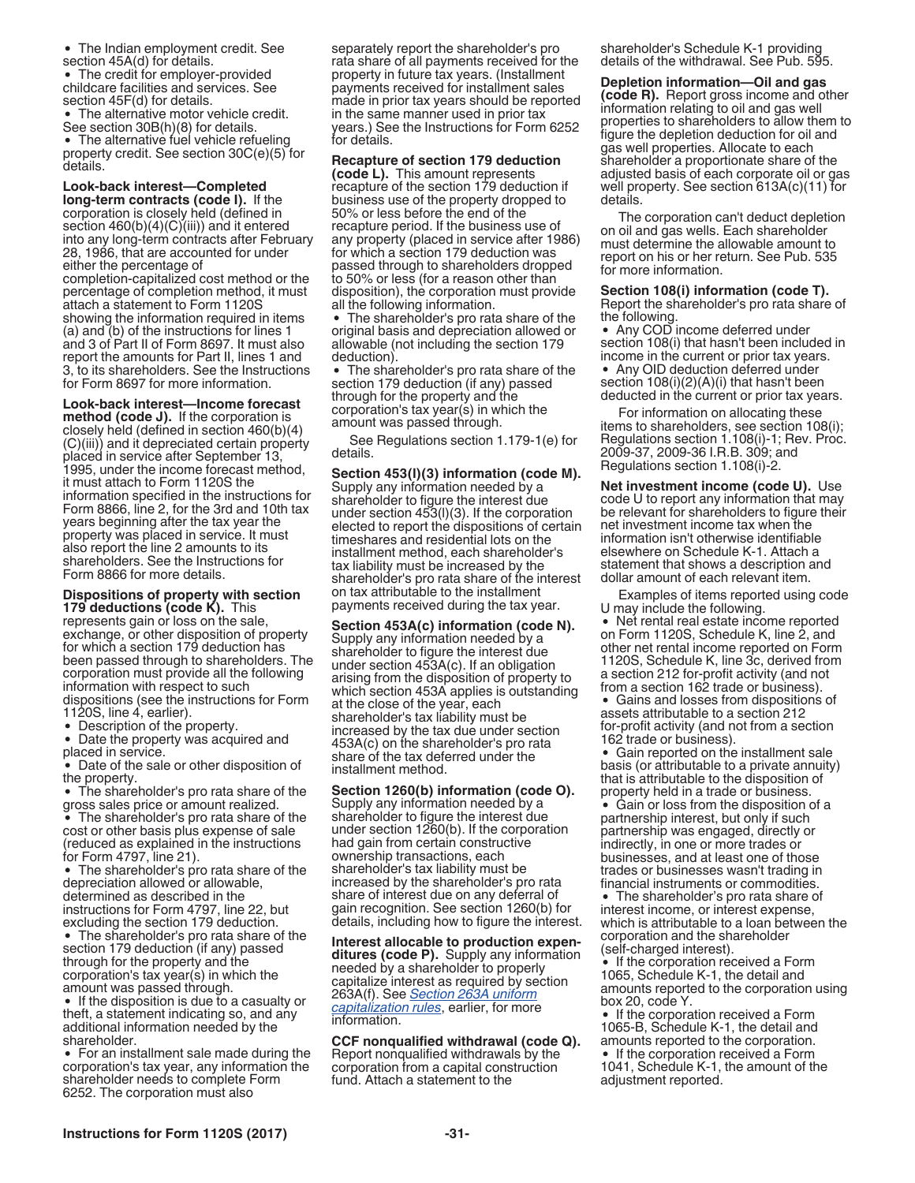- The Indian employment credit. See section 45A(d) for details.
- The credit for employer-provided childcare facilities and services. See section 45F(d) for details.
- The alternative motor vehicle credit. See section 30B(h)(8) for details.
- The alternative fuel vehicle refueling property credit. See section 30C(e)(5) for details.

**Look-back interest—Completed long-term contracts (code I).** If the corporation is closely held (defined in section 460(b)(4)(C)(iii)) and it entered into any long-term contracts after February 28, 1986, that are accounted for under either the percentage of completion-capitalized cost method or the percentage of completion method, it must attach a statement to Form 1120S showing the information required in items (a) and (b) of the instructions for lines 1 and 3 of Part II of Form 8697. It must also report the amounts for Part II, lines 1 and 3, to its shareholders. See the Instructions for Form 8697 for more information.

**Look-back interest—Income forecast method (code J).** If the corporation is closely held (defined in section 460(b)(4)(C)(iii)) and it depreciated certain property placed in service after September 13, 1995, under the income forecast method, it must attach to Form 1120S the information specified in the instructions for Form 8866, line 2, for the 3rd and 10th tax years beginning after the tax year the property was placed in service. It must also report the line 2 amounts to its shareholders. See the Instructions for Form 8866 for more details.

**Dispositions of property with section 179 deductions (code K).** This represents gain or loss on the sale, exchange, or other disposition of property for which a section 179 deduction has been passed through to shareholders. The corporation must provide all the following information with respect to such dispositions (see the instructions for Form 1120S, line 4, earlier).

- Description of the property.
- Date the property was acquired and placed in service.
- Date of the sale or other disposition of the property.
- The shareholder's pro rata share of the gross sales price or amount realized.
- The shareholder's pro rata share of the cost or other basis plus expense of sale (reduced as explained in the instructions for Form 4797, line 21).
- The shareholder's pro rata share of the depreciation allowed or allowable, determined as described in the instructions for Form 4797, line 22, but excluding the section 179 deduction.
- The shareholder's pro rata share of the section 179 deduction (if any) passed through for the property and the corporation's tax year(s) in which the amount was passed through.
- If the disposition is due to a casualty or theft, a statement indicating so, and any additional information needed by the shareholder.
- For an installment sale made during the corporation's tax year, any information the shareholder needs to complete Form 6252. The corporation must also separately report the shareholder's pro rata share of all payments received for the property in future tax years. (Installment payments received for installment sales made in prior tax years should be reported in the same manner used in prior tax years.) See the Instructions for Form 6252 for details.

**Recapture of section 179 deduction (code L).** This amount represents recapture of the section 179 deduction if business use of the property dropped to 50% or less before the end of the recapture period. If the business use of any property (placed in service after 1986) for which a section 179 deduction was passed through to shareholders dropped to 50% or less (for a reason other than disposition), the corporation must provide all the following information.

- The shareholder's pro rata share of the original basis and depreciation allowed or allowable (not including the section 179 deduction).
- The shareholder's pro rata share of the section 179 deduction (if any) passed through for the property and the corporation's tax year(s) in which the amount was passed through.

See Regulations section 1.179-1(e) for details.

**Section 453(l)(3) information (code M).** Supply any information needed by a shareholder to figure the interest due under section 453(l)(3). If the corporation elected to report the dispositions of certain timeshares and residential lots on the installment method, each shareholder's tax liability must be increased by the shareholder's pro rata share of the interest on tax attributable to the installment payments received during the tax year.

**Section 453A(c) information (code N).** Supply any information needed by a shareholder to figure the interest due under section 453A(c). If an obligation arising from the disposition of property to which section 453A applies is outstanding at the close of the year, each shareholder's tax liability must be increased by the tax due under section 453A(c) on the shareholder's pro rata share of the tax deferred under the installment method.

**Section 1260(b) information (code O).** Supply any information needed by a shareholder to figure the interest due under section 1260(b). If the corporation had gain from certain constructive ownership transactions, each shareholder's tax liability must be increased by the shareholder's pro rata share of interest due on any deferral of gain recognition. See section 1260(b) for details, including how to figure the interest.

**Interest allocable to production expenditures (code P).** Supply any information needed by a shareholder to properly capitalize interest as required by section 263A(f). See *Section 263A uniform capitalization rules*, earlier, for more information.

**CCF nonqualified withdrawal (code Q).** Report nonqualified withdrawals by the corporation from a capital construction fund. Attach a statement to the shareholder's Schedule K-1 providing details of the withdrawal. See Pub. 595.

**Depletion information—Oil and gas (code R).** Report gross income and other information relating to oil and gas well properties to shareholders to allow them to figure the depletion deduction for oil and gas well properties. Allocate to each shareholder a proportionate share of the adjusted basis of each corporate oil or gas well property. See section 613A(c)(11) for details.

The corporation can't deduct depletion on oil and gas wells. Each shareholder must determine the allowable amount to report on his or her return. See Pub. 535 for more information.

**Section 108(i) information (code T).** Report the shareholder's pro rata share of the following.

- Any COD income deferred under section 108(i) that hasn't been included in income in the current or prior tax years.
- Any OID deduction deferred under section 108(i)(2)(A)(i) that hasn't been deducted in the current or prior tax years.

For information on allocating these items to shareholders, see section 108(i); Regulations section 1.108(i)-1; Rev. Proc. 2009-37, 2009-36 I.R.B. 309; and Regulations section 1.108(i)-2.

**Net investment income (code U).** Use code U to report any information that may be relevant for shareholders to figure their net investment income tax when the information isn't otherwise identifiable elsewhere on Schedule K-1. Attach a statement that shows a description and dollar amount of each relevant item.

Examples of items reported using code U may include the following.

- Net rental real estate income reported on Form 1120S, Schedule K, line 2, and other net rental income reported on Form 1120S, Schedule K, line 3c, derived from a section 212 for-profit activity (and not from a section 162 trade or business).
- Gains and losses from dispositions of assets attributable to a section 212 for-profit activity (and not from a section 162 trade or business).
- Gain reported on the installment sale basis (or attributable to a private annuity) that is attributable to the disposition of property held in a trade or business.
- Gain or loss from the disposition of a partnership interest, but only if such partnership was engaged, directly or indirectly, in one or more trades or businesses, and at least one of those trades or businesses wasn't trading in financial instruments or commodities.
- The shareholder's pro rata share of interest income, or interest expense, which is attributable to a loan between the corporation and the shareholder (self-charged interest).
- If the corporation received a Form 1065, Schedule K-1, the detail and amounts reported to the corporation using box 20, code Y.
- If the corporation received a Form 1065-B, Schedule K-1, the detail and amounts reported to the corporation.
- If the corporation received a Form 1041, Schedule K-1, the amount of the adjustment reported.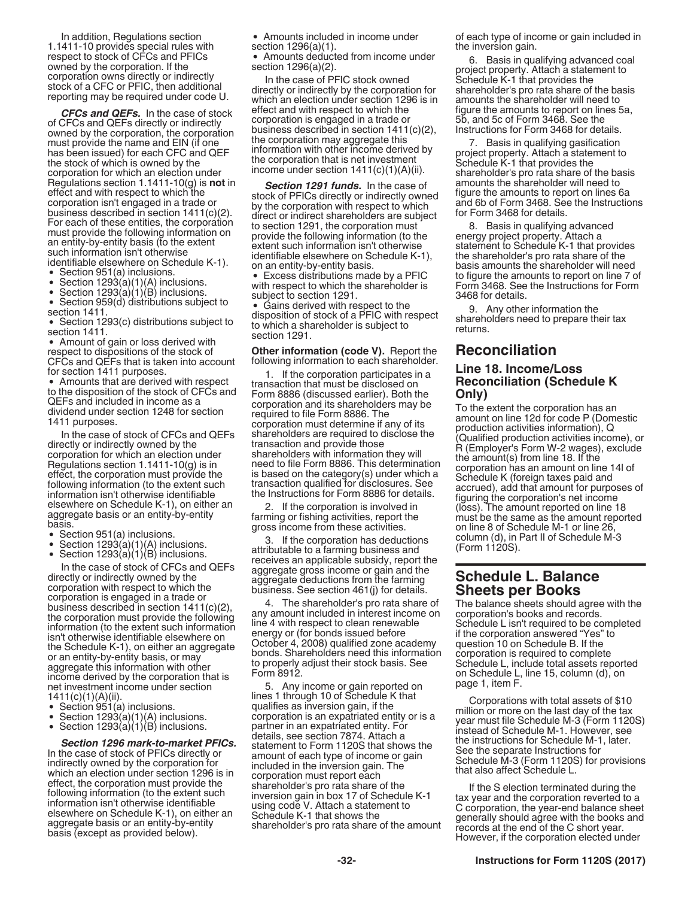In addition, Regulations section 1.1411-10 provides special rules with respect to stock of CFCs and PFICs owned by the corporation. If the corporation owns directly or indirectly stock of a CFC or PFIC, then additional reporting may be required under code U.

***CFCs and QEFs.*** In the case of stock of CFCs and QEFs directly or indirectly owned by the corporation, the corporation must provide the name and EIN (if one has been issued) for each CFC and QEF the stock of which is owned by the corporation for which an election under Regulations section 1.1411-10(g) is **not** in effect and with respect to which the corporation isn't engaged in a trade or business described in section 1411(c)(2). For each of these entities, the corporation must provide the following information on an entity-by-entity basis (to the extent such information isn't otherwise identifiable elsewhere on Schedule K-1).

- Section 951(a) inclusions.
- Section 1293(a)(1)(A) inclusions.
- Section 1293(a)(1)(B) inclusions.
- Section 959(d) distributions subject to section 1411.
- Section 1293(c) distributions subject to section 1411.
- Amount of gain or loss derived with respect to dispositions of the stock of CFCs and QEFs that is taken into account for section 1411 purposes.
- Amounts that are derived with respect to the disposition of the stock of CFCs and QEFs and included in income as a dividend under section 1248 for section 1411 purposes.

In the case of stock of CFCs and QEFs directly or indirectly owned by the corporation for which an election under Regulations section 1.1411-10(g) is in effect, the corporation must provide the following information (to the extent such information isn't otherwise identifiable elsewhere on Schedule K-1), on either an aggregate basis or an entity-by-entity basis.

- Section 951(a) inclusions.
- Section 1293(a)(1)(A) inclusions.
- Section 1293(a)(1)(B) inclusions.

In the case of stock of CFCs and QEFs directly or indirectly owned by the corporation with respect to which the corporation is engaged in a trade or business described in section 1411(c)(2), the corporation must provide the following information (to the extent such information isn't otherwise identifiable elsewhere on the Schedule K-1), on either an aggregate or an entity-by-entity basis, or may aggregate this information with other income derived by the corporation that is net investment income under section 1411(c)(1)(A)(ii).

- Section 951(a) inclusions.
- Section 1293(a)(1)(A) inclusions.
- Section 1293(a)(1)(B) inclusions.

***Section 1296 mark-to-market PFICs.*** In the case of stock of PFICs directly or indirectly owned by the corporation for which an election under section 1296 is in effect, the corporation must provide the following information (to the extent such information isn't otherwise identifiable elsewhere on Schedule K-1), on either an aggregate basis or an entity-by-entity basis (except as provided below).

- Amounts included in income under section 1296(a)(1).
- Amounts deducted from income under section 1296(a)(2).

In the case of PFIC stock owned directly or indirectly by the corporation for which an election under section 1296 is in effect and with respect to which the corporation is engaged in a trade or business described in section 1411(c)(2), the corporation may aggregate this information with other income derived by the corporation that is net investment income under section 1411(c)(1)(A)(ii).

***Section 1291 funds.*** In the case of stock of PFICs directly or indirectly owned by the corporation with respect to which direct or indirect shareholders are subject to section 1291, the corporation must provide the following information (to the extent such information isn't otherwise identifiable elsewhere on Schedule K-1), on an entity-by-entity basis.

- Excess distributions made by a PFIC with respect to which the shareholder is subject to section 1291.
- Gains derived with respect to the disposition of stock of a PFIC with respect to which a shareholder is subject to section 1291.

**Other information (code V).** Report the following information to each shareholder.

1. If the corporation participates in a transaction that must be disclosed on Form 8886 (discussed earlier). Both the corporation and its shareholders may be required to file Form 8886. The corporation must determine if any of its shareholders are required to disclose the transaction and provide those shareholders with information they will need to file Form 8886. This determination is based on the category(s) under which a transaction qualified for disclosures. See the Instructions for Form 8886 for details.

2. If the corporation is involved in farming or fishing activities, report the gross income from these activities.

3. If the corporation has deductions attributable to a farming business and receives an applicable subsidy, report the aggregate gross income or gain and the aggregate deductions from the farming business. See section 461(j) for details.

4. The shareholder's pro rata share of any amount included in interest income on line 4 with respect to clean renewable energy or (for bonds issued before October 4, 2008) qualified zone academy bonds. Shareholders need this information to properly adjust their stock basis. See Form 8912.

5. Any income or gain reported on lines 1 through 10 of Schedule K that qualifies as inversion gain, if the corporation is an expatriated entity or is a partner in an expatriated entity. For details, see section 7874. Attach a statement to Form 1120S that shows the amount of each type of income or gain included in the inversion gain. The corporation must report each shareholder's pro rata share of the inversion gain in box 17 of Schedule K-1 using code V. Attach a statement to Schedule K-1 that shows the shareholder's pro rata share of the amount of each type of income or gain included in the inversion gain.

6. Basis in qualifying advanced coal project property. Attach a statement to Schedule K-1 that provides the shareholder's pro rata share of the basis amounts the shareholder will need to figure the amounts to report on lines 5a, 5b, and 5c of Form 3468. See the Instructions for Form 3468 for details.

7. Basis in qualifying gasification project property. Attach a statement to Schedule K-1 that provides the shareholder's pro rata share of the basis amounts the shareholder will need to figure the amounts to report on lines 6a and 6b of Form 3468. See the Instructions for Form 3468 for details.

8. Basis in qualifying advanced energy project property. Attach a statement to Schedule K-1 that provides the shareholder's pro rata share of the basis amounts the shareholder will need to figure the amounts to report on line 7 of Form 3468. See the Instructions for Form 3468 for details.

9. Any other information the shareholders need to prepare their tax returns.

## Reconciliation

### Line 18. Income/Loss Reconciliation (Schedule K Only)

To the extent the corporation has an amount on line 12d for code P (Domestic production activities information), Q (Qualified production activities income), or R (Employer's Form W-2 wages), exclude the amount(s) from line 18. If the corporation has an amount on line 14l of Schedule K (foreign taxes paid and accrued), add that amount for purposes of figuring the corporation's net income (loss). The amount reported on line 18 must be the same as the amount reported on line 8 of Schedule M-1 or line 26, column (d), in Part II of Schedule M-3 (Form 1120S).

## Schedule L. Balance Sheets per Books

The balance sheets should agree with the corporation's books and records. Schedule L isn't required to be completed if the corporation answered "Yes" to question 10 on Schedule B. If the corporation is required to complete Schedule L, include total assets reported on Schedule L, line 15, column (d), on page 1, item F.

Corporations with total assets of $10 million or more on the last day of the tax year must file Schedule M-3 (Form 1120S) instead of Schedule M-1. However, see the instructions for Schedule M-1, later. See the separate Instructions for Schedule M-3 (Form 1120S) for provisions that also affect Schedule L.

If the S election terminated during the tax year and the corporation reverted to a C corporation, the year-end balance sheet generally should agree with the books and records at the end of the C short year. However, if the corporation elected under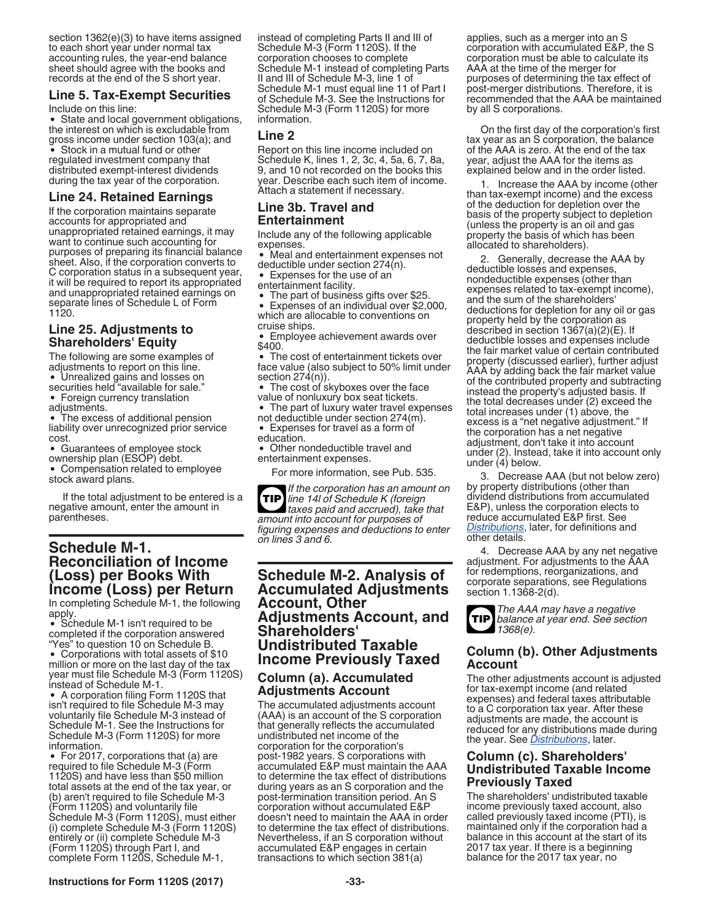section 1362(e)(3) to have items assigned to each short year under normal tax accounting rules, the year-end balance sheet should agree with the books and records at the end of the S short year.

### Line 5. Tax-Exempt Securities

Include on this line:

- State and local government obligations, the interest on which is excludable from gross income under section 103(a); and
- Stock in a mutual fund or other regulated investment company that distributed exempt-interest dividends during the tax year of the corporation.

### Line 24. Retained Earnings

If the corporation maintains separate accounts for appropriated and unappropriated retained earnings, it may want to continue such accounting for purposes of preparing its financial balance sheet. Also, if the corporation converts to C corporation status in a subsequent year, it will be required to report its appropriated and unappropriated retained earnings on separate lines of Schedule L of Form 1120.

### Line 25. Adjustments to Shareholders' Equity

The following are some examples of adjustments to report on this line.

- Unrealized gains and losses on securities held "available for sale."
- Foreign currency translation adjustments.
- The excess of additional pension liability over unrecognized prior service cost.
- Guarantees of employee stock ownership plan (ESOP) debt.
- Compensation related to employee stock award plans.

If the total adjustment to be entered is a negative amount, enter the amount in parentheses.

## Schedule M-1. Reconciliation of Income (Loss) per Books With Income (Loss) per Return

In completing Schedule M-1, the following apply.

- Schedule M-1 isn't required to be completed if the corporation answered "Yes" to question 10 on Schedule B.
- Corporations with total assets of $10 million or more on the last day of the tax year must file Schedule M-3 (Form 1120S) instead of Schedule M-1.
- A corporation filing Form 1120S that isn't required to file Schedule M-3 may voluntarily file Schedule M-3 instead of Schedule M-1. See the Instructions for Schedule M-3 (Form 1120S) for more information.
- For 2017, corporations that (a) are required to file Schedule M-3 (Form 1120S) and have less than $50 million total assets at the end of the tax year, or (b) aren't required to file Schedule M-3 (Form 1120S) and voluntarily file Schedule M-3 (Form 1120S), must either (i) complete Schedule M-3 (Form 1120S) entirely or (ii) complete Schedule M-3 (Form 1120S) through Part I, and complete Form 1120S, Schedule M-1, instead of completing Parts II and III of Schedule M-3 (Form 1120S). If the corporation chooses to complete Schedule M-1 instead of completing Parts II and III of Schedule M-3, line 1 of Schedule M-1 must equal line 11 of Part I of Schedule M-3. See the Instructions for Schedule M-3 (Form 1120S) for more information.

### Line 2

Report on this line income included on Schedule K, lines 1, 2, 3c, 4, 5a, 6, 7, 8a, 9, and 10 not recorded on the books this year. Describe each such item of income. Attach a statement if necessary.

### Line 3b. Travel and Entertainment

Include any of the following applicable expenses.

- Meal and entertainment expenses not deductible under section 274(n).
- Expenses for the use of an entertainment facility.
- The part of business gifts over $25.
- Expenses of an individual over $2,000, which are allocable to conventions on cruise ships.
- Employee achievement awards over $400.
- The cost of entertainment tickets over face value (also subject to 50% limit under section 274(n)).
- The cost of skyboxes over the face value of nonluxury box seat tickets.
- The part of luxury water travel expenses not deductible under section 274(m).
- Expenses for travel as a form of education.
- Other nondeductible travel and entertainment expenses.

For more information, see Pub. 535.

**TIP** *If the corporation has an amount on line 14l of Schedule K (foreign taxes paid and accrued), take that amount into account for purposes of figuring expenses and deductions to enter on lines 3 and 6.*

## Schedule M-2. Analysis of Accumulated Adjustments Account, Other Adjustments Account, and Shareholders' Undistributed Taxable Income Previously Taxed

### Column (a). Accumulated Adjustments Account

The accumulated adjustments account (AAA) is an account of the S corporation that generally reflects the accumulated undistributed net income of the corporation for the corporation's post-1982 years. S corporations with accumulated E&P must maintain the AAA to determine the tax effect of distributions during years as an S corporation and the post-termination transition period. An S corporation without accumulated E&P doesn't need to maintain the AAA in order to determine the tax effect of distributions. Nevertheless, if an S corporation without accumulated E&P engages in certain transactions to which section 381(a) applies, such as a merger into an S corporation with accumulated E&P, the S corporation must be able to calculate its AAA at the time of the merger for purposes of determining the tax effect of post-merger distributions. Therefore, it is recommended that the AAA be maintained by all S corporations.

On the first day of the corporation's first tax year as an S corporation, the balance of the AAA is zero. At the end of the tax year, adjust the AAA for the items as explained below and in the order listed.

1. Increase the AAA by income (other than tax-exempt income) and the excess of the deduction for depletion over the basis of the property subject to depletion (unless the property is an oil and gas property the basis of which has been allocated to shareholders).
2. Generally, decrease the AAA by deductible losses and expenses, nondeductible expenses (other than expenses related to tax-exempt income), and the sum of the shareholders' deductions for depletion for any oil or gas property held by the corporation as described in section 1367(a)(2)(E). If deductible losses and expenses include the fair market value of certain contributed property (discussed earlier), further adjust AAA by adding back the fair market value of the contributed property and subtracting instead the property's adjusted basis. If the total decreases under (2) exceed the total increases under (1) above, the excess is a "net negative adjustment." If the corporation has a net negative adjustment, don't take it into account under (2). Instead, take it into account only under (4) below.
3. Decrease AAA (but not below zero) by property distributions (other than dividend distributions from accumulated E&P), unless the corporation elects to reduce accumulated E&P first. See *Distributions*, later, for definitions and other details.
4. Decrease AAA by any net negative adjustment. For adjustments to the AAA for redemptions, reorganizations, and corporate separations, see Regulations section 1.1368-2(d).

**TIP** *The AAA may have a negative balance at year end. See section 1368(e).*

### Column (b). Other Adjustments Account

The other adjustments account is adjusted for tax-exempt income (and related expenses) and federal taxes attributable to a C corporation tax year. After these adjustments are made, the account is reduced for any distributions made during the year. See *Distributions*, later.

### Column (c). Shareholders' Undistributed Taxable Income Previously Taxed

The shareholders' undistributed taxable income previously taxed account, also called previously taxed income (PTI), is maintained only if the corporation had a balance in this account at the start of its 2017 tax year. If there is a beginning balance for the 2017 tax year, no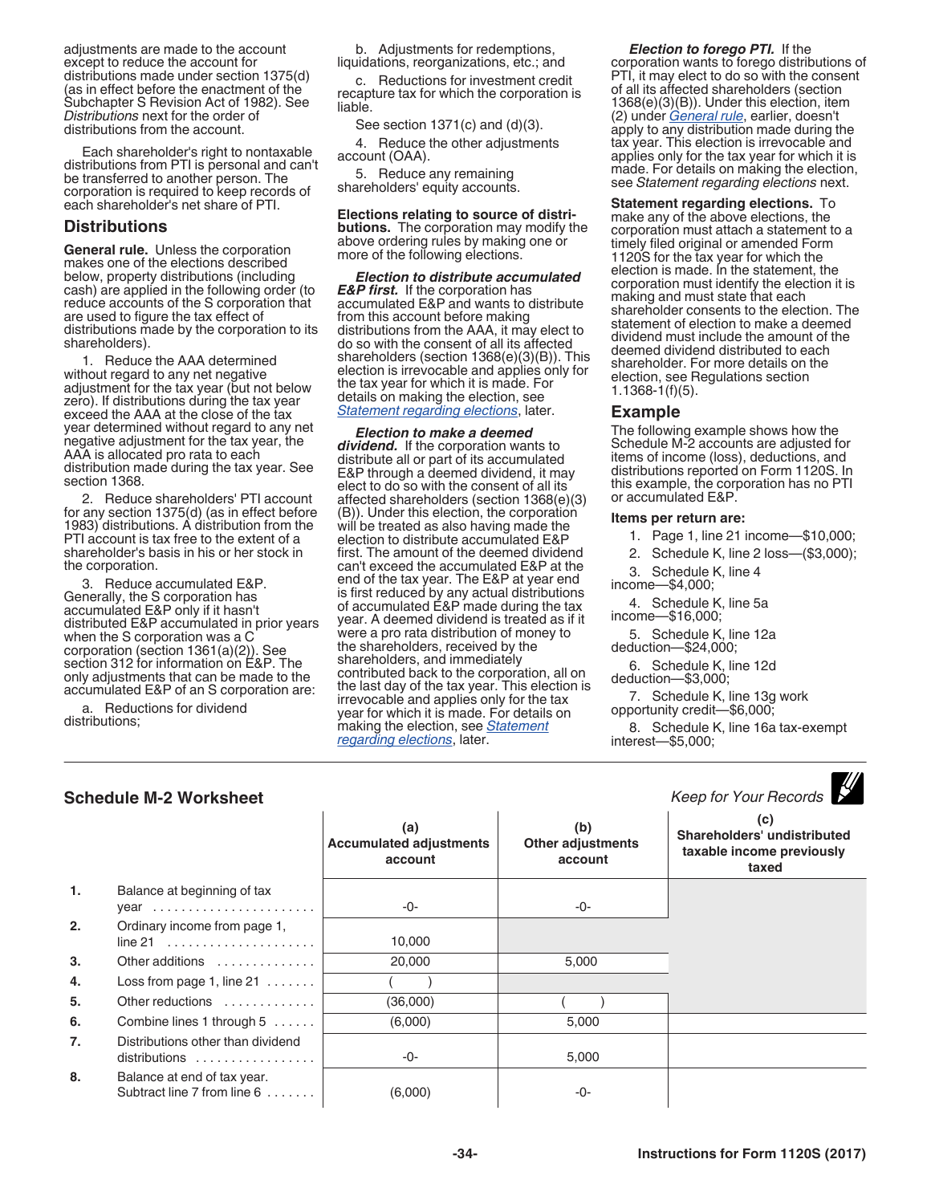adjustments are made to the account except to reduce the account for distributions made under section 1375(d) (as in effect before the enactment of the Subchapter S Revision Act of 1982). See *Distributions* next for the order of distributions from the account.

Each shareholder's right to nontaxable distributions from PTI is personal and can't be transferred to another person. The corporation is required to keep records of each shareholder's net share of PTI.

## Distributions

**General rule.** Unless the corporation makes one of the elections described below, property distributions (including cash) are applied in the following order (to reduce accounts of the S corporation that are used to figure the tax effect of distributions made by the corporation to its shareholders).

1. Reduce the AAA determined without regard to any net negative adjustment for the tax year (but not below zero). If distributions during the tax year exceed the AAA at the close of the tax year determined without regard to any net negative adjustment for the tax year, the AAA is allocated pro rata to each distribution made during the tax year. See section 1368.

2. Reduce shareholders' PTI account for any section 1375(d) (as in effect before 1983) distributions. A distribution from the PTI account is tax free to the extent of a shareholder's basis in his or her stock in the corporation.

3. Reduce accumulated E&P. Generally, the S corporation has accumulated E&P only if it hasn't distributed E&P accumulated in prior years when the S corporation was a C corporation (section 1361(a)(2)). See section 312 for information on E&P. The only adjustments that can be made to the accumulated E&P of an S corporation are:

a. Reductions for dividend distributions;

b. Adjustments for redemptions, liquidations, reorganizations, etc.; and

c. Reductions for investment credit recapture tax for which the corporation is liable.

See section 1371(c) and (d)(3).

4. Reduce the other adjustments account (OAA).

5. Reduce any remaining shareholders' equity accounts.

**Elections relating to source of distributions.** The corporation may modify the above ordering rules by making one or more of the following elections.

***Election to distribute accumulated E&P first.*** If the corporation has accumulated E&P and wants to distribute from this account before making distributions from the AAA, it may elect to do so with the consent of all its affected shareholders (section 1368(e)(3)(B)). This election is irrevocable and applies only for the tax year for which it is made. For details on making the election, see *Statement regarding elections*, later.

***Election to make a deemed dividend.*** If the corporation wants to distribute all or part of its accumulated E&P through a deemed dividend, it may elect to do so with the consent of all its affected shareholders (section 1368(e)(3)(B)). Under this election, the corporation will be treated as also having made the election to distribute accumulated E&P first. The amount of the deemed dividend can't exceed the accumulated E&P at the end of the tax year. The E&P at year end is first reduced by any actual distributions of accumulated E&P made during the tax year. A deemed dividend is treated as if it were a pro rata distribution of money to the shareholders, received by the shareholders, and immediately contributed back to the corporation, all on the last day of the tax year. This election is irrevocable and applies only for the tax year for which it is made. For details on making the election, see *Statement regarding elections*, later.

***Election to forego PTI.*** If the corporation wants to forego distributions of PTI, it may elect to do so with the consent of all its affected shareholders (section 1368(e)(3)(B)). Under this election, item (2) under *General rule*, earlier, doesn't apply to any distribution made during the tax year. This election is irrevocable and applies only for the tax year for which it is made. For details on making the election, see *Statement regarding elections* next.

**Statement regarding elections.** To make any of the above elections, the corporation must attach a statement to a timely filed original or amended Form 1120S for the tax year for which the election is made. In the statement, the corporation must identify the election it is making and must state that each shareholder consents to the election. The statement of election to make a deemed dividend must include the amount of the deemed dividend distributed to each shareholder. For more details on the election, see Regulations section 1.1368-1(f)(5).

## Example

The following example shows how the Schedule M-2 accounts are adjusted for items of income (loss), deductions, and distributions reported on Form 1120S. In this example, the corporation has no PTI or accumulated E&P.

**Items per return are:**

1. Page 1, line 21 income—$10,000;
2. Schedule K, line 2 loss—($3,000);
3. Schedule K, line 4 income—$4,000;
4. Schedule K, line 5a income—$16,000;
5. Schedule K, line 12a deduction—$24,000;
6. Schedule K, line 12d deduction—$3,000;
7. Schedule K, line 13g work opportunity credit—$6,000;
8. Schedule K, line 16a tax-exempt interest—$5,000;

### Schedule M-2 Worksheet

*Keep for Your Records*

| | | (a) Accumulated adjustments account | (b) Other adjustments account | (c) Shareholders' undistributed taxable income previously taxed |
|---|---|---|---|---|
| 1. | Balance at beginning of tax year | -0- | -0- | |
| 2. | Ordinary income from page 1, line 21 | 10,000 | | |
| 3. | Other additions | 20,000 | 5,000 | |
| 4. | Loss from page 1, line 21 | ( ) | | |
| 5. | Other reductions | (36,000) | ( ) | |
| 6. | Combine lines 1 through 5 | (6,000) | 5,000 | |
| 7. | Distributions other than dividend distributions | -0- | 5,000 | |
| 8. | Balance at end of tax year. Subtract line 7 from line 6 | (6,000) | -0- | |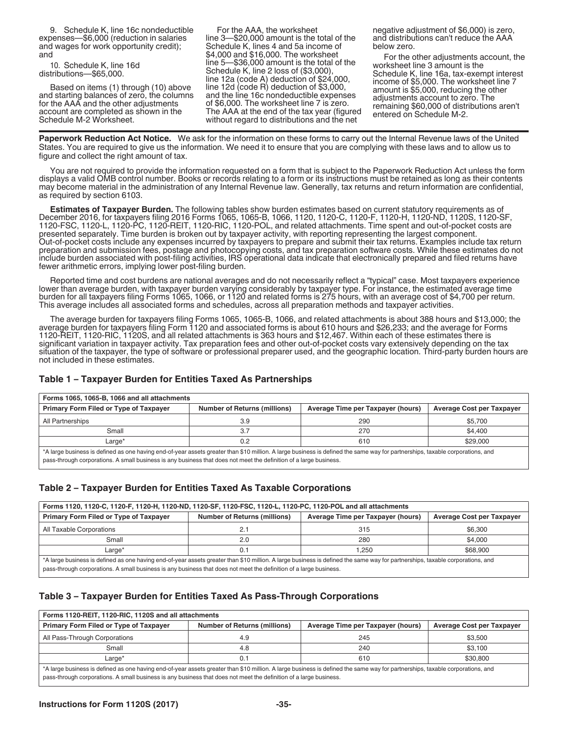9. Schedule K, line 16c nondeductible expenses—$6,000 (reduction in salaries and wages for work opportunity credit); and

10. Schedule K, line 16d distributions—$65,000.

Based on items (1) through (10) above and starting balances of zero, the columns for the AAA and the other adjustments account are completed as shown in the Schedule M-2 Worksheet.

For the AAA, the worksheet line 3—$20,000 amount is the total of the Schedule K, lines 4 and 5a income of $4,000 and $16,000. The worksheet line 5—$36,000 amount is the total of the Schedule K, line 2 loss of ($3,000), line 12a (code A) deduction of $24,000, line 12d (code R) deduction of $3,000, and the line 16c nondeductible expenses of $6,000. The worksheet line 7 is zero. The AAA at the end of the tax year (figured without regard to distributions and the net negative adjustment of $6,000) is zero, and distributions can't reduce the AAA below zero.

For the other adjustments account, the worksheet line 3 amount is the Schedule K, line 16a, tax-exempt interest income of $5,000. The worksheet line 7 amount is $5,000, reducing the other adjustments account to zero. The remaining $60,000 of distributions aren't entered on Schedule M-2.

**Paperwork Reduction Act Notice.** We ask for the information on these forms to carry out the Internal Revenue laws of the United States. You are required to give us the information. We need it to ensure that you are complying with these laws and to allow us to figure and collect the right amount of tax.

You are not required to provide the information requested on a form that is subject to the Paperwork Reduction Act unless the form displays a valid OMB control number. Books or records relating to a form or its instructions must be retained as long as their contents may become material in the administration of any Internal Revenue law. Generally, tax returns and return information are confidential, as required by section 6103.

**Estimates of Taxpayer Burden.** The following tables show burden estimates based on current statutory requirements as of December 2016, for taxpayers filing 2016 Forms 1065, 1065-B, 1066, 1120, 1120-C, 1120-F, 1120-H, 1120-ND, 1120S, 1120-SF, 1120-FSC, 1120-L, 1120-PC, 1120-REIT, 1120-RIC, 1120-POL, and related attachments. Time spent and out-of-pocket costs are presented separately. Time burden is broken out by taxpayer activity, with reporting representing the largest component. Out-of-pocket costs include any expenses incurred by taxpayers to prepare and submit their tax returns. Examples include tax return preparation and submission fees, postage and photocopying costs, and tax preparation software costs. While these estimates do not include burden associated with post-filing activities, IRS operational data indicate that electronically prepared and filed returns have fewer arithmetic errors, implying lower post-filing burden.

Reported time and cost burdens are national averages and do not necessarily reflect a "typical" case. Most taxpayers experience lower than average burden, with taxpayer burden varying considerably by taxpayer type. For instance, the estimated average time burden for all taxpayers filing Forms 1065, 1066, or 1120 and related forms is 275 hours, with an average cost of $4,700 per return. This average includes all associated forms and schedules, across all preparation methods and taxpayer activities.

The average burden for taxpayers filing Forms 1065, 1065-B, 1066, and related attachments is about 388 hours and $13,000; the average burden for taxpayers filing Form 1120 and associated forms is about 610 hours and $26,233; and the average for Forms 1120-REIT, 1120-RIC, 1120S, and all related attachments is 363 hours and $12,467. Within each of these estimates there is significant variation in taxpayer activity. Tax preparation fees and other out-of-pocket costs vary extensively depending on the tax situation of the taxpayer, the type of software or professional preparer used, and the geographic location. Third-party burden hours are not included in these estimates.

### Table 1 – Taxpayer Burden for Entities Taxed As Partnerships

| Forms 1065, 1065-B, 1066 and all attachments | | | |
|---|---|---|---|
| **Primary Form Filed or Type of Taxpayer** | **Number of Returns (millions)** | **Average Time per Taxpayer (hours)** | **Average Cost per Taxpayer** |
| All Partnerships | 3.9 | 290 | $5,700 |
| Small | 3.7 | 270 | $4,400 |
| Large* | 0.2 | 610 | $29,000 |

*A large business is defined as one having end-of-year assets greater than $10 million. A large business is defined the same way for partnerships, taxable corporations, and pass-through corporations. A small business is any business that does not meet the definition of a large business.

### Table 2 – Taxpayer Burden for Entities Taxed As Taxable Corporations

| Forms 1120, 1120-C, 1120-F, 1120-H, 1120-ND, 1120-SF, 1120-FSC, 1120-L, 1120-PC, 1120-POL and all attachments | | | |
|---|---|---|---|
| **Primary Form Filed or Type of Taxpayer** | **Number of Returns (millions)** | **Average Time per Taxpayer (hours)** | **Average Cost per Taxpayer** |
| All Taxable Corporations | 2.1 | 315 | $6,300 |
| Small | 2.0 | 280 | $4,000 |
| Large* | 0.1 | 1,250 | $68,900 |

*A large business is defined as one having end-of-year assets greater than $10 million. A large business is defined the same way for partnerships, taxable corporations, and pass-through corporations. A small business is any business that does not meet the definition of a large business.

### Table 3 – Taxpayer Burden for Entities Taxed As Pass-Through Corporations

| Forms 1120-REIT, 1120-RIC, 1120S and all attachments | | | |
|---|---|---|---|
| **Primary Form Filed or Type of Taxpayer** | **Number of Returns (millions)** | **Average Time per Taxpayer (hours)** | **Average Cost per Taxpayer** |
| All Pass-Through Corporations | 4.9 | 245 | $3,500 |
| Small | 4.8 | 240 | $3,100 |
| Large* | 0.1 | 610 | $30,800 |

*A large business is defined as one having end-of-year assets greater than $10 million. A large business is defined the same way for partnerships, taxable corporations, and pass-through corporations. A small business is any business that does not meet the definition of a large business.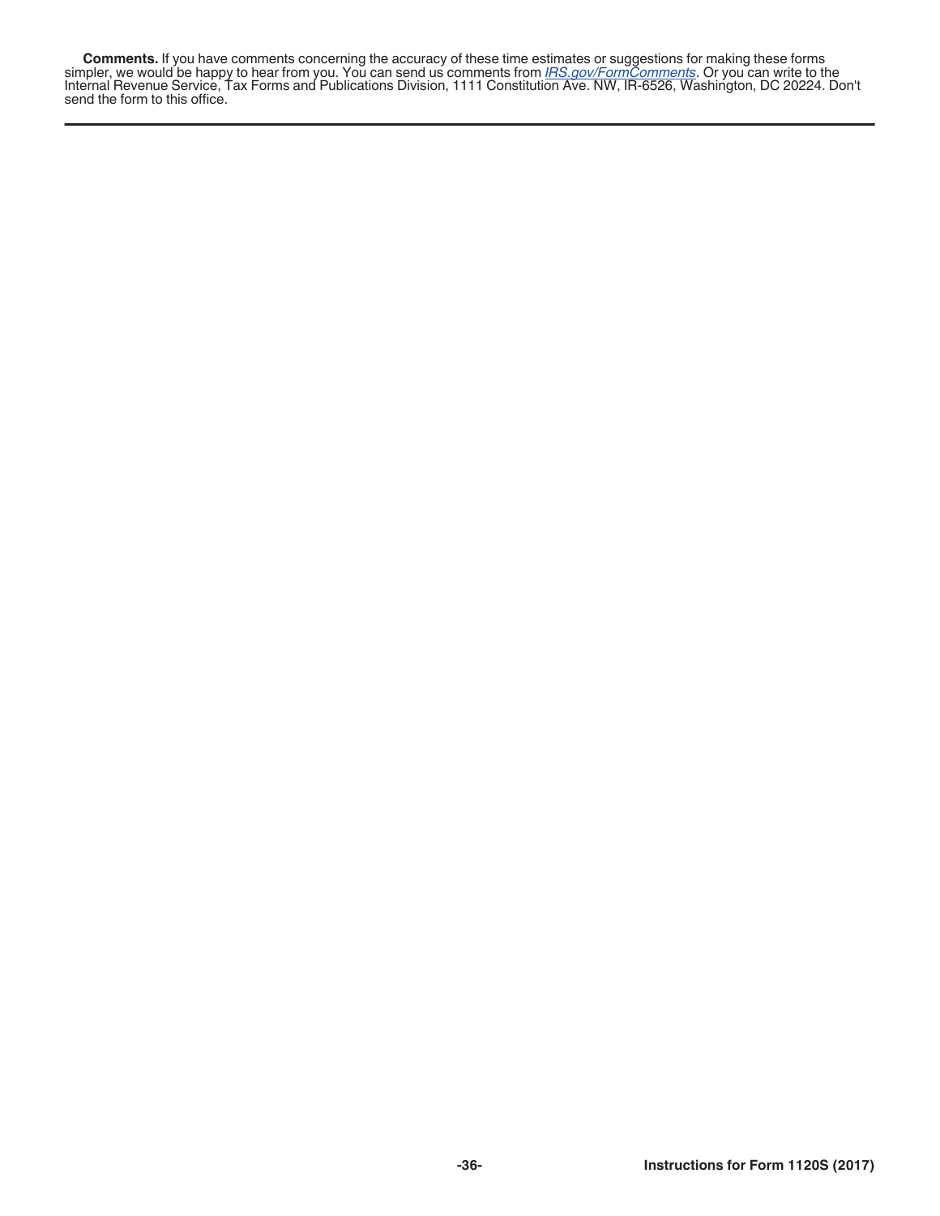**Comments.** If you have comments concerning the accuracy of these time estimates or suggestions for making these forms simpler, we would be happy to hear from you. You can send us comments from *IRS.gov/FormComments*. Or you can write to the Internal Revenue Service, Tax Forms and Publications Division, 1111 Constitution Ave. NW, IR-6526, Washington, DC 20224. Don't send the form to this office.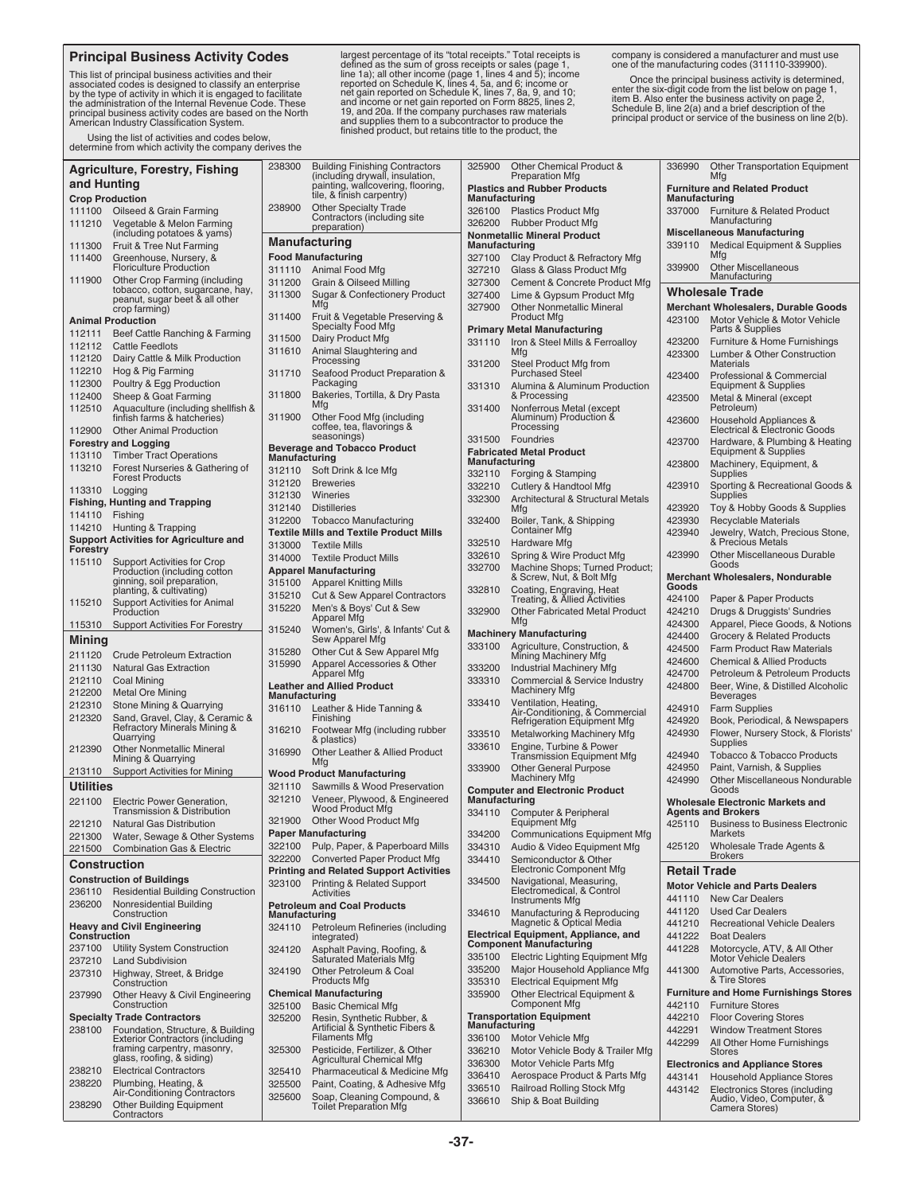## Principal Business Activity Codes

This list of principal business activities and their associated codes is designed to classify an enterprise by the type of activity in which it is engaged to facilitate the administration of the Internal Revenue Code. These principal business activity codes are based on the North American Industry Classification System.

Using the list of activities and codes below, determine from which activity the company derives the largest percentage of its "total receipts." Total receipts is defined as the sum of gross receipts or sales (page 1, line 1a); all other income (page 1, lines 4 and 5); income reported on Schedule K, lines 4, 5a, and 6; income or net gain reported on Schedule K, lines 7, 8a, 9, and 10; and income or net gain reported on Form 8825, lines 2, 19, and 20a. If the company purchases raw materials and supplies them to a subcontractor to produce the finished product, but retains title to the product, the company is considered a manufacturer and must use one of the manufacturing codes (311110-339900).

Once the principal business activity is determined, enter the six-digit code from the list below on page 1, item B. Also enter the business activity on page 2, Schedule B, line 2(a) and a brief description of the principal product or service of the business on line 2(b).

### Agriculture, Forestry, Fishing and Hunting

**Crop Production**

| Code | Activity |
|---|---|
| 111100 | Oilseed & Grain Farming |
| 111210 | Vegetable & Melon Farming (including potatoes & yams) |
| 111300 | Fruit & Tree Nut Farming |
| 111400 | Greenhouse, Nursery, & Floriculture Production |
| 111900 | Other Crop Farming (including tobacco, cotton, sugarcane, hay, peanut, sugar beet & all other crop farming) |

**Animal Production**

| Code | Activity |
|---|---|
| 112111 | Beef Cattle Ranching & Farming |
| 112112 | Cattle Feedlots |
| 112120 | Dairy Cattle & Milk Production |
| 112210 | Hog & Pig Farming |
| 112300 | Poultry & Egg Production |
| 112400 | Sheep & Goat Farming |
| 112510 | Aquaculture (including shellfish & finfish farms & hatcheries) |
| 112900 | Other Animal Production |

**Forestry and Logging**

| Code | Activity |
|---|---|
| 113110 | Timber Tract Operations |
| 113210 | Forest Nurseries & Gathering of Forest Products |
| 113310 | Logging |

**Fishing, Hunting and Trapping**

| Code | Activity |
|---|---|
| 114110 | Fishing |
| 114210 | Hunting & Trapping |

**Support Activities for Agriculture and Forestry**

| Code | Activity |
|---|---|
| 115110 | Support Activities for Crop Production (including cotton ginning, soil preparation, planting, & cultivating) |
| 115210 | Support Activities for Animal Production |
| 115310 | Support Activities For Forestry |

### Mining

| Code | Activity |
|---|---|
| 211120 | Crude Petroleum Extraction |
| 211130 | Natural Gas Extraction |
| 212110 | Coal Mining |
| 212200 | Metal Ore Mining |
| 212310 | Stone Mining & Quarrying |
| 212320 | Sand, Gravel, Clay, & Ceramic & Refractory Minerals Mining & Quarrying |
| 212390 | Other Nonmetallic Mineral Mining & Quarrying |
| 213110 | Support Activities for Mining |

### Utilities

| Code | Activity |
|---|---|
| 221100 | Electric Power Generation, Transmission & Distribution |
| 221210 | Natural Gas Distribution |
| 221300 | Water, Sewage & Other Systems |
| 221500 | Combination Gas & Electric |

### Construction

**Construction of Buildings**

| Code | Activity |
|---|---|
| 236110 | Residential Building Construction |
| 236200 | Nonresidential Building Construction |

**Heavy and Civil Engineering Construction**

| Code | Activity |
|---|---|
| 237100 | Utility System Construction |
| 237210 | Land Subdivision |
| 237310 | Highway, Street, & Bridge Construction |
| 237990 | Other Heavy & Civil Engineering Construction |

**Specialty Trade Contractors**

| Code | Activity |
|---|---|
| 238100 | Foundation, Structure, & Building Exterior Contractors (including framing carpentry, masonry, glass, roofing, & siding) |
| 238210 | Electrical Contractors |
| 238220 | Plumbing, Heating, & Air-Conditioning Contractors |
| 238290 | Other Building Equipment Contractors |
| 238300 | Building Finishing Contractors (including drywall, insulation, painting, wallcovering, flooring, tile, & finish carpentry) |
| 238900 | Other Specialty Trade Contractors (including site preparation) |

### Manufacturing

**Food Manufacturing**

| Code | Activity |
|---|---|
| 311110 | Animal Food Mfg |
| 311200 | Grain & Oilseed Milling |
| 311300 | Sugar & Confectionery Product Mfg |
| 311400 | Fruit & Vegetable Preserving & Specialty Food Mfg |
| 311500 | Dairy Product Mfg |
| 311610 | Animal Slaughtering and Processing |
| 311710 | Seafood Product Preparation & Packaging |
| 311800 | Bakeries, Tortilla, & Dry Pasta Mfg |
| 311900 | Other Food Mfg (including coffee, tea, flavorings & seasonings) |

**Beverage and Tobacco Product Manufacturing**

| Code | Activity |
|---|---|
| 312110 | Soft Drink & Ice Mfg |
| 312120 | Breweries |
| 312130 | Wineries |
| 312140 | Distilleries |
| 312200 | Tobacco Manufacturing |

**Textile Mills and Textile Product Mills**

| Code | Activity |
|---|---|
| 313000 | Textile Mills |
| 314000 | Textile Product Mills |

**Apparel Manufacturing**

| Code | Activity |
|---|---|
| 315100 | Apparel Knitting Mills |
| 315210 | Cut & Sew Apparel Contractors |
| 315220 | Men's & Boys' Cut & Sew Apparel Mfg |
| 315240 | Women's, Girls', & Infants' Cut & Sew Apparel Mfg |
| 315280 | Other Cut & Sew Apparel Mfg |
| 315990 | Apparel Accessories & Other Apparel Mfg |

**Leather and Allied Product Manufacturing**

| Code | Activity |
|---|---|
| 316110 | Leather & Hide Tanning & Finishing |
| 316210 | Footwear Mfg (including rubber & plastics) |
| 316990 | Other Leather & Allied Product Mfg |

**Wood Product Manufacturing**

| Code | Activity |
|---|---|
| 321110 | Sawmills & Wood Preservation |
| 321210 | Veneer, Plywood, & Engineered Wood Product Mfg |
| 321900 | Other Wood Product Mfg |

**Paper Manufacturing**

| Code | Activity |
|---|---|
| 322100 | Pulp, Paper, & Paperboard Mills |
| 322200 | Converted Paper Product Mfg |

**Printing and Related Support Activities**

| Code | Activity |
|---|---|
| 323100 | Printing & Related Support Activities |

**Petroleum and Coal Products Manufacturing**

| Code | Activity |
|---|---|
| 324110 | Petroleum Refineries (including integrated) |
| 324120 | Asphalt Paving, Roofing, & Saturated Materials Mfg |
| 324190 | Other Petroleum & Coal Products Mfg |

**Chemical Manufacturing**

| Code | Activity |
|---|---|
| 325100 | Basic Chemical Mfg |
| 325200 | Resin, Synthetic Rubber, & Artificial & Synthetic Fibers & Filaments Mfg |
| 325300 | Pesticide, Fertilizer, & Other Agricultural Chemical Mfg |
| 325410 | Pharmaceutical & Medicine Mfg |
| 325500 | Paint, Coating, & Adhesive Mfg |
| 325600 | Soap, Cleaning Compound, & Toilet Preparation Mfg |
| 325900 | Other Chemical Product & Preparation Mfg |

**Plastics and Rubber Products Manufacturing**

| Code | Activity |
|---|---|
| 326100 | Plastics Product Mfg |
| 326200 | Rubber Product Mfg |

**Nonmetallic Mineral Product Manufacturing**

| Code | Activity |
|---|---|
| 327100 | Clay Product & Refractory Mfg |
| 327210 | Glass & Glass Product Mfg |
| 327300 | Cement & Concrete Product Mfg |
| 327400 | Lime & Gypsum Product Mfg |
| 327900 | Other Nonmetallic Mineral Product Mfg |

**Primary Metal Manufacturing**

| Code | Activity |
|---|---|
| 331110 | Iron & Steel Mills & Ferroalloy Mfg |
| 331200 | Steel Product Mfg from Purchased Steel |
| 331310 | Alumina & Aluminum Production & Processing |
| 331400 | Nonferrous Metal (except Aluminum) Production & Processing |
| 331500 | Foundries |

**Fabricated Metal Product Manufacturing**

| Code | Activity |
|---|---|
| 332110 | Forging & Stamping |
| 332210 | Cutlery & Handtool Mfg |
| 332300 | Architectural & Structural Metals Mfg |
| 332400 | Boiler, Tank, & Shipping Container Mfg |
| 332510 | Hardware Mfg |
| 332610 | Spring & Wire Product Mfg |
| 332700 | Machine Shops; Turned Product; & Screw, Nut, & Bolt Mfg |
| 332810 | Coating, Engraving, Heat Treating, & Allied Activities |
| 332900 | Other Fabricated Metal Product Mfg |

**Machinery Manufacturing**

| Code | Activity |
|---|---|
| 333100 | Agriculture, Construction, & Mining Machinery Mfg |
| 333200 | Industrial Machinery Mfg |
| 333310 | Commercial & Service Industry Machinery Mfg |
| 333410 | Ventilation, Heating, Air-Conditioning, & Commercial Refrigeration Equipment Mfg |
| 333510 | Metalworking Machinery Mfg |
| 333610 | Engine, Turbine & Power Transmission Equipment Mfg |
| 333900 | Other General Purpose Machinery Mfg |

**Computer and Electronic Product Manufacturing**

| Code | Activity |
|---|---|
| 334110 | Computer & Peripheral Equipment Mfg |
| 334200 | Communications Equipment Mfg |
| 334310 | Audio & Video Equipment Mfg |
| 334410 | Semiconductor & Other Electronic Component Mfg |
| 334500 | Navigational, Measuring, Electromedical, & Control Instruments Mfg |
| 334610 | Manufacturing & Reproducing Magnetic & Optical Media |

**Electrical Equipment, Appliance, and Component Manufacturing**

| Code | Activity |
|---|---|
| 335100 | Electric Lighting Equipment Mfg |
| 335200 | Major Household Appliance Mfg |
| 335310 | Electrical Equipment Mfg |
| 335900 | Other Electrical Equipment & Component Mfg |

**Transportation Equipment Manufacturing**

| Code | Activity |
|---|---|
| 336100 | Motor Vehicle Mfg |
| 336210 | Motor Vehicle Body & Trailer Mfg |
| 336300 | Motor Vehicle Parts Mfg |
| 336410 | Aerospace Product & Parts Mfg |
| 336510 | Railroad Rolling Stock Mfg |
| 336610 | Ship & Boat Building |
| 336990 | Other Transportation Equipment Mfg |

**Furniture and Related Product Manufacturing**

| Code | Activity |
|---|---|
| 337000 | Furniture & Related Product Manufacturing |

**Miscellaneous Manufacturing**

| Code | Activity |
|---|---|
| 339110 | Medical Equipment & Supplies Mfg |
| 339900 | Other Miscellaneous Manufacturing |

### Wholesale Trade

**Merchant Wholesalers, Durable Goods**

| Code | Activity |
|---|---|
| 423100 | Motor Vehicle & Motor Vehicle Parts & Supplies |
| 423200 | Furniture & Home Furnishings |
| 423300 | Lumber & Other Construction Materials |
| 423400 | Professional & Commercial Equipment & Supplies |
| 423500 | Metal & Mineral (except Petroleum) |
| 423600 | Household Appliances & Electrical & Electronic Goods |
| 423700 | Hardware, & Plumbing & Heating Equipment & Supplies |
| 423800 | Machinery, Equipment, & Supplies |
| 423910 | Sporting & Recreational Goods & Supplies |
| 423920 | Toy & Hobby Goods & Supplies |
| 423930 | Recyclable Materials |
| 423940 | Jewelry, Watch, Precious Stone, & Precious Metals |
| 423990 | Other Miscellaneous Durable Goods |

**Merchant Wholesalers, Nondurable Goods**

| Code | Activity |
|---|---|
| 424100 | Paper & Paper Products |
| 424210 | Drugs & Druggists' Sundries |
| 424300 | Apparel, Piece Goods, & Notions |
| 424400 | Grocery & Related Products |
| 424500 | Farm Product Raw Materials |
| 424600 | Chemical & Allied Products |
| 424700 | Petroleum & Petroleum Products |
| 424800 | Beer, Wine, & Distilled Alcoholic Beverages |
| 424910 | Farm Supplies |
| 424920 | Book, Periodical, & Newspapers |
| 424930 | Flower, Nursery Stock, & Florists' Supplies |
| 424940 | Tobacco & Tobacco Products |
| 424950 | Paint, Varnish, & Supplies |
| 424990 | Other Miscellaneous Nondurable Goods |

**Wholesale Electronic Markets and Agents and Brokers**

| Code | Activity |
|---|---|
| 425110 | Business to Business Electronic Markets |
| 425120 | Wholesale Trade Agents & Brokers |

### Retail Trade

**Motor Vehicle and Parts Dealers**

| Code | Activity |
|---|---|
| 441110 | New Car Dealers |
| 441120 | Used Car Dealers |
| 441210 | Recreational Vehicle Dealers |
| 441222 | Boat Dealers |
| 441228 | Motorcycle, ATV, & All Other Motor Vehicle Dealers |
| 441300 | Automotive Parts, Accessories, & Tire Stores |

**Furniture and Home Furnishings Stores**

| Code | Activity |
|---|---|
| 442110 | Furniture Stores |
| 442210 | Floor Covering Stores |
| 442291 | Window Treatment Stores |
| 442299 | All Other Home Furnishings Stores |

**Electronics and Appliance Stores**

| Code | Activity |
|---|---|
| 443141 | Household Appliance Stores |
| 443142 | Electronics Stores (including Audio, Video, Computer, & Camera Stores) |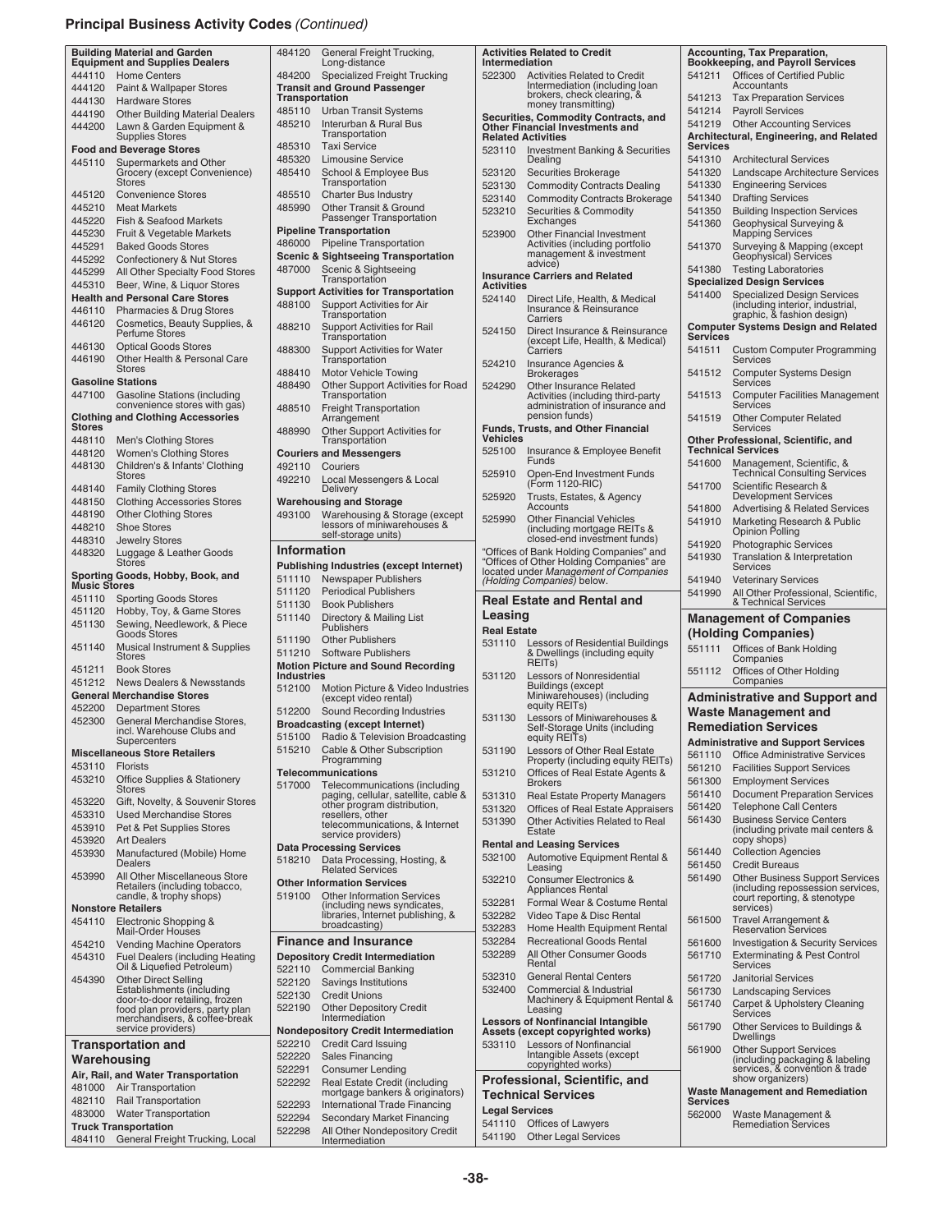## Principal Business Activity Codes *(Continued)*

**Building Material and Garden Equipment and Supplies Dealers**

| Code | Activity |
|---|---|
| 444110 | Home Centers |
| 444120 | Paint & Wallpaper Stores |
| 444130 | Hardware Stores |
| 444190 | Other Building Material Dealers |
| 444200 | Lawn & Garden Equipment & Supplies Stores |

**Food and Beverage Stores**

| Code | Activity |
|---|---|
| 445110 | Supermarkets and Other Grocery (except Convenience) Stores |
| 445120 | Convenience Stores |
| 445210 | Meat Markets |
| 445220 | Fish & Seafood Markets |
| 445230 | Fruit & Vegetable Markets |
| 445291 | Baked Goods Stores |
| 445292 | Confectionery & Nut Stores |
| 445299 | All Other Specialty Food Stores |
| 445310 | Beer, Wine, & Liquor Stores |

**Health and Personal Care Stores**

| Code | Activity |
|---|---|
| 446110 | Pharmacies & Drug Stores |
| 446120 | Cosmetics, Beauty Supplies, & Perfume Stores |
| 446130 | Optical Goods Stores |
| 446190 | Other Health & Personal Care Stores |

**Gasoline Stations**

| Code | Activity |
|---|---|
| 447100 | Gasoline Stations (including convenience stores with gas) |

**Clothing and Clothing Accessories Stores**

| Code | Activity |
|---|---|
| 448110 | Men's Clothing Stores |
| 448120 | Women's Clothing Stores |
| 448130 | Children's & Infants' Clothing Stores |
| 448140 | Family Clothing Stores |
| 448150 | Clothing Accessories Stores |
| 448190 | Other Clothing Stores |
| 448210 | Shoe Stores |
| 448310 | Jewelry Stores |
| 448320 | Luggage & Leather Goods Stores |

**Sporting Goods, Hobby, Book, and Music Stores**

| Code | Activity |
|---|---|
| 451110 | Sporting Goods Stores |
| 451120 | Hobby, Toy, & Game Stores |
| 451130 | Sewing, Needlework, & Piece Goods Stores |
| 451140 | Musical Instrument & Supplies Stores |
| 451211 | Book Stores |
| 451212 | News Dealers & Newsstands |

**General Merchandise Stores**

| Code | Activity |
|---|---|
| 452200 | Department Stores |
| 452300 | General Merchandise Stores, incl. Warehouse Clubs and Supercenters |

**Miscellaneous Store Retailers**

| Code | Activity |
|---|---|
| 453110 | Florists |
| 453210 | Office Supplies & Stationery Stores |
| 453220 | Gift, Novelty, & Souvenir Stores |
| 453310 | Used Merchandise Stores |
| 453910 | Pet & Pet Supplies Stores |
| 453920 | Art Dealers |
| 453930 | Manufactured (Mobile) Home Dealers |
| 453990 | All Other Miscellaneous Store Retailers (including tobacco, candle, & trophy shops) |

**Nonstore Retailers**

| Code | Activity |
|---|---|
| 454110 | Electronic Shopping & Mail-Order Houses |
| 454210 | Vending Machine Operators |
| 454310 | Fuel Dealers (including Heating Oil & Liquefied Petroleum) |
| 454390 | Other Direct Selling Establishments (including door-to-door retailing, frozen food plan providers, party plan merchandisers, & coffee-break service providers) |

### Transportation and Warehousing

**Air, Rail, and Water Transportation**

| Code | Activity |
|---|---|
| 481000 | Air Transportation |
| 482110 | Rail Transportation |
| 483000 | Water Transportation |

**Truck Transportation**

| Code | Activity |
|---|---|
| 484110 | General Freight Trucking, Local |
| 484120 | General Freight Trucking, Long-distance |
| 484200 | Specialized Freight Trucking |

**Transit and Ground Passenger Transportation**

| Code | Activity |
|---|---|
| 485110 | Urban Transit Systems |
| 485210 | Interurban & Rural Bus Transportation |
| 485310 | Taxi Service |
| 485320 | Limousine Service |
| 485410 | School & Employee Bus Transportation |
| 485510 | Charter Bus Industry |
| 485990 | Other Transit & Ground Passenger Transportation |

**Pipeline Transportation**

| Code | Activity |
|---|---|
| 486000 | Pipeline Transportation |

**Scenic & Sightseeing Transportation**

| Code | Activity |
|---|---|
| 487000 | Scenic & Sightseeing Transportation |

**Support Activities for Transportation**

| Code | Activity |
|---|---|
| 488100 | Support Activities for Air Transportation |
| 488210 | Support Activities for Rail Transportation |
| 488300 | Support Activities for Water Transportation |
| 488410 | Motor Vehicle Towing |
| 488490 | Other Support Activities for Road Transportation |
| 488510 | Freight Transportation Arrangement |
| 488990 | Other Support Activities for Transportation |

**Couriers and Messengers**

| Code | Activity |
|---|---|
| 492110 | Couriers |
| 492210 | Local Messengers & Local Delivery |

**Warehousing and Storage**

| Code | Activity |
|---|---|
| 493100 | Warehousing & Storage (except lessors of miniwarehouses & self-storage units) |

### Information

**Publishing Industries (except Internet)**

| Code | Activity |
|---|---|
| 511110 | Newspaper Publishers |
| 511120 | Periodical Publishers |
| 511130 | Book Publishers |
| 511140 | Directory & Mailing List Publishers |
| 511190 | Other Publishers |
| 511210 | Software Publishers |

**Motion Picture and Sound Recording Industries**

| Code | Activity |
|---|---|
| 512100 | Motion Picture & Video Industries (except video rental) |
| 512200 | Sound Recording Industries |

**Broadcasting (except Internet)**

| Code | Activity |
|---|---|
| 515100 | Radio & Television Broadcasting |
| 515210 | Cable & Other Subscription Programming |

**Telecommunications**

| Code | Activity |
|---|---|
| 517000 | Telecommunications (including paging, cellular, satellite, cable & other program distribution, resellers, other telecommunications, & Internet service providers) |

**Data Processing Services**

| Code | Activity |
|---|---|
| 518210 | Data Processing, Hosting, & Related Services |

**Other Information Services**

| Code | Activity |
|---|---|
| 519100 | Other Information Services (including news syndicates, libraries, Internet publishing, & broadcasting) |

### Finance and Insurance

**Depository Credit Intermediation**

| Code | Activity |
|---|---|
| 522110 | Commercial Banking |
| 522120 | Savings Institutions |
| 522130 | Credit Unions |
| 522190 | Other Depository Credit Intermediation |

**Nondepository Credit Intermediation**

| Code | Activity |
|---|---|
| 522210 | Credit Card Issuing |
| 522220 | Sales Financing |
| 522291 | Consumer Lending |
| 522292 | Real Estate Credit (including mortgage bankers & originators) |
| 522293 | International Trade Financing |
| 522294 | Secondary Market Financing |
| 522298 | All Other Nondepository Credit Intermediation |

**Activities Related to Credit Intermediation**

| Code | Activity |
|---|---|
| 522300 | Activities Related to Credit Intermediation (including loan brokers, check clearing, & money transmitting) |

**Securities, Commodity Contracts, and Other Financial Investments and Related Activities**

| Code | Activity |
|---|---|
| 523110 | Investment Banking & Securities Dealing |
| 523120 | Securities Brokerage |
| 523130 | Commodity Contracts Dealing |
| 523140 | Commodity Contracts Brokerage |
| 523210 | Securities & Commodity Exchanges |
| 523900 | Other Financial Investment Activities (including portfolio management & investment advice) |

**Insurance Carriers and Related Activities**

| Code | Activity |
|---|---|
| 524140 | Direct Life, Health, & Medical Insurance & Reinsurance Carriers |
| 524150 | Direct Insurance & Reinsurance (except Life, Health, & Medical) Carriers |
| 524210 | Insurance Agencies & Brokerages |
| 524290 | Other Insurance Related Activities (including third-party administration of insurance and pension funds) |

**Funds, Trusts, and Other Financial Vehicles**

| Code | Activity |
|---|---|
| 525100 | Insurance & Employee Benefit Funds |
| 525910 | Open-End Investment Funds (Form 1120-RIC) |
| 525920 | Trusts, Estates, & Agency Accounts |
| 525990 | Other Financial Vehicles (including mortgage REITs & closed-end investment funds) |

"Offices of Bank Holding Companies" and "Offices of Other Holding Companies" are located under *Management of Companies (Holding Companies)* below.

### Real Estate and Rental and Leasing

**Real Estate**

| Code | Activity |
|---|---|
| 531110 | Lessors of Residential Buildings & Dwellings (including equity REITs) |
| 531120 | Lessors of Nonresidential Buildings (except Miniwarehouses) (including equity REITs) |
| 531130 | Lessors of Miniwarehouses & Self-Storage Units (including equity REITs) |
| 531190 | Lessors of Other Real Estate Property (including equity REITs) |
| 531210 | Offices of Real Estate Agents & Brokers |
| 531310 | Real Estate Property Managers |
| 531320 | Offices of Real Estate Appraisers |
| 531390 | Other Activities Related to Real Estate |

**Rental and Leasing Services**

| Code | Activity |
|---|---|
| 532100 | Automotive Equipment Rental & Leasing |
| 532210 | Consumer Electronics & Appliances Rental |
| 532281 | Formal Wear & Costume Rental |
| 532282 | Video Tape & Disc Rental |
| 532283 | Home Health Equipment Rental |
| 532284 | Recreational Goods Rental |
| 532289 | All Other Consumer Goods Rental |
| 532310 | General Rental Centers |
| 532400 | Commercial & Industrial Machinery & Equipment Rental & Leasing |

**Lessors of Nonfinancial Intangible Assets (except copyrighted works)**

| Code | Activity |
|---|---|
| 533110 | Lessors of Nonfinancial Intangible Assets (except copyrighted works) |

### Professional, Scientific, and Technical Services

**Legal Services**

| Code | Activity |
|---|---|
| 541110 | Offices of Lawyers |
| 541190 | Other Legal Services |

**Accounting, Tax Preparation, Bookkeeping, and Payroll Services**

| Code | Activity |
|---|---|
| 541211 | Offices of Certified Public Accountants |
| 541213 | Tax Preparation Services |
| 541214 | Payroll Services |
| 541219 | Other Accounting Services |

**Architectural, Engineering, and Related Services**

| Code | Activity |
|---|---|
| 541310 | Architectural Services |
| 541320 | Landscape Architecture Services |
| 541330 | Engineering Services |
| 541340 | Drafting Services |
| 541350 | Building Inspection Services |
| 541360 | Geophysical Surveying & Mapping Services |
| 541370 | Surveying & Mapping (except Geophysical) Services |
| 541380 | Testing Laboratories |

**Specialized Design Services**

| Code | Activity |
|---|---|
| 541400 | Specialized Design Services (including interior, industrial, graphic, & fashion design) |

**Computer Systems Design and Related Services**

| Code | Activity |
|---|---|
| 541511 | Custom Computer Programming Services |
| 541512 | Computer Systems Design Services |
| 541513 | Computer Facilities Management Services |
| 541519 | Other Computer Related Services |

**Other Professional, Scientific, and Technical Services**

| Code | Activity |
|---|---|
| 541600 | Management, Scientific, & Technical Consulting Services |
| 541700 | Scientific Research & Development Services |
| 541800 | Advertising & Related Services |
| 541910 | Marketing Research & Public Opinion Polling |
| 541920 | Photographic Services |
| 541930 | Translation & Interpretation Services |
| 541940 | Veterinary Services |
| 541990 | All Other Professional, Scientific, & Technical Services |

### Management of Companies (Holding Companies)

| Code | Activity |
|---|---|
| 551111 | Offices of Bank Holding Companies |
| 551112 | Offices of Other Holding Companies |

### Administrative and Support and Waste Management and Remediation Services

**Administrative and Support Services**

| Code | Activity |
|---|---|
| 561110 | Office Administrative Services |
| 561210 | Facilities Support Services |
| 561300 | Employment Services |
| 561410 | Document Preparation Services |
| 561420 | Telephone Call Centers |
| 561430 | Business Service Centers (including private mail centers & copy shops) |
| 561440 | Collection Agencies |
| 561450 | Credit Bureaus |
| 561490 | Other Business Support Services (including repossession services, court reporting, & stenotype services) |
| 561500 | Travel Arrangement & Reservation Services |
| 561600 | Investigation & Security Services |
| 561710 | Exterminating & Pest Control Services |
| 561720 | Janitorial Services |
| 561730 | Landscaping Services |
| 561740 | Carpet & Upholstery Cleaning Services |
| 561790 | Other Services to Buildings & Dwellings |
| 561900 | Other Support Services (including packaging & labeling services, & convention & trade show organizers) |

**Waste Management and Remediation Services**

| Code | Activity |
|---|---|
| 562000 | Waste Management & Remediation Services |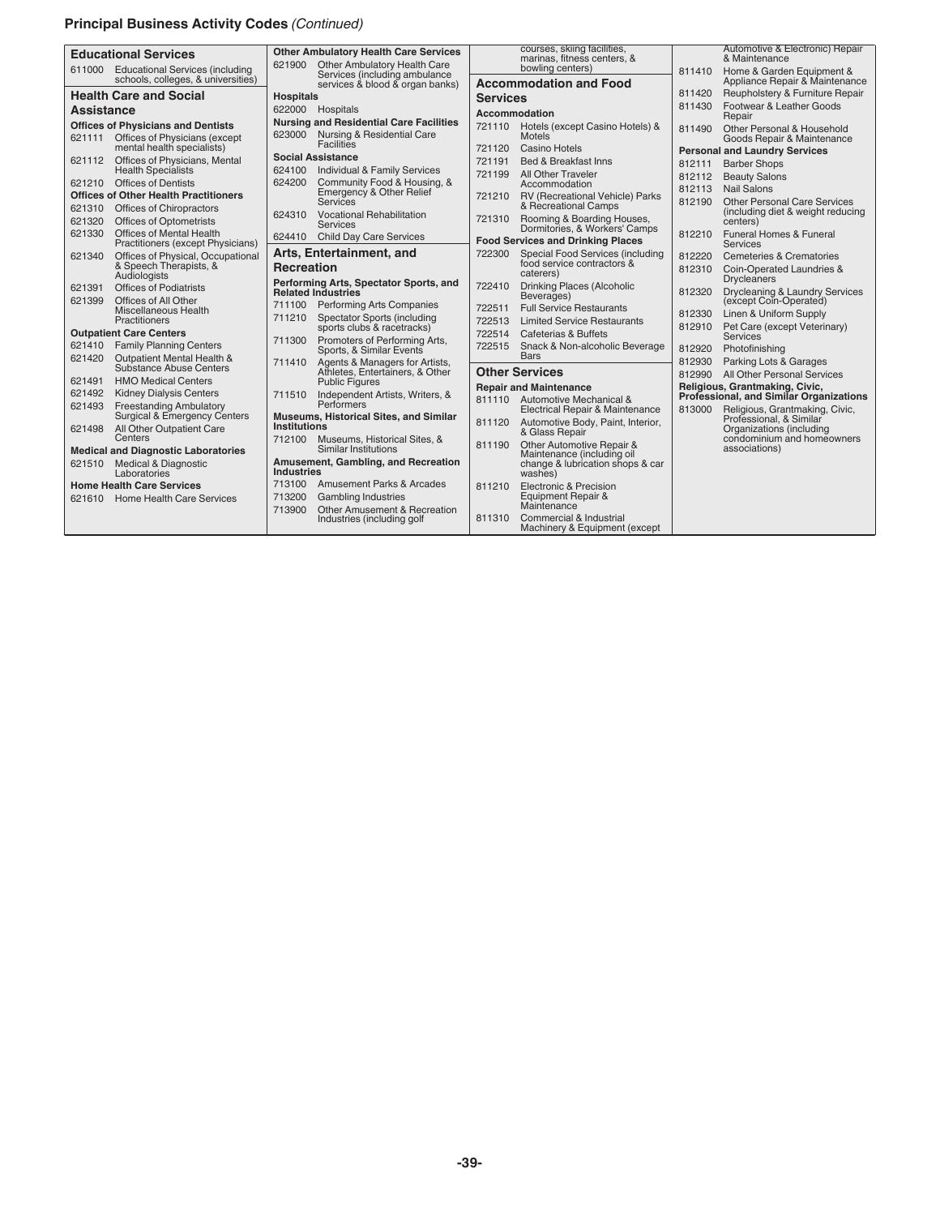## Principal Business Activity Codes *(Continued)*

### Educational Services

611000 Educational Services (including schools, colleges, & universities)

### Health Care and Social Assistance

**Offices of Physicians and Dentists**

621111 Offices of Physicians (except mental health specialists)

621112 Offices of Physicians, Mental Health Specialists

621210 Offices of Dentists

**Offices of Other Health Practitioners**

621310 Offices of Chiropractors

621320 Offices of Optometrists

621330 Offices of Mental Health Practitioners (except Physicians)

621340 Offices of Physical, Occupational & Speech Therapists, & Audiologists

621391 Offices of Podiatrists

621399 Offices of All Other Miscellaneous Health Practitioners

**Outpatient Care Centers**

621410 Family Planning Centers

621420 Outpatient Mental Health & Substance Abuse Centers

621491 HMO Medical Centers

621492 Kidney Dialysis Centers

621493 Freestanding Ambulatory Surgical & Emergency Centers

621498 All Other Outpatient Care Centers

**Medical and Diagnostic Laboratories**

621510 Medical & Diagnostic Laboratories

**Home Health Care Services**

621610 Home Health Care Services

**Other Ambulatory Health Care Services**

621900 Other Ambulatory Health Care Services (including ambulance services & blood & organ banks)

**Hospitals**

622000 Hospitals

**Nursing and Residential Care Facilities**

623000 Nursing & Residential Care Facilities

**Social Assistance**

624100 Individual & Family Services

624200 Community Food & Housing, & Emergency & Other Relief Services

624310 Vocational Rehabilitation Services

624410 Child Day Care Services

### Arts, Entertainment, and Recreation

**Performing Arts, Spectator Sports, and Related Industries**

711100 Performing Arts Companies

711210 Spectator Sports (including sports clubs & racetracks)

711300 Promoters of Performing Arts, Sports, & Similar Events

711410 Agents & Managers for Artists, Athletes, Entertainers, & Other Public Figures

711510 Independent Artists, Writers, & Performers

**Museums, Historical Sites, and Similar Institutions**

712100 Museums, Historical Sites, & Similar Institutions

**Amusement, Gambling, and Recreation Industries**

713100 Amusement Parks & Arcades

713200 Gambling Industries

713900 Other Amusement & Recreation Industries (including golf courses, skiing facilities, marinas, fitness centers, & bowling centers)

### Accommodation and Food Services

**Accommodation**

721110 Hotels (except Casino Hotels) & Motels

721120 Casino Hotels

721191 Bed & Breakfast Inns

721199 All Other Traveler Accommodation

721210 RV (Recreational Vehicle) Parks & Recreational Camps

721310 Rooming & Boarding Houses, Dormitories, & Workers' Camps

**Food Services and Drinking Places**

722300 Special Food Services (including food service contractors & caterers)

722410 Drinking Places (Alcoholic Beverages)

722511 Full Service Restaurants

722513 Limited Service Restaurants

722514 Cafeterias & Buffets

722515 Snack & Non-alcoholic Beverage Bars

### Other Services

**Repair and Maintenance**

811110 Automotive Mechanical & Electrical Repair & Maintenance

811120 Automotive Body, Paint, Interior, & Glass Repair

811190 Other Automotive Repair & Maintenance (including oil change & lubrication shops & car washes)

811210 Electronic & Precision Equipment Repair & Maintenance

811310 Commercial & Industrial Machinery & Equipment (except Automotive & Electronic) Repair & Maintenance

811410 Home & Garden Equipment & Appliance Repair & Maintenance

811420 Reupholstery & Furniture Repair

811430 Footwear & Leather Goods Repair

811490 Other Personal & Household Goods Repair & Maintenance

**Personal and Laundry Services**

812111 Barber Shops

812112 Beauty Salons

812113 Nail Salons

812190 Other Personal Care Services (including diet & weight reducing centers)

812210 Funeral Homes & Funeral Services

812220 Cemeteries & Crematories

812310 Coin-Operated Laundries & Drycleaners

812320 Drycleaning & Laundry Services (except Coin-Operated)

812330 Linen & Uniform Supply

812910 Pet Care (except Veterinary) Services

812920 Photofinishing

812930 Parking Lots & Garages

812990 All Other Personal Services

**Religious, Grantmaking, Civic, Professional, and Similar Organizations**

813000 Religious, Grantmaking, Civic, Professional, & Similar Organizations (including condominium and homeowners associations)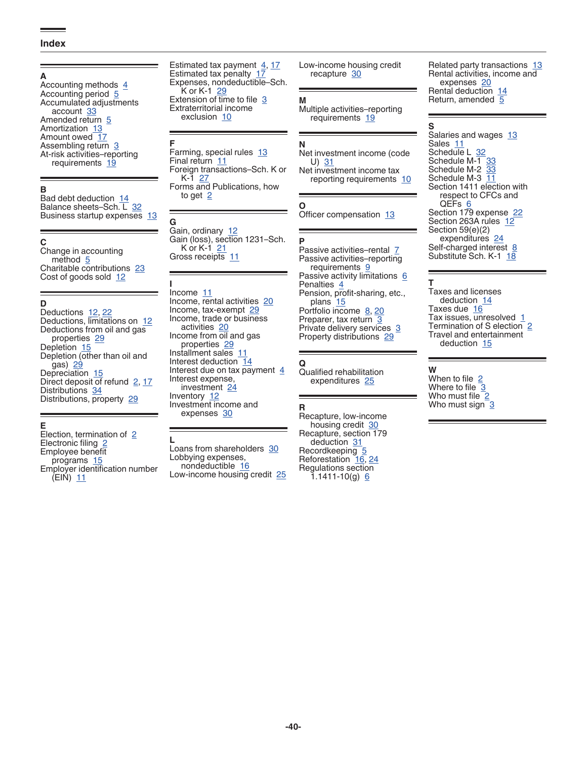## Index

### A
Accounting methods 4
Accounting period 5
Accumulated adjustments account 33
Amended return 5
Amortization 13
Amount owed 17
Assembling return 3
At-risk activities–reporting requirements 19

### B
Bad debt deduction 14
Balance sheets–Sch. L 32
Business startup expenses 13

### C
Change in accounting method 5
Charitable contributions 23
Cost of goods sold 12

### D
Deductions 12, 22
Deductions, limitations on 12
Deductions from oil and gas properties 29
Depletion 15
Depletion (other than oil and gas) 29
Depreciation 15
Direct deposit of refund 2, 17
Distributions 34
Distributions, property 29

### E
Election, termination of 2
Electronic filing 2
Employee benefit programs 15
Employer identification number (EIN) 11
Estimated tax payment 4, 17
Estimated tax penalty 17
Expenses, nondeductible–Sch. K or K-1 29
Extension of time to file 3
Extraterritorial income exclusion 10

### F
Farming, special rules 13
Final return 11
Foreign transactions–Sch. K or K-1 27
Forms and Publications, how to get 2

### G
Gain, ordinary 12
Gain (loss), section 1231–Sch. K or K-1 21
Gross receipts 11

### I
Income 11
Income, rental activities 20
Income, tax-exempt 29
Income, trade or business activities 20
Income from oil and gas properties 29
Installment sales 11
Interest deduction 14
Interest due on tax payment 4
Interest expense, investment 24
Inventory 12
Investment income and expenses 30

### L
Loans from shareholders 30
Lobbying expenses, nondeductible 16
Low-income housing credit 25
Low-income housing credit recapture 30

### M
Multiple activities–reporting requirements 19

### N
Net investment income (code U) 31
Net investment income tax reporting requirements 10

### O
Officer compensation 13

### P
Passive activities–rental 7
Passive activities–reporting requirements 9
Passive activity limitations 6
Penalties 4
Pension, profit-sharing, etc., plans 15
Portfolio income 8, 20
Preparer, tax return 3
Private delivery services 3
Property distributions 29

### Q
Qualified rehabilitation expenditures 25

### R
Recapture, low-income housing credit 30
Recapture, section 179 deduction 31
Recordkeeping 5
Reforestation 16, 24
Regulations section 1.1411-10(g) 6
Related party transactions 13
Rental activities, income and expenses 20
Rental deduction 14
Return, amended 5

### S
Salaries and wages 13
Sales 11
Schedule L 32
Schedule M-1 33
Schedule M-2 33
Schedule M-3 11
Section 1411 election with respect to CFCs and QEFs 6
Section 179 expense 22
Section 263A rules 12
Section 59(e)(2) expenditures 24
Self-charged interest 8
Substitute Sch. K-1 18

### T
Taxes and licenses deduction 14
Taxes due 16
Tax issues, unresolved 1
Termination of S election 2
Travel and entertainment deduction 15

### W
When to file 2
Where to file 3
Who must file 2
Who must sign 3